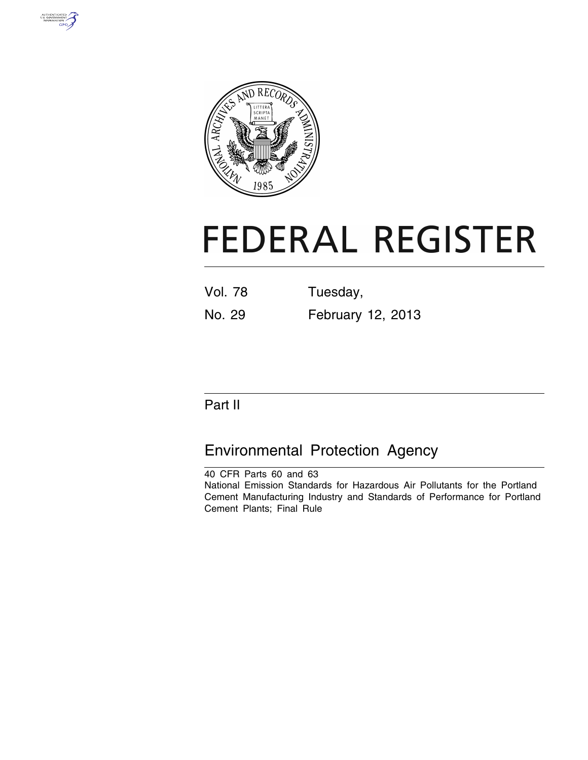# FEDERAL REGISTER

| Vol. 78 | Tuesday, |
|---|---|
| No. 29 | February 12, 2013 |

## Part II

## Environmental Protection Agency

40 CFR Parts 60 and 63

National Emission Standards for Hazardous Air Pollutants for the Portland Cement Manufacturing Industry and Standards of Performance for Portland Cement Plants; Final Rule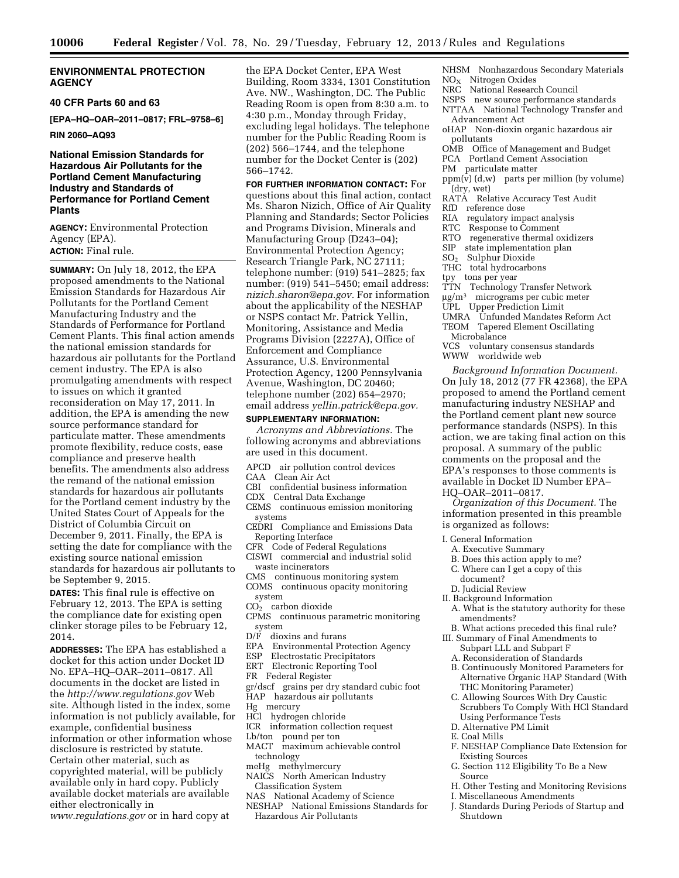## ENVIRONMENTAL PROTECTION AGENCY

### 40 CFR Parts 60 and 63

**[EPA–HQ–OAR–2011–0817; FRL–9758–6]**

**RIN 2060–AQ93**

### National Emission Standards for Hazardous Air Pollutants for the Portland Cement Manufacturing Industry and Standards of Performance for Portland Cement Plants

**AGENCY:** Environmental Protection Agency (EPA).

**ACTION:** Final rule.

**SUMMARY:** On July 18, 2012, the EPA proposed amendments to the National Emission Standards for Hazardous Air Pollutants for the Portland Cement Manufacturing Industry and the Standards of Performance for Portland Cement Plants. This final action amends the national emission standards for hazardous air pollutants for the Portland cement industry. The EPA is also promulgating amendments with respect to issues on which it granted reconsideration on May 17, 2011. In addition, the EPA is amending the new source performance standard for particulate matter. These amendments promote flexibility, reduce costs, ease compliance and preserve health benefits. The amendments also address the remand of the national emission standards for hazardous air pollutants for the Portland cement industry by the United States Court of Appeals for the District of Columbia Circuit on December 9, 2011. Finally, the EPA is setting the date for compliance with the existing source national emission standards for hazardous air pollutants to be September 9, 2015.

**DATES:** This final rule is effective on February 12, 2013. The EPA is setting the compliance date for existing open clinker storage piles to be February 12, 2014.

**ADDRESSES:** The EPA has established a docket for this action under Docket ID No. EPA–HQ–OAR–2011–0817. All documents in the docket are listed in the *http://www.regulations.gov* Web site. Although listed in the index, some information is not publicly available, for example, confidential business information or other information whose disclosure is restricted by statute. Certain other material, such as copyrighted material, will be publicly available only in hard copy. Publicly available docket materials are available either electronically in *www.regulations.gov* or in hard copy at the EPA Docket Center, EPA West Building, Room 3334, 1301 Constitution Ave. NW., Washington, DC. The Public Reading Room is open from 8:30 a.m. to 4:30 p.m., Monday through Friday, excluding legal holidays. The telephone number for the Public Reading Room is (202) 566–1744, and the telephone number for the Docket Center is (202) 566–1742.

**FOR FURTHER INFORMATION CONTACT:** For questions about this final action, contact Ms. Sharon Nizich, Office of Air Quality Planning and Standards; Sector Policies and Programs Division, Minerals and Manufacturing Group (D243–04); Environmental Protection Agency; Research Triangle Park, NC 27111; telephone number: (919) 541–2825; fax number: (919) 541–5450; email address: *nizich.sharon@epa.gov.* For information about the applicability of the NESHAP or NSPS contact Mr. Patrick Yellin, Monitoring, Assistance and Media Programs Division (2227A), Office of Enforcement and Compliance Assurance, U.S. Environmental Protection Agency, 1200 Pennsylvania Avenue, Washington, DC 20460; telephone number (202) 654–2970; email address *yellin.patrick@epa.gov.*

**SUPPLEMENTARY INFORMATION:**

*Acronyms and Abbreviations.* The following acronyms and abbreviations are used in this document.

APCD air pollution control devices
CAA Clean Air Act
CBI confidential business information
CDX Central Data Exchange
CEMS continuous emission monitoring systems
CEDRI Compliance and Emissions Data Reporting Interface
CFR Code of Federal Regulations
CISWI commercial and industrial solid waste incinerators
CMS continuous monitoring system
COMS continuous opacity monitoring system
$CO_2$ carbon dioxide
CPMS continuous parametric monitoring system
D/F dioxins and furans
EPA Environmental Protection Agency
ESP Electrostatic Precipitators
ERT Electronic Reporting Tool
FR Federal Register
gr/dscf grains per dry standard cubic foot
HAP hazardous air pollutants
Hg mercury
HCl hydrogen chloride
ICR information collection request
Lb/ton pound per ton
MACT maximum achievable control technology
meHg methylmercury
NAICS North American Industry Classification System
NAS National Academy of Science
NESHAP National Emissions Standards for Hazardous Air Pollutants
NHSM Nonhazardous Secondary Materials
$NO_X$ Nitrogen Oxides
NRC National Research Council
NSPS new source performance standards
NTTAA National Technology Transfer and Advancement Act
oHAP Non-dioxin organic hazardous air pollutants
OMB Office of Management and Budget
PCA Portland Cement Association
PM particulate matter
ppm(v) (d,w) parts per million (by volume) (dry, wet)
RATA Relative Accuracy Test Audit
RfD reference dose
RIA regulatory impact analysis
RTC Response to Comment
RTO regenerative thermal oxidizers
SIP state implementation plan
$SO_2$ Sulphur Dioxide
THC total hydrocarbons
tpy tons per year
TTN Technology Transfer Network
$\mu g/m^3$ micrograms per cubic meter
UPL Upper Prediction Limit
UMRA Unfunded Mandates Reform Act
TEOM Tapered Element Oscillating Microbalance
VCS voluntary consensus standards
WWW worldwide web

*Background Information Document.* On July 18, 2012 (77 FR 42368), the EPA proposed to amend the Portland cement manufacturing industry NESHAP and the Portland cement plant new source performance standards (NSPS). In this action, we are taking final action on this proposal. A summary of the public comments on the proposal and the EPA's responses to those comments is available in Docket ID Number EPA–HQ–OAR–2011–0817.

*Organization of this Document.* The information presented in this preamble is organized as follows:

- I. General Information
  - A. Executive Summary
  - B. Does this action apply to me?
  - C. Where can I get a copy of this document?
  - D. Judicial Review
- II. Background Information
  - A. What is the statutory authority for these amendments?
  - B. What actions preceded this final rule?
- III. Summary of Final Amendments to Subpart LLL and Subpart F
  - A. Reconsideration of Standards
  - B. Continuously Monitored Parameters for Alternative Organic HAP Standard (With THC Monitoring Parameter)
  - C. Allowing Sources With Dry Caustic Scrubbers To Comply With HCl Standard Using Performance Tests
  - D. Alternative PM Limit
  - E. Coal Mills
  - F. NESHAP Compliance Date Extension for Existing Sources
  - G. Section 112 Eligibility To Be a New Source
  - H. Other Testing and Monitoring Revisions
  - I. Miscellaneous Amendments
  - J. Standards During Periods of Startup and Shutdown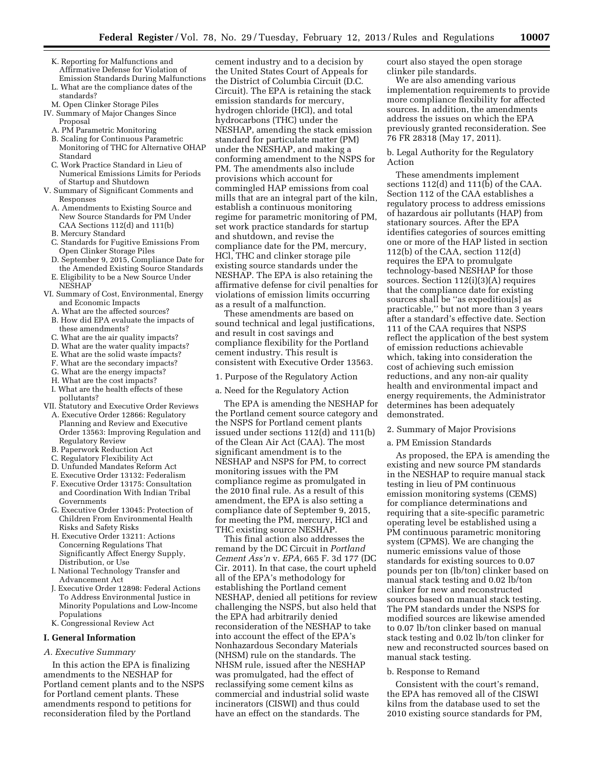K. Reporting for Malfunctions and Affirmative Defense for Violation of Emission Standards During Malfunctions
L. What are the compliance dates of the standards?
M. Open Clinker Storage Piles

IV. Summary of Major Changes Since Proposal
A. PM Parametric Monitoring
B. Scaling for Continuous Parametric Monitoring of THC for Alternative OHAP Standard
C. Work Practice Standard in Lieu of Numerical Emissions Limits for Periods of Startup and Shutdown

V. Summary of Significant Comments and Responses
A. Amendments to Existing Source and New Source Standards for PM Under CAA Sections 112(d) and 111(b)
B. Mercury Standard
C. Standards for Fugitive Emissions From Open Clinker Storage Piles
D. September 9, 2015, Compliance Date for the Amended Existing Source Standards
E. Eligibility to be a New Source Under NESHAP

VI. Summary of Cost, Environmental, Energy and Economic Impacts
A. What are the affected sources?
B. How did EPA evaluate the impacts of these amendments?
C. What are the air quality impacts?
D. What are the water quality impacts?
E. What are the solid waste impacts?
F. What are the secondary impacts?
G. What are the energy impacts?
H. What are the cost impacts?
I. What are the health effects of these pollutants?

VII. Statutory and Executive Order Reviews
A. Executive Order 12866: Regulatory Planning and Review and Executive Order 13563: Improving Regulation and Regulatory Review
B. Paperwork Reduction Act
C. Regulatory Flexibility Act
D. Unfunded Mandates Reform Act
E. Executive Order 13132: Federalism
F. Executive Order 13175: Consultation and Coordination With Indian Tribal Governments
G. Executive Order 13045: Protection of Children From Environmental Health Risks and Safety Risks
H. Executive Order 13211: Actions Concerning Regulations That Significantly Affect Energy Supply, Distribution, or Use
I. National Technology Transfer and Advancement Act
J. Executive Order 12898: Federal Actions To Address Environmental Justice in Minority Populations and Low-Income Populations
K. Congressional Review Act

## I. General Information

### *A. Executive Summary*

In this action the EPA is finalizing amendments to the NESHAP for Portland cement plants and to the NSPS for Portland cement plants. These amendments respond to petitions for reconsideration filed by the Portland cement industry and to a decision by the United States Court of Appeals for the District of Columbia Circuit (D.C. Circuit). The EPA is retaining the stack emission standards for mercury, hydrogen chloride (HCl), and total hydrocarbons (THC) under the NESHAP, amending the stack emission standard for particulate matter (PM) under the NESHAP, and making a conforming amendment to the NSPS for PM. The amendments also include provisions which account for commingled HAP emissions from coal mills that are an integral part of the kiln, establish a continuous monitoring regime for parametric monitoring of PM, set work practice standards for startup and shutdown, and revise the compliance date for the PM, mercury, HCl, THC and clinker storage pile existing source standards under the NESHAP. The EPA is also retaining the affirmative defense for civil penalties for violations of emission limits occurring as a result of a malfunction.

These amendments are based on sound technical and legal justifications, and result in cost savings and compliance flexibility for the Portland cement industry. This result is consistent with Executive Order 13563.

1. Purpose of the Regulatory Action

a. Need for the Regulatory Action

The EPA is amending the NESHAP for the Portland cement source category and the NSPS for Portland cement plants issued under sections 112(d) and 111(b) of the Clean Air Act (CAA). The most significant amendment is to the NESHAP and NSPS for PM, to correct monitoring issues with the PM compliance regime as promulgated in the 2010 final rule. As a result of this amendment, the EPA is also setting a compliance date of September 9, 2015, for meeting the PM, mercury, HCl and THC existing source NESHAP.

This final action also addresses the remand by the DC Circuit in *Portland Cement Ass'n* v. *EPA,* 665 F. 3d 177 (DC Cir. 2011). In that case, the court upheld all of the EPA's methodology for establishing the Portland cement NESHAP, denied all petitions for review challenging the NSPS, but also held that the EPA had arbitrarily denied reconsideration of the NESHAP to take into account the effect of the EPA's Nonhazardous Secondary Materials (NHSM) rule on the standards. The NHSM rule, issued after the NESHAP was promulgated, had the effect of reclassifying some cement kilns as commercial and industrial solid waste incinerators (CISWI) and thus could have an effect on the standards. The court also stayed the open storage clinker pile standards.

We are also amending various implementation requirements to provide more compliance flexibility for affected sources. In addition, the amendments address the issues on which the EPA previously granted reconsideration. See 76 FR 28318 (May 17, 2011).

b. Legal Authority for the Regulatory Action

These amendments implement sections 112(d) and 111(b) of the CAA. Section 112 of the CAA establishes a regulatory process to address emissions of hazardous air pollutants (HAP) from stationary sources. After the EPA identifies categories of sources emitting one or more of the HAP listed in section 112(b) of the CAA, section 112(d) requires the EPA to promulgate technology-based NESHAP for those sources. Section 112(i)(3)(A) requires that the compliance date for existing sources shall be "as expeditiou[s] as practicable," but not more than 3 years after a standard's effective date. Section 111 of the CAA requires that NSPS reflect the application of the best system of emission reductions achievable which, taking into consideration the cost of achieving such emission reductions, and any non-air quality health and environmental impact and energy requirements, the Administrator determines has been adequately demonstrated.

2. Summary of Major Provisions

a. PM Emission Standards

As proposed, the EPA is amending the existing and new source PM standards in the NESHAP to require manual stack testing in lieu of PM continuous emission monitoring systems (CEMS) for compliance determinations and requiring that a site-specific parametric operating level be established using a PM continuous parametric monitoring system (CPMS). We are changing the numeric emissions value of those standards for existing sources to 0.07 pounds per ton (lb/ton) clinker based on manual stack testing and 0.02 lb/ton clinker for new and reconstructed sources based on manual stack testing. The PM standards under the NSPS for modified sources are likewise amended to 0.07 lb/ton clinker based on manual stack testing and 0.02 lb/ton clinker for new and reconstructed sources based on manual stack testing.

b. Response to Remand

Consistent with the court's remand, the EPA has removed all of the CISWI kilns from the database used to set the 2010 existing source standards for PM,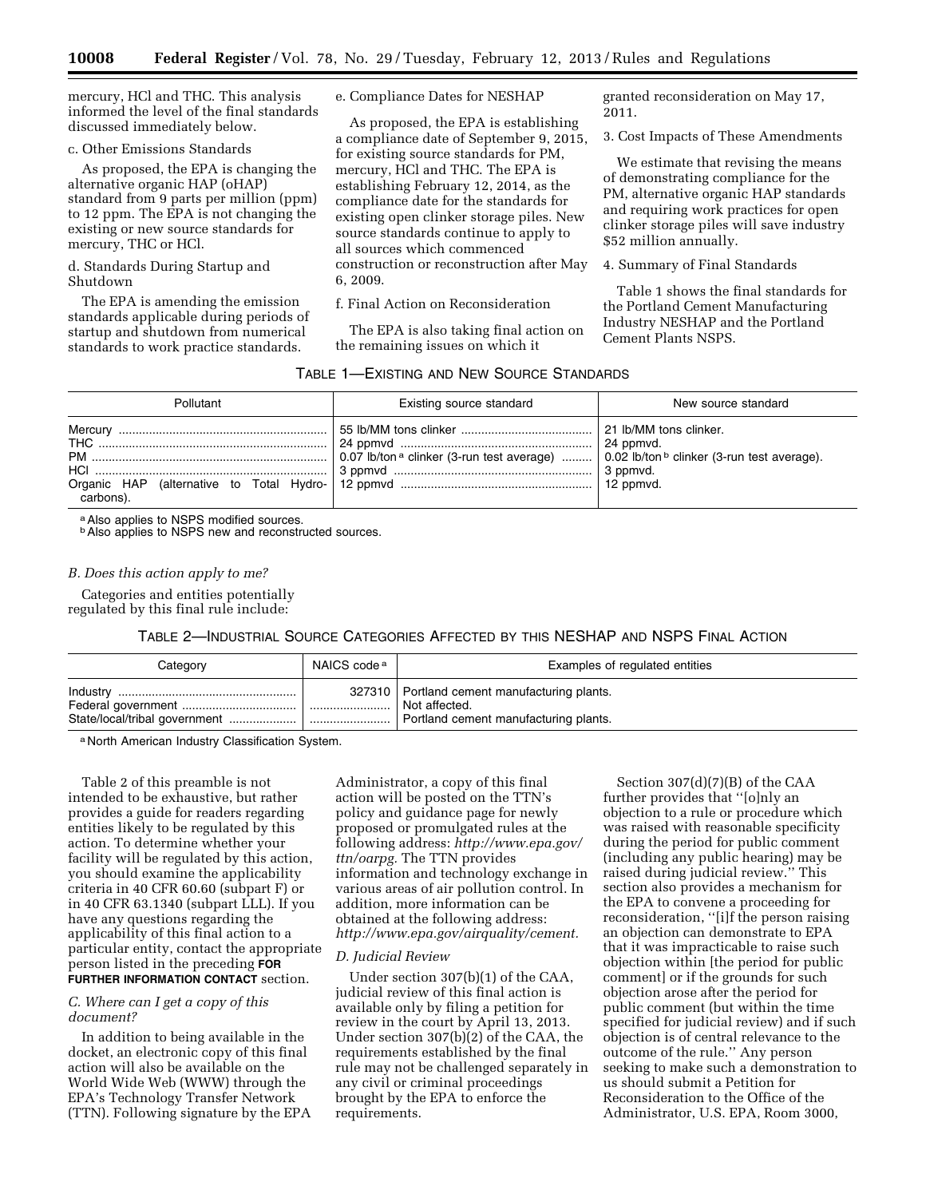mercury, HCl and THC. This analysis informed the level of the final standards discussed immediately below.

c. Other Emissions Standards

As proposed, the EPA is changing the alternative organic HAP (oHAP) standard from 9 parts per million (ppm) to 12 ppm. The EPA is not changing the existing or new source standards for mercury, THC or HCl.

d. Standards During Startup and Shutdown

The EPA is amending the emission standards applicable during periods of startup and shutdown from numerical standards to work practice standards.

e. Compliance Dates for NESHAP

As proposed, the EPA is establishing a compliance date of September 9, 2015, for existing source standards for PM, mercury, HCl and THC. The EPA is establishing February 12, 2014, as the compliance date for the standards for existing open clinker storage piles. New source standards continue to apply to all sources which commenced construction or reconstruction after May 6, 2009.

f. Final Action on Reconsideration

The EPA is also taking final action on the remaining issues on which it granted reconsideration on May 17, 2011.

3. Cost Impacts of These Amendments

We estimate that revising the means of demonstrating compliance for the PM, alternative organic HAP standards and requiring work practices for open clinker storage piles will save industry $52 million annually.

4. Summary of Final Standards

Table 1 shows the final standards for the Portland Cement Manufacturing Industry NESHAP and the Portland Cement Plants NSPS.

TABLE 1—EXISTING AND NEW SOURCE STANDARDS

| Pollutant | Existing source standard | New source standard |
|---|---|---|
| Mercury | 55 lb/MM tons clinker | 21 lb/MM tons clinker. |
| THC | 24 ppmvd | 24 ppmvd. |
| PM | 0.07 lb/ton [a] clinker (3-run test average) | 0.02 lb/ton [b] clinker (3-run test average). |
| HCl | 3 ppmvd | 3 ppmvd. |
| Organic HAP (alternative to Total Hydrocarbons). | 12 ppmvd | 12 ppmvd. |

[a] Also applies to NSPS modified sources.
[b] Also applies to NSPS new and reconstructed sources.

*B. Does this action apply to me?*

Categories and entities potentially regulated by this final rule include:

TABLE 2—INDUSTRIAL SOURCE CATEGORIES AFFECTED BY THIS NESHAP AND NSPS FINAL ACTION

| Category | NAICS code [a] | Examples of regulated entities |
|---|---|---|
| Industry | 327310 | Portland cement manufacturing plants. |
| Federal government | | Not affected. |
| State/local/tribal government | | Portland cement manufacturing plants. |

[a] North American Industry Classification System.

Table 2 of this preamble is not intended to be exhaustive, but rather provides a guide for readers regarding entities likely to be regulated by this action. To determine whether your facility will be regulated by this action, you should examine the applicability criteria in 40 CFR 60.60 (subpart F) or in 40 CFR 63.1340 (subpart LLL). If you have any questions regarding the applicability of this final action to a particular entity, contact the appropriate person listed in the preceding **FOR FURTHER INFORMATION CONTACT** section.

*C. Where can I get a copy of this document?*

In addition to being available in the docket, an electronic copy of this final action will also be available on the World Wide Web (WWW) through the EPA's Technology Transfer Network (TTN). Following signature by the EPA Administrator, a copy of this final action will be posted on the TTN's policy and guidance page for newly proposed or promulgated rules at the following address: *http://www.epa.gov/ttn/oarpg.* The TTN provides information and technology exchange in various areas of air pollution control. In addition, more information can be obtained at the following address: *http://www.epa.gov/airquality/cement.*

*D. Judicial Review*

Under section 307(b)(1) of the CAA, judicial review of this final action is available only by filing a petition for review in the court by April 13, 2013. Under section 307(b)(2) of the CAA, the requirements established by the final rule may not be challenged separately in any civil or criminal proceedings brought by the EPA to enforce the requirements.

Section 307(d)(7)(B) of the CAA further provides that ''[o]nly an objection to a rule or procedure which was raised with reasonable specificity during the period for public comment (including any public hearing) may be raised during judicial review.'' This section also provides a mechanism for the EPA to convene a proceeding for reconsideration, ''[i]f the person raising an objection can demonstrate to EPA that it was impracticable to raise such objection within [the period for public comment] or if the grounds for such objection arose after the period for public comment (but within the time specified for judicial review) and if such objection is of central relevance to the outcome of the rule.'' Any person seeking to make such a demonstration to us should submit a Petition for Reconsideration to the Office of the Administrator, U.S. EPA, Room 3000,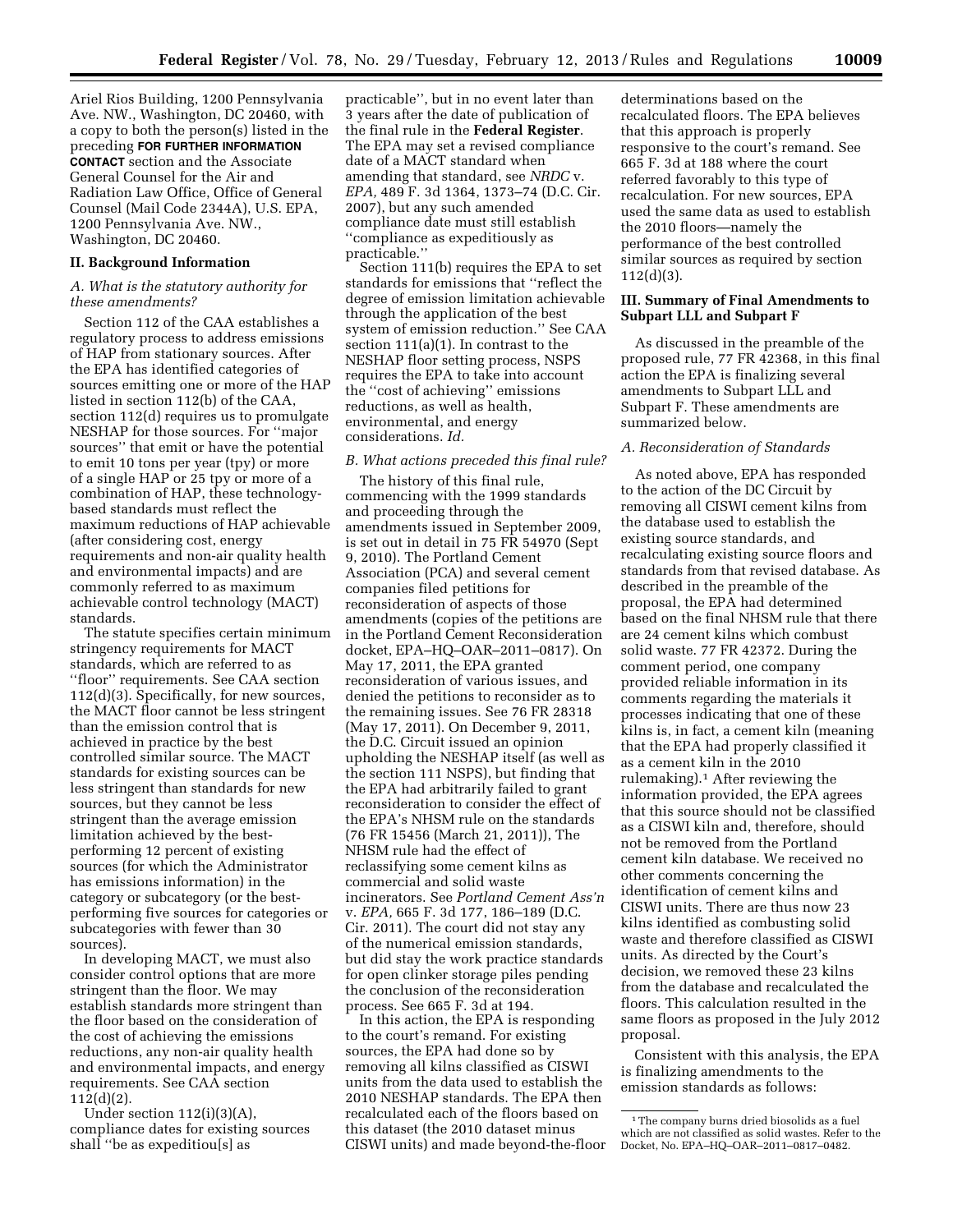Ariel Rios Building, 1200 Pennsylvania Ave. NW., Washington, DC 20460, with a copy to both the person(s) listed in the preceding **FOR FURTHER INFORMATION CONTACT** section and the Associate General Counsel for the Air and Radiation Law Office, Office of General Counsel (Mail Code 2344A), U.S. EPA, 1200 Pennsylvania Ave. NW., Washington, DC 20460.

## II. Background Information

### *A. What is the statutory authority for these amendments?*

Section 112 of the CAA establishes a regulatory process to address emissions of HAP from stationary sources. After the EPA has identified categories of sources emitting one or more of the HAP listed in section 112(b) of the CAA, section 112(d) requires us to promulgate NESHAP for those sources. For ''major sources'' that emit or have the potential to emit 10 tons per year (tpy) or more of a single HAP or 25 tpy or more of a combination of HAP, these technology-based standards must reflect the maximum reductions of HAP achievable (after considering cost, energy requirements and non-air quality health and environmental impacts) and are commonly referred to as maximum achievable control technology (MACT) standards.

The statute specifies certain minimum stringency requirements for MACT standards, which are referred to as ''floor'' requirements. See CAA section 112(d)(3). Specifically, for new sources, the MACT floor cannot be less stringent than the emission control that is achieved in practice by the best controlled similar source. The MACT standards for existing sources can be less stringent than standards for new sources, but they cannot be less stringent than the average emission limitation achieved by the best-performing 12 percent of existing sources (for which the Administrator has emissions information) in the category or subcategory (or the best-performing five sources for categories or subcategories with fewer than 30 sources).

In developing MACT, we must also consider control options that are more stringent than the floor. We may establish standards more stringent than the floor based on the consideration of the cost of achieving the emissions reductions, any non-air quality health and environmental impacts, and energy requirements. See CAA section 112(d)(2).

Under section 112(i)(3)(A), compliance dates for existing sources shall ''be as expeditiou[s] as practicable'', but in no event later than 3 years after the date of publication of the final rule in the **Federal Register**. The EPA may set a revised compliance date of a MACT standard when amending that standard, see *NRDC* v. *EPA,* 489 F. 3d 1364, 1373–74 (D.C. Cir. 2007), but any such amended compliance date must still establish ''compliance as expeditiously as practicable.''

Section 111(b) requires the EPA to set standards for emissions that ''reflect the degree of emission limitation achievable through the application of the best system of emission reduction.'' See CAA section 111(a)(1). In contrast to the NESHAP floor setting process, NSPS requires the EPA to take into account the ''cost of achieving'' emissions reductions, as well as health, environmental, and energy considerations. *Id.*

### *B. What actions preceded this final rule?*

The history of this final rule, commencing with the 1999 standards and proceeding through the amendments issued in September 2009, is set out in detail in 75 FR 54970 (Sept 9, 2010). The Portland Cement Association (PCA) and several cement companies filed petitions for reconsideration of aspects of those amendments (copies of the petitions are in the Portland Cement Reconsideration docket, EPA–HQ–OAR–2011–0817). On May 17, 2011, the EPA granted reconsideration of various issues, and denied the petitions to reconsider as to the remaining issues. See 76 FR 28318 (May 17, 2011). On December 9, 2011, the D.C. Circuit issued an opinion upholding the NESHAP itself (as well as the section 111 NSPS), but finding that the EPA had arbitrarily failed to grant reconsideration to consider the effect of the EPA's NHSM rule on the standards (76 FR 15456 (March 21, 2011)), The NHSM rule had the effect of reclassifying some cement kilns as commercial and solid waste incinerators. See *Portland Cement Ass'n* v. *EPA,* 665 F. 3d 177, 186–189 (D.C. Cir. 2011). The court did not stay any of the numerical emission standards, but did stay the work practice standards for open clinker storage piles pending the conclusion of the reconsideration process. See 665 F. 3d at 194.

In this action, the EPA is responding to the court's remand. For existing sources, the EPA had done so by removing all kilns classified as CISWI units from the data used to establish the 2010 NESHAP standards. The EPA then recalculated each of the floors based on this dataset (the 2010 dataset minus CISWI units) and made beyond-the-floor determinations based on the recalculated floors. The EPA believes that this approach is properly responsive to the court's remand. See 665 F. 3d at 188 where the court referred favorably to this type of recalculation. For new sources, EPA used the same data as used to establish the 2010 floors—namely the performance of the best controlled similar sources as required by section 112(d)(3).

## III. Summary of Final Amendments to Subpart LLL and Subpart F

As discussed in the preamble of the proposed rule, 77 FR 42368, in this final action the EPA is finalizing several amendments to Subpart LLL and Subpart F. These amendments are summarized below.

### *A. Reconsideration of Standards*

As noted above, EPA has responded to the action of the DC Circuit by removing all CISWI cement kilns from the database used to establish the existing source standards, and recalculating existing source floors and standards from that revised database. As described in the preamble of the proposal, the EPA had determined based on the final NHSM rule that there are 24 cement kilns which combust solid waste. 77 FR 42372. During the comment period, one company provided reliable information in its comments regarding the materials it processes indicating that one of these kilns is, in fact, a cement kiln (meaning that the EPA had properly classified it as a cement kiln in the 2010 rulemaking).[1] After reviewing the information provided, the EPA agrees that this source should not be classified as a CISWI kiln and, therefore, should not be removed from the Portland cement kiln database. We received no other comments concerning the identification of cement kilns and CISWI units. There are thus now 23 kilns identified as combusting solid waste and therefore classified as CISWI units. As directed by the Court's decision, we removed these 23 kilns from the database and recalculated the floors. This calculation resulted in the same floors as proposed in the July 2012 proposal.

Consistent with this analysis, the EPA is finalizing amendments to the emission standards as follows:

[1] The company burns dried biosolids as a fuel which are not classified as solid wastes. Refer to the Docket, No. EPA–HQ–OAR–2011–0817–0482.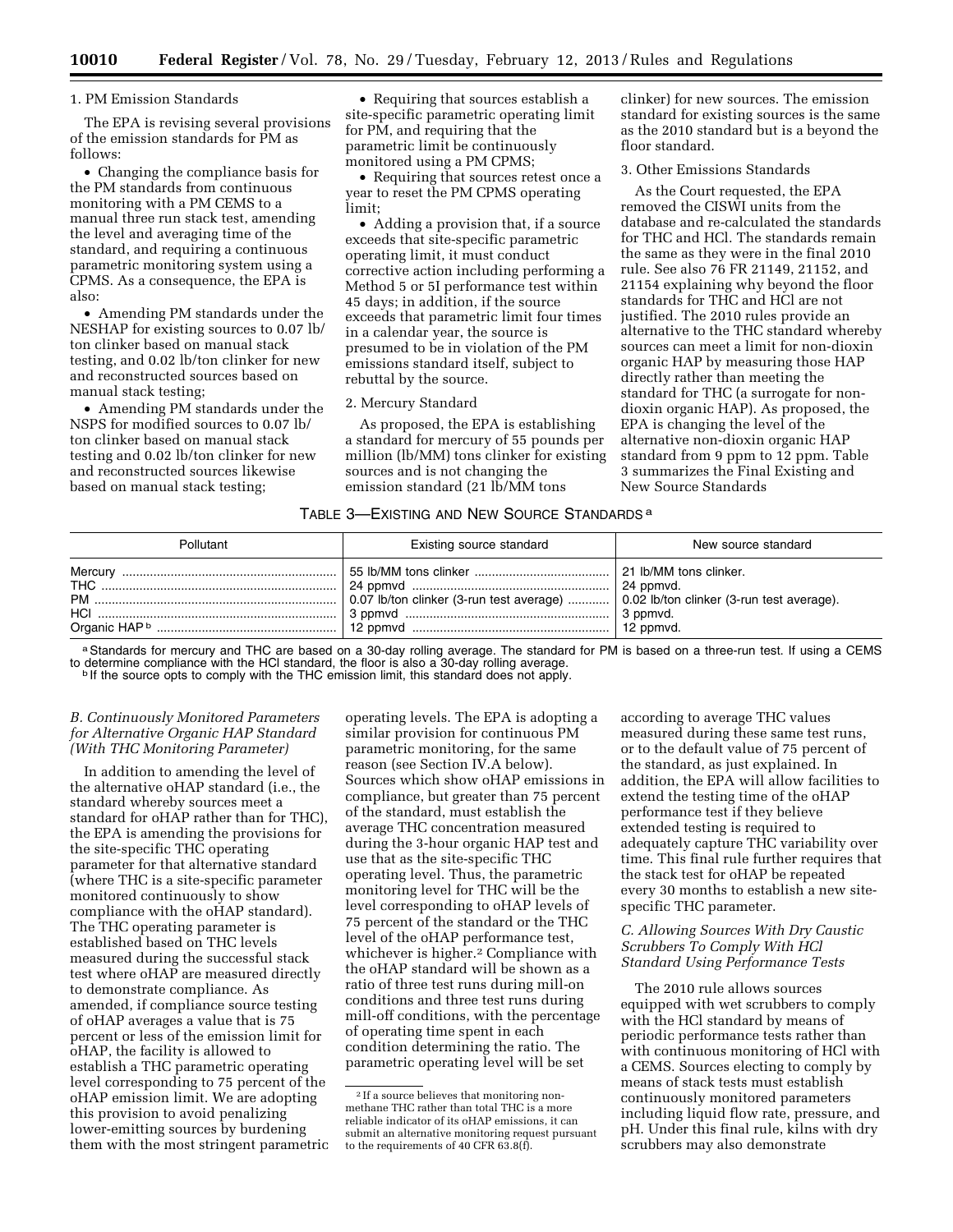### 1. PM Emission Standards

The EPA is revising several provisions of the emission standards for PM as follows:

- Changing the compliance basis for the PM standards from continuous monitoring with a PM CEMS to a manual three run stack test, amending the level and averaging time of the standard, and requiring a continuous parametric monitoring system using a CPMS. As a consequence, the EPA is also:
- Amending PM standards under the NESHAP for existing sources to 0.07 lb/ton clinker based on manual stack testing, and 0.02 lb/ton clinker for new and reconstructed sources based on manual stack testing;
- Amending PM standards under the NSPS for modified sources to 0.07 lb/ton clinker based on manual stack testing and 0.02 lb/ton clinker for new and reconstructed sources likewise based on manual stack testing;
- Requiring that sources establish a site-specific parametric operating limit for PM, and requiring that the parametric limit be continuously monitored using a PM CPMS;
- Requiring that sources retest once a year to reset the PM CPMS operating limit;
- Adding a provision that, if a source exceeds that site-specific parametric operating limit, it must conduct corrective action including performing a Method 5 or 5I performance test within 45 days; in addition, if the source exceeds that parametric limit four times in a calendar year, the source is presumed to be in violation of the PM emissions standard itself, subject to rebuttal by the source.

### 2. Mercury Standard

As proposed, the EPA is establishing a standard for mercury of 55 pounds per million (lb/MM) tons clinker for existing sources and is not changing the emission standard (21 lb/MM tons clinker) for new sources. The emission standard for existing sources is the same as the 2010 standard but is a beyond the floor standard.

### 3. Other Emissions Standards

As the Court requested, the EPA removed the CISWI units from the database and re-calculated the standards for THC and HCl. The standards remain the same as they were in the final 2010 rule. See also 76 FR 21149, 21152, and 21154 explaining why beyond the floor standards for THC and HCl are not justified. The 2010 rules provide an alternative to the THC standard whereby sources can meet a limit for non-dioxin organic HAP by measuring those HAP directly rather than meeting the standard for THC (a surrogate for non-dioxin organic HAP). As proposed, the EPA is changing the level of the alternative non-dioxin organic HAP standard from 9 ppm to 12 ppm. Table 3 summarizes the Final Existing and New Source Standards

TABLE 3—EXISTING AND NEW SOURCE STANDARDS [a]

| Pollutant | Existing source standard | New source standard |
|---|---|---|
| Mercury | 55 lb/MM tons clinker | 21 lb/MM tons clinker. |
| THC | 24 ppmvd | 24 ppmvd. |
| PM | 0.07 lb/ton clinker (3-run test average) | 0.02 lb/ton clinker (3-run test average). |
| HCl | 3 ppmvd | 3 ppmvd. |
| Organic HAP [b] | 12 ppmvd | 12 ppmvd. |

[a] Standards for mercury and THC are based on a 30-day rolling average. The standard for PM is based on a three-run test. If using a CEMS to determine compliance with the HCl standard, the floor is also a 30-day rolling average.

[b] If the source opts to comply with the THC emission limit, this standard does not apply.

### *B. Continuously Monitored Parameters for Alternative Organic HAP Standard (With THC Monitoring Parameter)*

In addition to amending the level of the alternative oHAP standard (i.e., the standard whereby sources meet a standard for oHAP rather than for THC), the EPA is amending the provisions for the site-specific THC operating parameter for that alternative standard (where THC is a site-specific parameter monitored continuously to show compliance with the oHAP standard). The THC operating parameter is established based on THC levels measured during the successful stack test where oHAP are measured directly to demonstrate compliance. As amended, if compliance source testing of oHAP averages a value that is 75 percent or less of the emission limit for oHAP, the facility is allowed to establish a THC parametric operating level corresponding to 75 percent of the oHAP emission limit. We are adopting this provision to avoid penalizing lower-emitting sources by burdening them with the most stringent parametric operating levels. The EPA is adopting a similar provision for continuous PM parametric monitoring, for the same reason (see Section IV.A below). Sources which show oHAP emissions in compliance, but greater than 75 percent of the standard, must establish the average THC concentration measured during the 3-hour organic HAP test and use that as the site-specific THC operating level. Thus, the parametric monitoring level for THC will be the level corresponding to oHAP levels of 75 percent of the standard or the THC level of the oHAP performance test, whichever is higher.[2] Compliance with the oHAP standard will be shown as a ratio of three test runs during mill-on conditions and three test runs during mill-off conditions, with the percentage of operating time spent in each condition determining the ratio. The parametric operating level will be set according to average THC values measured during these same test runs, or to the default value of 75 percent of the standard, as just explained. In addition, the EPA will allow facilities to extend the testing time of the oHAP performance test if they believe extended testing is required to adequately capture THC variability over time. This final rule further requires that the stack test for oHAP be repeated every 30 months to establish a new site-specific THC parameter.

### *C. Allowing Sources With Dry Caustic Scrubbers To Comply With HCl Standard Using Performance Tests*

The 2010 rule allows sources equipped with wet scrubbers to comply with the HCl standard by means of periodic performance tests rather than with continuous monitoring of HCl with a CEMS. Sources electing to comply by means of stack tests must establish continuously monitored parameters including liquid flow rate, pressure, and pH. Under this final rule, kilns with dry scrubbers may also demonstrate

[2] If a source believes that monitoring non-methane THC rather than total THC is a more reliable indicator of its oHAP emissions, it can submit an alternative monitoring request pursuant to the requirements of 40 CFR 63.8(f).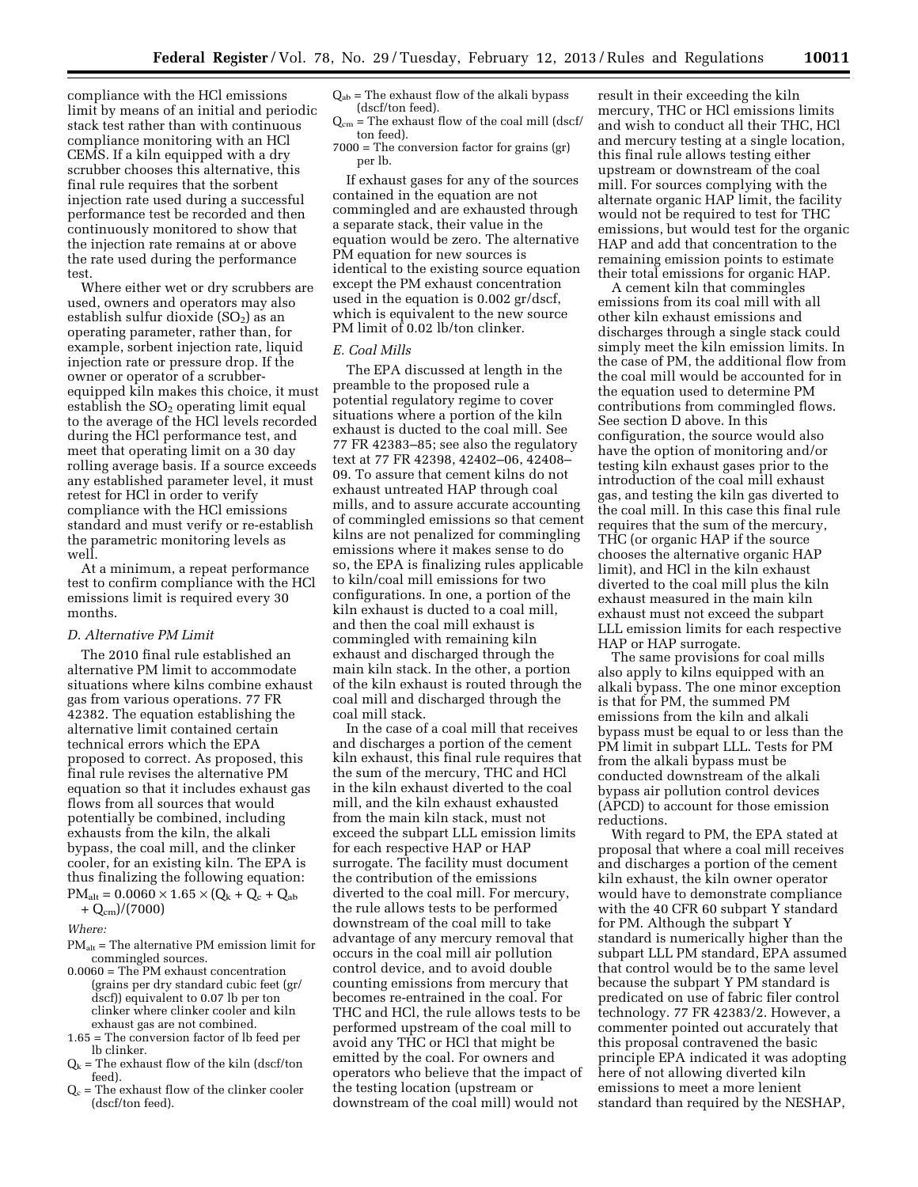compliance with the HCl emissions limit by means of an initial and periodic stack test rather than with continuous compliance monitoring with an HCl CEMS. If a kiln equipped with a dry scrubber chooses this alternative, this final rule requires that the sorbent injection rate used during a successful performance test be recorded and then continuously monitored to show that the injection rate remains at or above the rate used during the performance test.

Where either wet or dry scrubbers are used, owners and operators may also establish sulfur dioxide ($SO_2$) as an operating parameter, rather than, for example, sorbent injection rate, liquid injection rate or pressure drop. If the owner or operator of a scrubber-equipped kiln makes this choice, it must establish the $SO_2$ operating limit equal to the average of the HCl levels recorded during the HCl performance test, and meet that operating limit on a 30 day rolling average basis. If a source exceeds any established parameter level, it must retest for HCl in order to verify compliance with the HCl emissions standard and must verify or re-establish the parametric monitoring levels as well.

At a minimum, a repeat performance test to confirm compliance with the HCl emissions limit is required every 30 months.

### D. Alternative PM Limit

The 2010 final rule established an alternative PM limit to accommodate situations where kilns combine exhaust gas from various operations. 77 FR 42382. The equation establishing the alternative limit contained certain technical errors which the EPA proposed to correct. As proposed, this final rule revises the alternative PM equation so that it includes exhaust gas flows from all sources that would potentially be combined, including exhausts from the kiln, the alkali bypass, the coal mill, and the clinker cooler, for an existing kiln. The EPA is thus finalizing the following equation:

$$PM_{alt} = 0.0060 \times 1.65 \times (Q_k + Q_c + Q_{ab} + Q_{cm})/(7000)$$

*Where:*

$PM_{alt}$ = The alternative PM emission limit for commingled sources.

0.0060 = The PM exhaust concentration (grains per dry standard cubic feet (gr/dscf)) equivalent to 0.07 lb per ton clinker where clinker cooler and kiln exhaust gas are not combined.

1.65 = The conversion factor of lb feed per lb clinker.

$Q_k$ = The exhaust flow of the kiln (dscf/ton feed).

$Q_c$ = The exhaust flow of the clinker cooler (dscf/ton feed).

$Q_{ab}$ = The exhaust flow of the alkali bypass (dscf/ton feed).

$Q_{cm}$ = The exhaust flow of the coal mill (dscf/ton feed).

7000 = The conversion factor for grains (gr) per lb.

If exhaust gases for any of the sources contained in the equation are not commingled and are exhausted through a separate stack, their value in the equation would be zero. The alternative PM equation for new sources is identical to the existing source equation except the PM exhaust concentration used in the equation is 0.002 gr/dscf, which is equivalent to the new source PM limit of 0.02 lb/ton clinker.

### E. Coal Mills

The EPA discussed at length in the preamble to the proposed rule a potential regulatory regime to cover situations where a portion of the kiln exhaust is ducted to the coal mill. See 77 FR 42383–85; see also the regulatory text at 77 FR 42398, 42402–06, 42408–09. To assure that cement kilns do not exhaust untreated HAP through coal mills, and to assure accurate accounting of commingled emissions so that cement kilns are not penalized for commingling emissions where it makes sense to do so, the EPA is finalizing rules applicable to kiln/coal mill emissions for two configurations. In one, a portion of the kiln exhaust is ducted to a coal mill, and then the coal mill exhaust is commingled with remaining kiln exhaust and discharged through the main kiln stack. In the other, a portion of the kiln exhaust is routed through the coal mill and discharged through the coal mill stack.

In the case of a coal mill that receives and discharges a portion of the cement kiln exhaust, this final rule requires that the sum of the mercury, THC and HCl in the kiln exhaust diverted to the coal mill, and the kiln exhaust exhausted from the main kiln stack, must not exceed the subpart LLL emission limits for each respective HAP or HAP surrogate. The facility must document the contribution of the emissions diverted to the coal mill. For mercury, the rule allows tests to be performed downstream of the coal mill to take advantage of any mercury removal that occurs in the coal mill air pollution control device, and to avoid double counting emissions from mercury that becomes re-entrained in the coal. For THC and HCl, the rule allows tests to be performed upstream of the coal mill to avoid any THC or HCl that might be emitted by the coal. For owners and operators who believe that the impact of the testing location (upstream or downstream of the coal mill) would not result in their exceeding the kiln mercury, THC or HCl emissions limits and wish to conduct all their THC, HCl and mercury testing at a single location, this final rule allows testing either upstream or downstream of the coal mill. For sources complying with the alternate organic HAP limit, the facility would not be required to test for THC emissions, but would test for the organic HAP and add that concentration to the remaining emission points to estimate their total emissions for organic HAP.

A cement kiln that commingles emissions from its coal mill with all other kiln exhaust emissions and discharges through a single stack could simply meet the kiln emission limits. In the case of PM, the additional flow from the coal mill would be accounted for in the equation used to determine PM contributions from commingled flows. See section D above. In this configuration, the source would also have the option of monitoring and/or testing kiln exhaust gases prior to the introduction of the coal mill exhaust gas, and testing the kiln gas diverted to the coal mill. In this case this final rule requires that the sum of the mercury, THC (or organic HAP if the source chooses the alternative organic HAP limit), and HCl in the kiln exhaust diverted to the coal mill plus the kiln exhaust measured in the main kiln exhaust must not exceed the subpart LLL emission limits for each respective HAP or HAP surrogate.

The same provisions for coal mills also apply to kilns equipped with an alkali bypass. The one minor exception is that for PM, the summed PM emissions from the kiln and alkali bypass must be equal to or less than the PM limit in subpart LLL. Tests for PM from the alkali bypass must be conducted downstream of the alkali bypass air pollution control devices (APCD) to account for those emission reductions.

With regard to PM, the EPA stated at proposal that where a coal mill receives and discharges a portion of the cement kiln exhaust, the kiln owner operator would have to demonstrate compliance with the 40 CFR 60 subpart Y standard for PM. Although the subpart Y standard is numerically higher than the subpart LLL PM standard, EPA assumed that control would be to the same level because the subpart Y PM standard is predicated on use of fabric filer control technology. 77 FR 42383/2. However, a commenter pointed out accurately that this proposal contravened the basic principle EPA indicated it was adopting here of not allowing diverted kiln emissions to meet a more lenient standard than required by the NESHAP,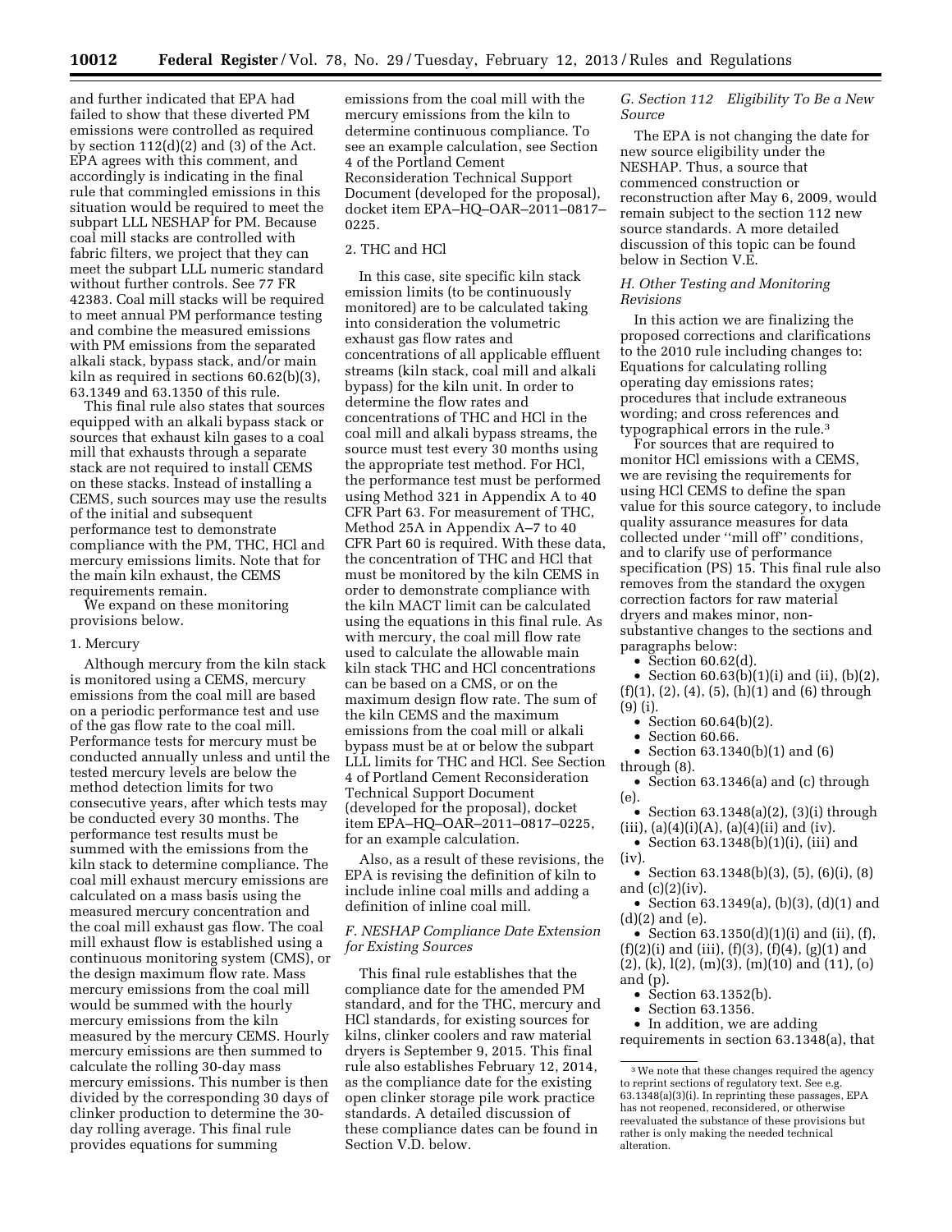and further indicated that EPA had failed to show that these diverted PM emissions were controlled as required by section 112(d)(2) and (3) of the Act. EPA agrees with this comment, and accordingly is indicating in the final rule that commingled emissions in this situation would be required to meet the subpart LLL NESHAP for PM. Because coal mill stacks are controlled with fabric filters, we project that they can meet the subpart LLL numeric standard without further controls. See 77 FR 42383. Coal mill stacks will be required to meet annual PM performance testing and combine the measured emissions with PM emissions from the separated alkali stack, bypass stack, and/or main kiln as required in sections 60.62(b)(3), 63.1349 and 63.1350 of this rule.

This final rule also states that sources equipped with an alkali bypass stack or sources that exhaust kiln gases to a coal mill that exhausts through a separate stack are not required to install CEMS on these stacks. Instead of installing a CEMS, such sources may use the results of the initial and subsequent performance test to demonstrate compliance with the PM, THC, HCl and mercury emissions limits. Note that for the main kiln exhaust, the CEMS requirements remain.

We expand on these monitoring provisions below.

1. Mercury

Although mercury from the kiln stack is monitored using a CEMS, mercury emissions from the coal mill are based on a periodic performance test and use of the gas flow rate to the coal mill. Performance tests for mercury must be conducted annually unless and until the tested mercury levels are below the method detection limits for two consecutive years, after which tests may be conducted every 30 months. The performance test results must be summed with the emissions from the kiln stack to determine compliance. The coal mill exhaust mercury emissions are calculated on a mass basis using the measured mercury concentration and the coal mill exhaust gas flow. The coal mill exhaust flow is established using a continuous monitoring system (CMS), or the design maximum flow rate. Mass mercury emissions from the coal mill would be summed with the hourly mercury emissions from the kiln measured by the mercury CEMS. Hourly mercury emissions are then summed to calculate the rolling 30-day mass mercury emissions. This number is then divided by the corresponding 30 days of clinker production to determine the 30-day rolling average. This final rule provides equations for summing emissions from the coal mill with the mercury emissions from the kiln to determine continuous compliance. To see an example calculation, see Section 4 of the Portland Cement Reconsideration Technical Support Document (developed for the proposal), docket item EPA–HQ–OAR–2011–0817–0225.

2. THC and HCl

In this case, site specific kiln stack emission limits (to be continuously monitored) are to be calculated taking into consideration the volumetric exhaust gas flow rates and concentrations of all applicable effluent streams (kiln stack, coal mill and alkali bypass) for the kiln unit. In order to determine the flow rates and concentrations of THC and HCl in the coal mill and alkali bypass streams, the source must test every 30 months using the appropriate test method. For HCl, the performance test must be performed using Method 321 in Appendix A to 40 CFR Part 63. For measurement of THC, Method 25A in Appendix A–7 to 40 CFR Part 60 is required. With these data, the concentration of THC and HCl that must be monitored by the kiln CEMS in order to demonstrate compliance with the kiln MACT limit can be calculated using the equations in this final rule. As with mercury, the coal mill flow rate used to calculate the allowable main kiln stack THC and HCl concentrations can be based on a CMS, or on the maximum design flow rate. The sum of the kiln CEMS and the maximum emissions from the coal mill or alkali bypass must be at or below the subpart LLL limits for THC and HCl. See Section 4 of Portland Cement Reconsideration Technical Support Document (developed for the proposal), docket item EPA–HQ–OAR–2011–0817–0225, for an example calculation.

Also, as a result of these revisions, the EPA is revising the definition of kiln to include inline coal mills and adding a definition of inline coal mill.

### *F. NESHAP Compliance Date Extension for Existing Sources*

This final rule establishes that the compliance date for the amended PM standard, and for the THC, mercury and HCl standards, for existing sources for kilns, clinker coolers and raw material dryers is September 9, 2015. This final rule also establishes February 12, 2014, as the compliance date for the existing open clinker storage pile work practice standards. A detailed discussion of these compliance dates can be found in Section V.D. below.

### *G. Section 112 Eligibility To Be a New Source*

The EPA is not changing the date for new source eligibility under the NESHAP. Thus, a source that commenced construction or reconstruction after May 6, 2009, would remain subject to the section 112 new source standards. A more detailed discussion of this topic can be found below in Section V.E.

### *H. Other Testing and Monitoring Revisions*

In this action we are finalizing the proposed corrections and clarifications to the 2010 rule including changes to: Equations for calculating rolling operating day emissions rates; procedures that include extraneous wording; and cross references and typographical errors in the rule.[3]

For sources that are required to monitor HCl emissions with a CEMS, we are revising the requirements for using HCl CEMS to define the span value for this source category, to include quality assurance measures for data collected under "mill off" conditions, and to clarify use of performance specification (PS) 15. This final rule also removes from the standard the oxygen correction factors for raw material dryers and makes minor, non-substantive changes to the sections and paragraphs below:

- Section 60.62(d).
- Section 60.63(b)(1)(i) and (ii), (b)(2), (f)(1), (2), (4), (5), (h)(1) and (6) through (9) (i).
- Section 60.64(b)(2).
- Section 60.66.
- Section 63.1340(b)(1) and (6) through (8).
- Section 63.1346(a) and (c) through (e).
- Section 63.1348(a)(2), (3)(i) through (iii), (a)(4)(i)(A), (a)(4)(ii) and (iv).
- Section 63.1348(b)(1)(i), (iii) and (iv).
- Section 63.1348(b)(3), (5), (6)(i), (8) and (c)(2)(iv).
- Section 63.1349(a), (b)(3), (d)(1) and (d)(2) and (e).
- Section 63.1350(d)(1)(i) and (ii), (f), (f)(2)(i) and (iii), (f)(3), (f)(4), (g)(1) and (2), (k), l(2), (m)(3), (m)(10) and (11), (o) and (p).
- Section 63.1352(b).
- Section 63.1356.
- In addition, we are adding requirements in section 63.1348(a), that

[3] We note that these changes required the agency to reprint sections of regulatory text. See e.g. 63.1348(a)(3)(i). In reprinting these passages, EPA has not reopened, reconsidered, or otherwise reevaluated the substance of these provisions but rather is only making the needed technical alteration.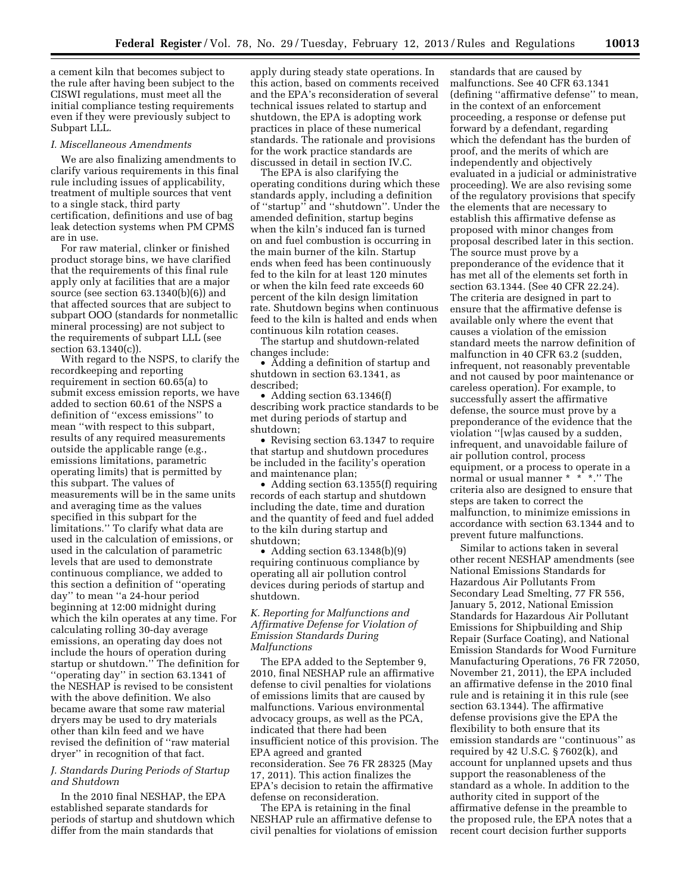a cement kiln that becomes subject to the rule after having been subject to the CISWI regulations, must meet all the initial compliance testing requirements even if they were previously subject to Subpart LLL.

### *I. Miscellaneous Amendments*

We are also finalizing amendments to clarify various requirements in this final rule including issues of applicability, treatment of multiple sources that vent to a single stack, third party certification, definitions and use of bag leak detection systems when PM CPMS are in use.

For raw material, clinker or finished product storage bins, we have clarified that the requirements of this final rule apply only at facilities that are a major source (see section 63.1340(b)(6)) and that affected sources that are subject to subpart OOO (standards for nonmetallic mineral processing) are not subject to the requirements of subpart LLL (see section 63.1340(c)).

With regard to the NSPS, to clarify the recordkeeping and reporting requirement in section 60.65(a) to submit excess emission reports, we have added to section 60.61 of the NSPS a definition of ''excess emissions'' to mean ''with respect to this subpart, results of any required measurements outside the applicable range (e.g., emissions limitations, parametric operating limits) that is permitted by this subpart. The values of measurements will be in the same units and averaging time as the values specified in this subpart for the limitations.'' To clarify what data are used in the calculation of emissions, or used in the calculation of parametric levels that are used to demonstrate continuous compliance, we added to this section a definition of ''operating day'' to mean ''a 24-hour period beginning at 12:00 midnight during which the kiln operates at any time. For calculating rolling 30-day average emissions, an operating day does not include the hours of operation during startup or shutdown.'' The definition for ''operating day'' in section 63.1341 of the NESHAP is revised to be consistent with the above definition. We also became aware that some raw material dryers may be used to dry materials other than kiln feed and we have revised the definition of ''raw material dryer'' in recognition of that fact.

### *J. Standards During Periods of Startup and Shutdown*

In the 2010 final NESHAP, the EPA established separate standards for periods of startup and shutdown which differ from the main standards that apply during steady state operations. In this action, based on comments received and the EPA's reconsideration of several technical issues related to startup and shutdown, the EPA is adopting work practices in place of these numerical standards. The rationale and provisions for the work practice standards are discussed in detail in section IV.C.

The EPA is also clarifying the operating conditions during which these standards apply, including a definition of ''startup'' and ''shutdown''. Under the amended definition, startup begins when the kiln's induced fan is turned on and fuel combustion is occurring in the main burner of the kiln. Startup ends when feed has been continuously fed to the kiln for at least 120 minutes or when the kiln feed rate exceeds 60 percent of the kiln design limitation rate. Shutdown begins when continuous feed to the kiln is halted and ends when continuous kiln rotation ceases.

The startup and shutdown-related changes include:

- Adding a definition of startup and shutdown in section 63.1341, as described;
- Adding section 63.1346(f) describing work practice standards to be met during periods of startup and shutdown;
- Revising section 63.1347 to require that startup and shutdown procedures be included in the facility's operation and maintenance plan;
- Adding section 63.1355(f) requiring records of each startup and shutdown including the date, time and duration and the quantity of feed and fuel added to the kiln during startup and shutdown;
- Adding section 63.1348(b)(9) requiring continuous compliance by operating all air pollution control devices during periods of startup and shutdown.

### *K. Reporting for Malfunctions and Affirmative Defense for Violation of Emission Standards During Malfunctions*

The EPA added to the September 9, 2010, final NESHAP rule an affirmative defense to civil penalties for violations of emissions limits that are caused by malfunctions. Various environmental advocacy groups, as well as the PCA, indicated that there had been insufficient notice of this provision. The EPA agreed and granted reconsideration. See 76 FR 28325 (May 17, 2011). This action finalizes the EPA's decision to retain the affirmative defense on reconsideration.

The EPA is retaining in the final NESHAP rule an affirmative defense to civil penalties for violations of emission standards that are caused by malfunctions. See 40 CFR 63.1341 (defining ''affirmative defense'' to mean, in the context of an enforcement proceeding, a response or defense put forward by a defendant, regarding which the defendant has the burden of proof, and the merits of which are independently and objectively evaluated in a judicial or administrative proceeding). We are also revising some of the regulatory provisions that specify the elements that are necessary to establish this affirmative defense as proposed with minor changes from proposal described later in this section. The source must prove by a preponderance of the evidence that it has met all of the elements set forth in section 63.1344. (See 40 CFR 22.24). The criteria are designed in part to ensure that the affirmative defense is available only where the event that causes a violation of the emission standard meets the narrow definition of malfunction in 40 CFR 63.2 (sudden, infrequent, not reasonably preventable and not caused by poor maintenance or careless operation). For example, to successfully assert the affirmative defense, the source must prove by a preponderance of the evidence that the violation ''[w]as caused by a sudden, infrequent, and unavoidable failure of air pollution control, process equipment, or a process to operate in a normal or usual manner * * *.'' The criteria also are designed to ensure that steps are taken to correct the malfunction, to minimize emissions in accordance with section 63.1344 and to prevent future malfunctions.

Similar to actions taken in several other recent NESHAP amendments (see National Emissions Standards for Hazardous Air Pollutants From Secondary Lead Smelting, 77 FR 556, January 5, 2012, National Emission Standards for Hazardous Air Pollutant Emissions for Shipbuilding and Ship Repair (Surface Coating), and National Emission Standards for Wood Furniture Manufacturing Operations, 76 FR 72050, November 21, 2011), the EPA included an affirmative defense in the 2010 final rule and is retaining it in this rule (see section 63.1344). The affirmative defense provisions give the EPA the flexibility to both ensure that its emission standards are ''continuous'' as required by 42 U.S.C. § 7602(k), and account for unplanned upsets and thus support the reasonableness of the standard as a whole. In addition to the authority cited in support of the affirmative defense in the preamble to the proposed rule, the EPA notes that a recent court decision further supports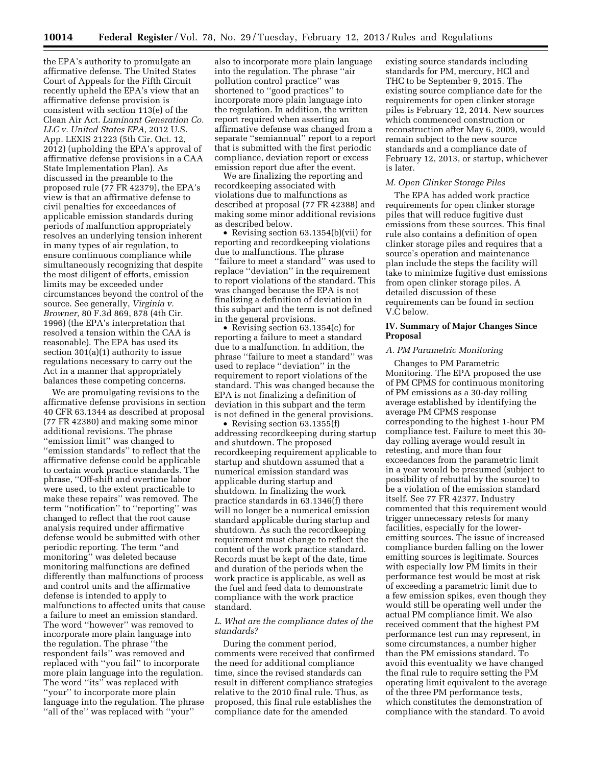the EPA's authority to promulgate an affirmative defense. The United States Court of Appeals for the Fifth Circuit recently upheld the EPA's view that an affirmative defense provision is consistent with section 113(e) of the Clean Air Act. *Luminant Generation Co. LLC v. United States EPA,* 2012 U.S. App. LEXIS 21223 (5th Cir. Oct. 12, 2012) (upholding the EPA's approval of affirmative defense provisions in a CAA State Implementation Plan). As discussed in the preamble to the proposed rule (77 FR 42379), the EPA's view is that an affirmative defense to civil penalties for exceedances of applicable emission standards during periods of malfunction appropriately resolves an underlying tension inherent in many types of air regulation, to ensure continuous compliance while simultaneously recognizing that despite the most diligent of efforts, emission limits may be exceeded under circumstances beyond the control of the source. See generally, *Virginia v. Browner,* 80 F.3d 869, 878 (4th Cir. 1996) (the EPA's interpretation that resolved a tension within the CAA is reasonable). The EPA has used its section 301(a)(1) authority to issue regulations necessary to carry out the Act in a manner that appropriately balances these competing concerns.

We are promulgating revisions to the affirmative defense provisions in section 40 CFR 63.1344 as described at proposal (77 FR 42380) and making some minor additional revisions. The phrase "emission limit" was changed to "emission standards" to reflect that the affirmative defense could be applicable to certain work practice standards. The phrase, "Off-shift and overtime labor were used, to the extent practicable to make these repairs" was removed. The term "notification" to "reporting" was changed to reflect that the root cause analysis required under affirmative defense would be submitted with other periodic reporting. The term "and monitoring" was deleted because monitoring malfunctions are defined differently than malfunctions of process and control units and the affirmative defense is intended to apply to malfunctions to affected units that cause a failure to meet an emission standard. The word "however" was removed to incorporate more plain language into the regulation. The phrase "the respondent fails" was removed and replaced with "you fail" to incorporate more plain language into the regulation. The word "its" was replaced with "your" to incorporate more plain language into the regulation. The phrase "all of the" was replaced with "your" also to incorporate more plain language into the regulation. The phrase "air pollution control practice" was shortened to "good practices" to incorporate more plain language into the regulation. In addition, the written report required when asserting an affirmative defense was changed from a separate "semiannual" report to a report that is submitted with the first periodic compliance, deviation report or excess emission report due after the event.

We are finalizing the reporting and recordkeeping associated with violations due to malfunctions as described at proposal (77 FR 42388) and making some minor additional revisions as described below.

- Revising section 63.1354(b)(vii) for reporting and recordkeeping violations due to malfunctions. The phrase "failure to meet a standard" was used to replace "deviation" in the requirement to report violations of the standard. This was changed because the EPA is not finalizing a definition of deviation in this subpart and the term is not defined in the general provisions.
- Revising section 63.1354(c) for reporting a failure to meet a standard due to a malfunction. In addition, the phrase "failure to meet a standard" was used to replace "deviation" in the requirement to report violations of the standard. This was changed because the EPA is not finalizing a definition of deviation in this subpart and the term is not defined in the general provisions.
- Revising section 63.1355(f) addressing recordkeeping during startup and shutdown. The proposed recordkeeping requirement applicable to startup and shutdown assumed that a numerical emission standard was applicable during startup and shutdown. In finalizing the work practice standards in 63.1346(f) there will no longer be a numerical emission standard applicable during startup and shutdown. As such the recordkeeping requirement must change to reflect the content of the work practice standard. Records must be kept of the date, time and duration of the periods when the work practice is applicable, as well as the fuel and feed data to demonstrate compliance with the work practice standard.

### L. What are the compliance dates of the standards?

During the comment period, comments were received that confirmed the need for additional compliance time, since the revised standards can result in different compliance strategies relative to the 2010 final rule. Thus, as proposed, this final rule establishes the compliance date for the amended existing source standards including standards for PM, mercury, HCl and THC to be September 9, 2015. The existing source compliance date for the requirements for open clinker storage piles is February 12, 2014. New sources which commenced construction or reconstruction after May 6, 2009, would remain subject to the new source standards and a compliance date of February 12, 2013, or startup, whichever is later.

### M. Open Clinker Storage Piles

The EPA has added work practice requirements for open clinker storage piles that will reduce fugitive dust emissions from these sources. This final rule also contains a definition of open clinker storage piles and requires that a source's operation and maintenance plan include the steps the facility will take to minimize fugitive dust emissions from open clinker storage piles. A detailed discussion of these requirements can be found in section V.C below.

## IV. Summary of Major Changes Since Proposal

### A. PM Parametric Monitoring

Changes to PM Parametric Monitoring. The EPA proposed the use of PM CPMS for continuous monitoring of PM emissions as a 30-day rolling average established by identifying the average PM CPMS response corresponding to the highest 1-hour PM compliance test. Failure to meet this 30-day rolling average would result in retesting, and more than four exceedances from the parametric limit in a year would be presumed (subject to possibility of rebuttal by the source) to be a violation of the emission standard itself. See 77 FR 42377. Industry commented that this requirement would trigger unnecessary retests for many facilities, especially for the lower-emitting sources. The issue of increased compliance burden falling on the lower emitting sources is legitimate. Sources with especially low PM limits in their performance test would be most at risk of exceeding a parametric limit due to a few emission spikes, even though they would still be operating well under the actual PM compliance limit. We also received comment that the highest PM performance test run may represent, in some circumstances, a number higher than the PM emissions standard. To avoid this eventuality we have changed the final rule to require setting the PM operating limit equivalent to the average of the three PM performance tests, which constitutes the demonstration of compliance with the standard. To avoid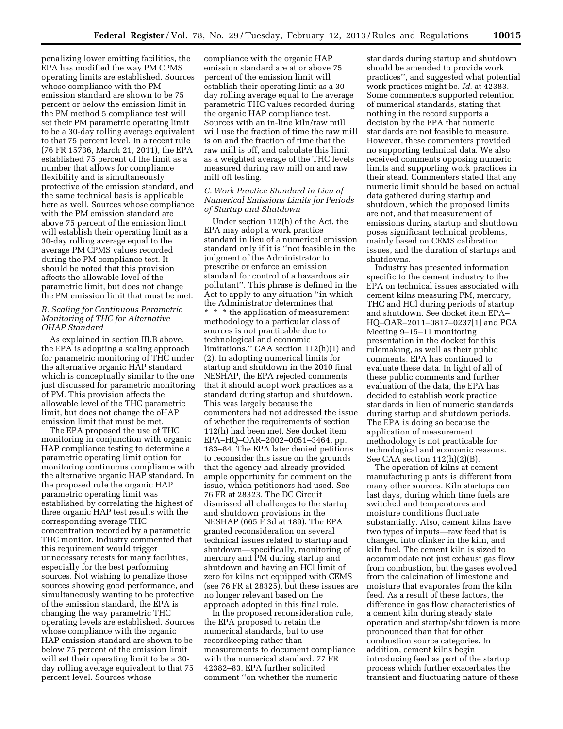penalizing lower emitting facilities, the EPA has modified the way PM CPMS operating limits are established. Sources whose compliance with the PM emission standard are shown to be 75 percent or below the emission limit in the PM method 5 compliance test will set their PM parametric operating limit to be a 30-day rolling average equivalent to that 75 percent level. In a recent rule (76 FR 15736, March 21, 2011), the EPA established 75 percent of the limit as a number that allows for compliance flexibility and is simultaneously protective of the emission standard, and the same technical basis is applicable here as well. Sources whose compliance with the PM emission standard are above 75 percent of the emission limit will establish their operating limit as a 30-day rolling average equal to the average PM CPMS values recorded during the PM compliance test. It should be noted that this provision affects the allowable level of the parametric limit, but does not change the PM emission limit that must be met.

### *B. Scaling for Continuous Parametric Monitoring of THC for Alternative OHAP Standard*

As explained in section III.B above, the EPA is adopting a scaling approach for parametric monitoring of THC under the alternative organic HAP standard which is conceptually similar to the one just discussed for parametric monitoring of PM. This provision affects the allowable level of the THC parametric limit, but does not change the oHAP emission limit that must be met.

The EPA proposed the use of THC monitoring in conjunction with organic HAP compliance testing to determine a parametric operating limit option for monitoring continuous compliance with the alternative organic HAP standard. In the proposed rule the organic HAP parametric operating limit was established by correlating the highest of three organic HAP test results with the corresponding average THC concentration recorded by a parametric THC monitor. Industry commented that this requirement would trigger unnecessary retests for many facilities, especially for the best performing sources. Not wishing to penalize those sources showing good performance, and simultaneously wanting to be protective of the emission standard, the EPA is changing the way parametric THC operating levels are established. Sources whose compliance with the organic HAP emission standard are shown to be below 75 percent of the emission limit will set their operating limit to be a 30-day rolling average equivalent to that 75 percent level. Sources whose compliance with the organic HAP emission standard are at or above 75 percent of the emission limit will establish their operating limit as a 30-day rolling average equal to the average parametric THC values recorded during the organic HAP compliance test. Sources with an in-line kiln/raw mill will use the fraction of time the raw mill is on and the fraction of time that the raw mill is off, and calculate this limit as a weighted average of the THC levels measured during raw mill on and raw mill off testing.

### *C. Work Practice Standard in Lieu of Numerical Emissions Limits for Periods of Startup and Shutdown*

Under section 112(h) of the Act, the EPA may adopt a work practice standard in lieu of a numerical emission standard only if it is ''not feasible in the judgment of the Administrator to prescribe or enforce an emission standard for control of a hazardous air pollutant''. This phrase is defined in the Act to apply to any situation ''in which the Administrator determines that * * * the application of measurement methodology to a particular class of sources is not practicable due to technological and economic limitations.'' CAA section 112(h)(1) and (2). In adopting numerical limits for startup and shutdown in the 2010 final NESHAP, the EPA rejected comments that it should adopt work practices as a standard during startup and shutdown. This was largely because the commenters had not addressed the issue of whether the requirements of section 112(h) had been met. See docket item EPA–HQ–OAR–2002–0051–3464, pp. 183–84. The EPA later denied petitions to reconsider this issue on the grounds that the agency had already provided ample opportunity for comment on the issue, which petitioners had used. See 76 FR at 28323. The DC Circuit dismissed all challenges to the startup and shutdown provisions in the NESHAP (665 F 3d at 189). The EPA granted reconsideration on several technical issues related to startup and shutdown—specifically, monitoring of mercury and PM during startup and shutdown and having an HCl limit of zero for kilns not equipped with CEMS (see 76 FR at 28325), but these issues are no longer relevant based on the approach adopted in this final rule.

In the proposed reconsideration rule, the EPA proposed to retain the numerical standards, but to use recordkeeping rather than measurements to document compliance with the numerical standard. 77 FR 42382–83. EPA further solicited comment ''on whether the numeric standards during startup and shutdown should be amended to provide work practices'', and suggested what potential work practices might be. *Id.* at 42383. Some commenters supported retention of numerical standards, stating that nothing in the record supports a decision by the EPA that numeric standards are not feasible to measure. However, these commenters provided no supporting technical data. We also received comments opposing numeric limits and supporting work practices in their stead. Commenters stated that any numeric limit should be based on actual data gathered during startup and shutdown, which the proposed limits are not, and that measurement of emissions during startup and shutdown poses significant technical problems, mainly based on CEMS calibration issues, and the duration of startups and shutdowns.

Industry has presented information specific to the cement industry to the EPA on technical issues associated with cement kilns measuring PM, mercury, THC and HCl during periods of startup and shutdown. See docket item EPA–HQ–OAR–2011–0817–0237[1] and PCA Meeting 9–15–11 monitoring presentation in the docket for this rulemaking, as well as their public comments. EPA has continued to evaluate these data. In light of all of these public comments and further evaluation of the data, the EPA has decided to establish work practice standards in lieu of numeric standards during startup and shutdown periods. The EPA is doing so because the application of measurement methodology is not practicable for technological and economic reasons. See CAA section 112(h)(2)(B).

The operation of kilns at cement manufacturing plants is different from many other sources. Kiln startups can last days, during which time fuels are switched and temperatures and moisture conditions fluctuate substantially. Also, cement kilns have two types of inputs—raw feed that is changed into clinker in the kiln, and kiln fuel. The cement kiln is sized to accommodate not just exhaust gas flow from combustion, but the gases evolved from the calcination of limestone and moisture that evaporates from the kiln feed. As a result of these factors, the difference in gas flow characteristics of a cement kiln during steady state operation and startup/shutdown is more pronounced than that for other combustion source categories. In addition, cement kilns begin introducing feed as part of the startup process which further exacerbates the transient and fluctuating nature of these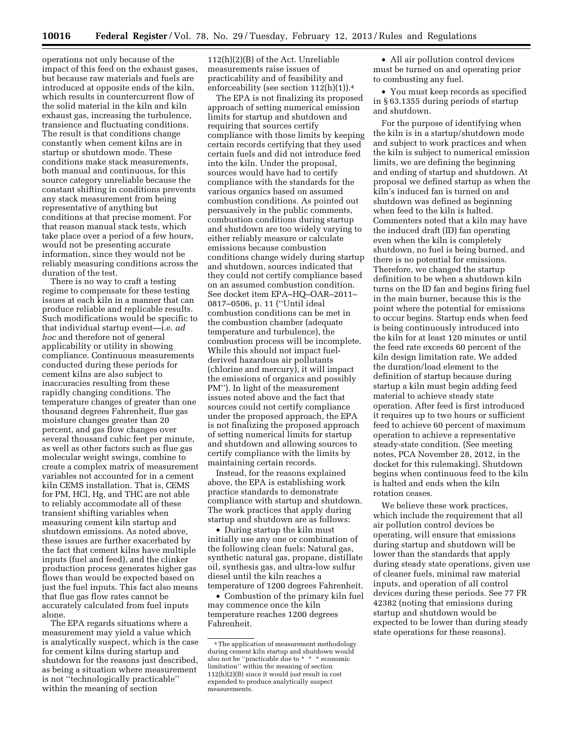operations not only because of the impact of this feed on the exhaust gases, but because raw materials and fuels are introduced at opposite ends of the kiln, which results in countercurrent flow of the solid material in the kiln and kiln exhaust gas, increasing the turbulence, transience and fluctuating conditions. The result is that conditions change constantly when cement kilns are in startup or shutdown mode. These conditions make stack measurements, both manual and continuous, for this source category unreliable because the constant shifting in conditions prevents any stack measurement from being representative of anything but conditions at that precise moment. For that reason manual stack tests, which take place over a period of a few hours, would not be presenting accurate information, since they would not be reliably measuring conditions across the duration of the test.

There is no way to craft a testing regime to compensate for these testing issues at each kiln in a manner that can produce reliable and replicable results. Such modifications would be specific to that individual startup event—i.e. *ad hoc* and therefore not of general applicability or utility in showing compliance. Continuous measurements conducted during these periods for cement kilns are also subject to inaccuracies resulting from these rapidly changing conditions. The temperature changes of greater than one thousand degrees Fahrenheit, flue gas moisture changes greater than 20 percent, and gas flow changes over several thousand cubic feet per minute, as well as other factors such as flue gas molecular weight swings, combine to create a complex matrix of measurement variables not accounted for in a cement kiln CEMS installation. That is, CEMS for PM, HCl, Hg, and THC are not able to reliably accommodate all of these transient shifting variables when measuring cement kiln startup and shutdown emissions. As noted above, these issues are further exacerbated by the fact that cement kilns have multiple inputs (fuel and feed), and the clinker production process generates higher gas flows than would be expected based on just the fuel inputs. This fact also means that flue gas flow rates cannot be accurately calculated from fuel inputs alone.

The EPA regards situations where a measurement may yield a value which is analytically suspect, which is the case for cement kilns during startup and shutdown for the reasons just described, as being a situation where measurement is not ''technologically practicable'' within the meaning of section 112(h)(2)(B) of the Act. Unreliable measurements raise issues of practicability and of feasibility and enforceability (see section 112(h)(1)).[4]

The EPA is not finalizing its proposed approach of setting numerical emission limits for startup and shutdown and requiring that sources certify compliance with those limits by keeping certain records certifying that they used certain fuels and did not introduce feed into the kiln. Under the proposal, sources would have had to certify compliance with the standards for the various organics based on assumed combustion conditions. As pointed out persuasively in the public comments, combustion conditions during startup and shutdown are too widely varying to either reliably measure or calculate emissions because combustion conditions change widely during startup and shutdown, sources indicated that they could not certify compliance based on an assumed combustion condition. See docket item EPA–HQ–OAR–2011–0817–0506, p. 11 (''Until ideal combustion conditions can be met in the combustion chamber (adequate temperature and turbulence), the combustion process will be incomplete. While this should not impact fuel-derived hazardous air pollutants (chlorine and mercury), it will impact the emissions of organics and possibly PM''). In light of the measurement issues noted above and the fact that sources could not certify compliance under the proposed approach, the EPA is not finalizing the proposed approach of setting numerical limits for startup and shutdown and allowing sources to certify compliance with the limits by maintaining certain records.

Instead, for the reasons explained above, the EPA is establishing work practice standards to demonstrate compliance with startup and shutdown. The work practices that apply during startup and shutdown are as follows:

- During startup the kiln must initially use any one or combination of the following clean fuels: Natural gas, synthetic natural gas, propane, distillate oil, synthesis gas, and ultra-low sulfur diesel until the kiln reaches a temperature of 1200 degrees Fahrenheit.
- Combustion of the primary kiln fuel may commence once the kiln temperature reaches 1200 degrees Fahrenheit.
- All air pollution control devices must be turned on and operating prior to combusting any fuel.
- You must keep records as specified in § 63.1355 during periods of startup and shutdown.

For the purpose of identifying when the kiln is in a startup/shutdown mode and subject to work practices and when the kiln is subject to numerical emission limits, we are defining the beginning and ending of startup and shutdown. At proposal we defined startup as when the kiln's induced fan is turned on and shutdown was defined as beginning when feed to the kiln is halted. Commenters noted that a kiln may have the induced draft (ID) fan operating even when the kiln is completely shutdown, no fuel is being burned, and there is no potential for emissions. Therefore, we changed the startup definition to be when a shutdown kiln turns on the ID fan and begins firing fuel in the main burner, because this is the point where the potential for emissions to occur begins. Startup ends when feed is being continuously introduced into the kiln for at least 120 minutes or until the feed rate exceeds 60 percent of the kiln design limitation rate. We added the duration/load element to the definition of startup because during startup a kiln must begin adding feed material to achieve steady state operation. After feed is first introduced it requires up to two hours or sufficient feed to achieve 60 percent of maximum operation to achieve a representative steady-state condition. (See meeting notes, PCA November 28, 2012, in the docket for this rulemaking). Shutdown begins when continuous feed to the kiln is halted and ends when the kiln rotation ceases.

We believe these work practices, which include the requirement that all air pollution control devices be operating, will ensure that emissions during startup and shutdown will be lower than the standards that apply during steady state operations, given use of cleaner fuels, minimal raw material inputs, and operation of all control devices during these periods. See 77 FR 42382 (noting that emissions during startup and shutdown would be expected to be lower than during steady state operations for these reasons).

[4] The application of measurement methodology during cement kiln startup and shutdown would also not be ''practicable due to * * * economic limitation'' within the meaning of section 112(h)(2)(B) since it would just result in cost expended to produce analytically suspect measurements.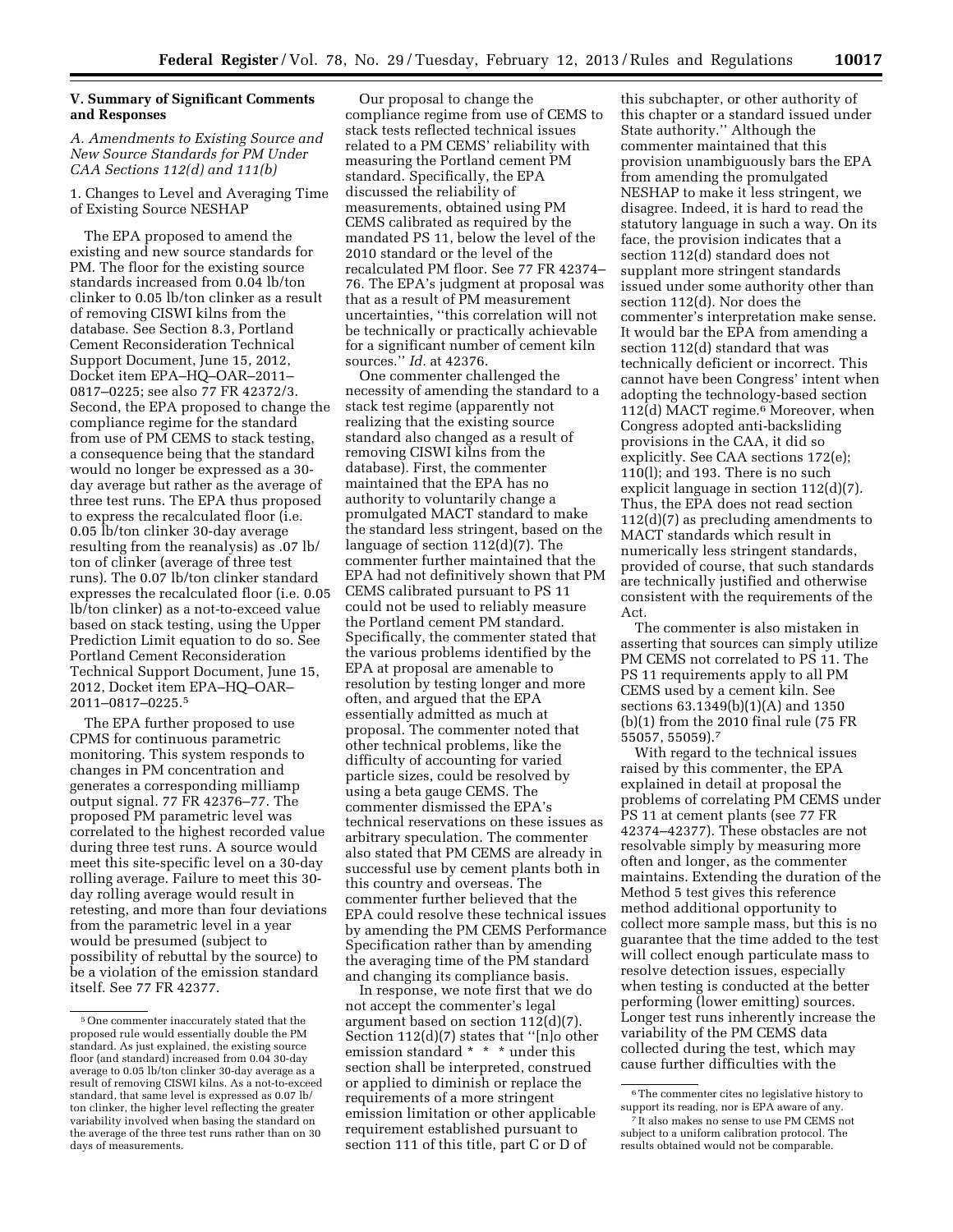## V. Summary of Significant Comments and Responses

### A. Amendments to Existing Source and New Source Standards for PM Under CAA Sections 112(d) and 111(b)

#### 1. Changes to Level and Averaging Time of Existing Source NESHAP

The EPA proposed to amend the existing and new source standards for PM. The floor for the existing source standards increased from 0.04 lb/ton clinker to 0.05 lb/ton clinker as a result of removing CISWI kilns from the database. See Section 8.3, Portland Cement Reconsideration Technical Support Document, June 15, 2012, Docket item EPA–HQ–OAR–2011–0817–0225; see also 77 FR 42372/3. Second, the EPA proposed to change the compliance regime for the standard from use of PM CEMS to stack testing, a consequence being that the standard would no longer be expressed as a 30-day average but rather as the average of three test runs. The EPA thus proposed to express the recalculated floor (i.e. 0.05 lb/ton clinker 30-day average resulting from the reanalysis) as .07 lb/ton of clinker (average of three test runs). The 0.07 lb/ton clinker standard expresses the recalculated floor (i.e. 0.05 lb/ton clinker) as a not-to-exceed value based on stack testing, using the Upper Prediction Limit equation to do so. See Portland Cement Reconsideration Technical Support Document, June 15, 2012, Docket item EPA–HQ–OAR–2011–0817–0225.[5]

The EPA further proposed to use CPMS for continuous parametric monitoring. This system responds to changes in PM concentration and generates a corresponding milliamp output signal. 77 FR 42376–77. The proposed PM parametric level was correlated to the highest recorded value during three test runs. A source would meet this site-specific level on a 30-day rolling average. Failure to meet this 30-day rolling average would result in retesting, and more than four deviations from the parametric level in a year would be presumed (subject to possibility of rebuttal by the source) to be a violation of the emission standard itself. See 77 FR 42377.

Our proposal to change the compliance regime from use of CEMS to stack tests reflected technical issues related to a PM CEMS' reliability with measuring the Portland cement PM standard. Specifically, the EPA discussed the reliability of measurements, obtained using PM CEMS calibrated as required by the mandated PS 11, below the level of the 2010 standard or the level of the recalculated PM floor. See 77 FR 42374–76. The EPA's judgment at proposal was that as a result of PM measurement uncertainties, ''this correlation will not be technically or practically achievable for a significant number of cement kiln sources.'' *Id.* at 42376.

One commenter challenged the necessity of amending the standard to a stack test regime (apparently not realizing that the existing source standard also changed as a result of removing CISWI kilns from the database). First, the commenter maintained that the EPA has no authority to voluntarily change a promulgated MACT standard to make the standard less stringent, based on the language of section 112(d)(7). The commenter further maintained that the EPA had not definitively shown that PM CEMS calibrated pursuant to PS 11 could not be used to reliably measure the Portland cement PM standard. Specifically, the commenter stated that the various problems identified by the EPA at proposal are amenable to resolution by testing longer and more often, and argued that the EPA essentially admitted as much at proposal. The commenter noted that other technical problems, like the difficulty of accounting for varied particle sizes, could be resolved by using a beta gauge CEMS. The commenter dismissed the EPA's technical reservations on these issues as arbitrary speculation. The commenter also stated that PM CEMS are already in successful use by cement plants both in this country and overseas. The commenter further believed that the EPA could resolve these technical issues by amending the PM CEMS Performance Specification rather than by amending the averaging time of the PM standard and changing its compliance basis.

In response, we note first that we do not accept the commenter's legal argument based on section 112(d)(7). Section 112(d)(7) states that ''[n]o other emission standard * * * under this section shall be interpreted, construed or applied to diminish or replace the requirements of a more stringent emission limitation or other applicable requirement established pursuant to section 111 of this title, part C or D of this subchapter, or other authority of this chapter or a standard issued under State authority.'' Although the commenter maintained that this provision unambiguously bars the EPA from amending the promulgated NESHAP to make it less stringent, we disagree. Indeed, it is hard to read the statutory language in such a way. On its face, the provision indicates that a section 112(d) standard does not supplant more stringent standards issued under some authority other than section 112(d). Nor does the commenter's interpretation make sense. It would bar the EPA from amending a section 112(d) standard that was technically deficient or incorrect. This cannot have been Congress' intent when adopting the technology-based section 112(d) MACT regime.[6] Moreover, when Congress adopted anti-backsliding provisions in the CAA, it did so explicitly. See CAA sections 172(e); 110(l); and 193. There is no such explicit language in section 112(d)(7). Thus, the EPA does not read section 112(d)(7) as precluding amendments to MACT standards which result in numerically less stringent standards, provided of course, that such standards are technically justified and otherwise consistent with the requirements of the Act.

The commenter is also mistaken in asserting that sources can simply utilize PM CEMS not correlated to PS 11. The PS 11 requirements apply to all PM CEMS used by a cement kiln. See sections 63.1349(b)(1)(A) and 1350 (b)(1) from the 2010 final rule (75 FR 55057, 55059).[7]

With regard to the technical issues raised by this commenter, the EPA explained in detail at proposal the problems of correlating PM CEMS under PS 11 at cement plants (see 77 FR 42374–42377). These obstacles are not resolvable simply by measuring more often and longer, as the commenter maintains. Extending the duration of the Method 5 test gives this reference method additional opportunity to collect more sample mass, but this is no guarantee that the time added to the test will collect enough particulate mass to resolve detection issues, especially when testing is conducted at the better performing (lower emitting) sources. Longer test runs inherently increase the variability of the PM CEMS data collected during the test, which may cause further difficulties with the

---

[5] One commenter inaccurately stated that the proposed rule would essentially double the PM standard. As just explained, the existing source floor (and standard) increased from 0.04 30-day average to 0.05 lb/ton clinker 30-day average as a result of removing CISWI kilns. As a not-to-exceed standard, that same level is expressed as 0.07 lb/ton clinker, the higher level reflecting the greater variability involved when basing the standard on the average of the three test runs rather than on 30 days of measurements.

[6] The commenter cites no legislative history to support its reading, nor is EPA aware of any.

[7] It also makes no sense to use PM CEMS not subject to a uniform calibration protocol. The results obtained would not be comparable.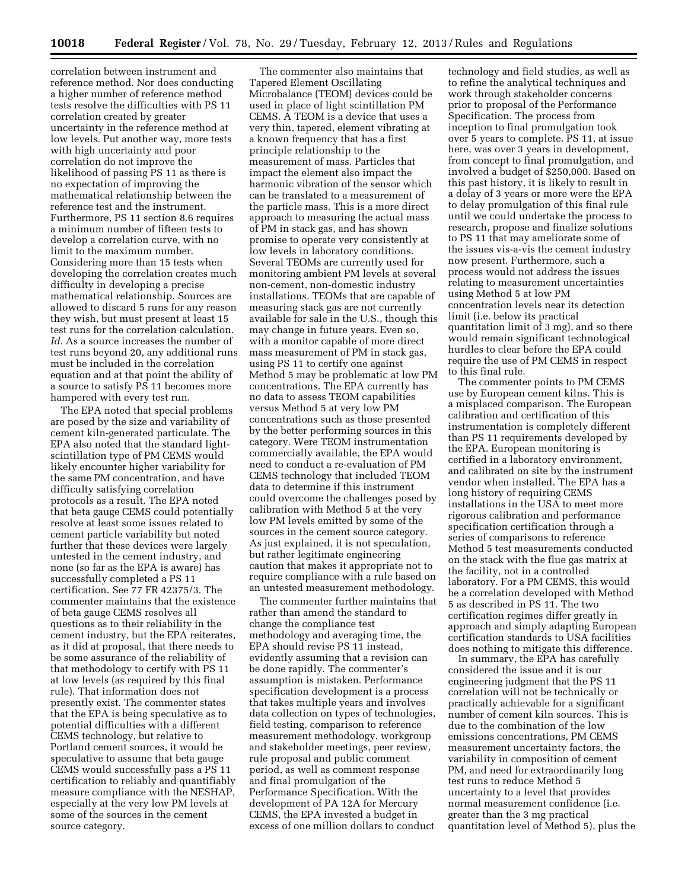correlation between instrument and reference method. Nor does conducting a higher number of reference method tests resolve the difficulties with PS 11 correlation created by greater uncertainty in the reference method at low levels. Put another way, more tests with high uncertainty and poor correlation do not improve the likelihood of passing PS 11 as there is no expectation of improving the mathematical relationship between the reference test and the instrument. Furthermore, PS 11 section 8.6 requires a minimum number of fifteen tests to develop a correlation curve, with no limit to the maximum number. Considering more than 15 tests when developing the correlation creates much difficulty in developing a precise mathematical relationship. Sources are allowed to discard 5 runs for any reason they wish, but must present at least 15 test runs for the correlation calculation. *Id.* As a source increases the number of test runs beyond 20, any additional runs must be included in the correlation equation and at that point the ability of a source to satisfy PS 11 becomes more hampered with every test run.

The EPA noted that special problems are posed by the size and variability of cement kiln-generated particulate. The EPA also noted that the standard light-scintillation type of PM CEMS would likely encounter higher variability for the same PM concentration, and have difficulty satisfying correlation protocols as a result. The EPA noted that beta gauge CEMS could potentially resolve at least some issues related to cement particle variability but noted further that these devices were largely untested in the cement industry, and none (so far as the EPA is aware) has successfully completed a PS 11 certification. See 77 FR 42375/3. The commenter maintains that the existence of beta gauge CEMS resolves all questions as to their reliability in the cement industry, but the EPA reiterates, as it did at proposal, that there needs to be some assurance of the reliability of that methodology to certify with PS 11 at low levels (as required by this final rule). That information does not presently exist. The commenter states that the EPA is being speculative as to potential difficulties with a different CEMS technology, but relative to Portland cement sources, it would be speculative to assume that beta gauge CEMS would successfully pass a PS 11 certification to reliably and quantifiably measure compliance with the NESHAP, especially at the very low PM levels at some of the sources in the cement source category.

The commenter also maintains that Tapered Element Oscillating Microbalance (TEOM) devices could be used in place of light scintillation PM CEMS. A TEOM is a device that uses a very thin, tapered, element vibrating at a known frequency that has a first principle relationship to the measurement of mass. Particles that impact the element also impact the harmonic vibration of the sensor which can be translated to a measurement of the particle mass. This is a more direct approach to measuring the actual mass of PM in stack gas, and has shown promise to operate very consistently at low levels in laboratory conditions. Several TEOMs are currently used for monitoring ambient PM levels at several non-cement, non-domestic industry installations. TEOMs that are capable of measuring stack gas are not currently available for sale in the U.S., though this may change in future years. Even so, with a monitor capable of more direct mass measurement of PM in stack gas, using PS 11 to certify one against Method 5 may be problematic at low PM concentrations. The EPA currently has no data to assess TEOM capabilities versus Method 5 at very low PM concentrations such as those presented by the better performing sources in this category. Were TEOM instrumentation commercially available, the EPA would need to conduct a re-evaluation of PM CEMS technology that included TEOM data to determine if this instrument could overcome the challenges posed by calibration with Method 5 at the very low PM levels emitted by some of the sources in the cement source category. As just explained, it is not speculation, but rather legitimate engineering caution that makes it appropriate not to require compliance with a rule based on an untested measurement methodology.

The commenter further maintains that rather than amend the standard to change the compliance test methodology and averaging time, the EPA should revise PS 11 instead, evidently assuming that a revision can be done rapidly. The commenter's assumption is mistaken. Performance specification development is a process that takes multiple years and involves data collection on types of technologies, field testing, comparison to reference measurement methodology, workgroup and stakeholder meetings, peer review, rule proposal and public comment period, as well as comment response and final promulgation of the Performance Specification. With the development of PA 12A for Mercury CEMS, the EPA invested a budget in excess of one million dollars to conduct technology and field studies, as well as to refine the analytical techniques and work through stakeholder concerns prior to proposal of the Performance Specification. The process from inception to final promulgation took over 5 years to complete. PS 11, at issue here, was over 3 years in development, from concept to final promulgation, and involved a budget of $250,000. Based on this past history, it is likely to result in a delay of 3 years or more were the EPA to delay promulgation of this final rule until we could undertake the process to research, propose and finalize solutions to PS 11 that may ameliorate some of the issues vis-a-vis the cement industry now present. Furthermore, such a process would not address the issues relating to measurement uncertainties using Method 5 at low PM concentration levels near its detection limit (i.e. below its practical quantitation limit of 3 mg), and so there would remain significant technological hurdles to clear before the EPA could require the use of PM CEMS in respect to this final rule.

The commenter points to PM CEMS use by European cement kilns. This is a misplaced comparison. The European calibration and certification of this instrumentation is completely different than PS 11 requirements developed by the EPA. European monitoring is certified in a laboratory environment, and calibrated on site by the instrument vendor when installed. The EPA has a long history of requiring CEMS installations in the USA to meet more rigorous calibration and performance specification certification through a series of comparisons to reference Method 5 test measurements conducted on the stack with the flue gas matrix at the facility, not in a controlled laboratory. For a PM CEMS, this would be a correlation developed with Method 5 as described in PS 11. The two certification regimes differ greatly in approach and simply adapting European certification standards to USA facilities does nothing to mitigate this difference.

In summary, the EPA has carefully considered the issue and it is our engineering judgment that the PS 11 correlation will not be technically or practically achievable for a significant number of cement kiln sources. This is due to the combination of the low emissions concentrations, PM CEMS measurement uncertainty factors, the variability in composition of cement PM, and need for extraordinarily long test runs to reduce Method 5 uncertainty to a level that provides normal measurement confidence (i.e. greater than the 3 mg practical quantitation level of Method 5), plus the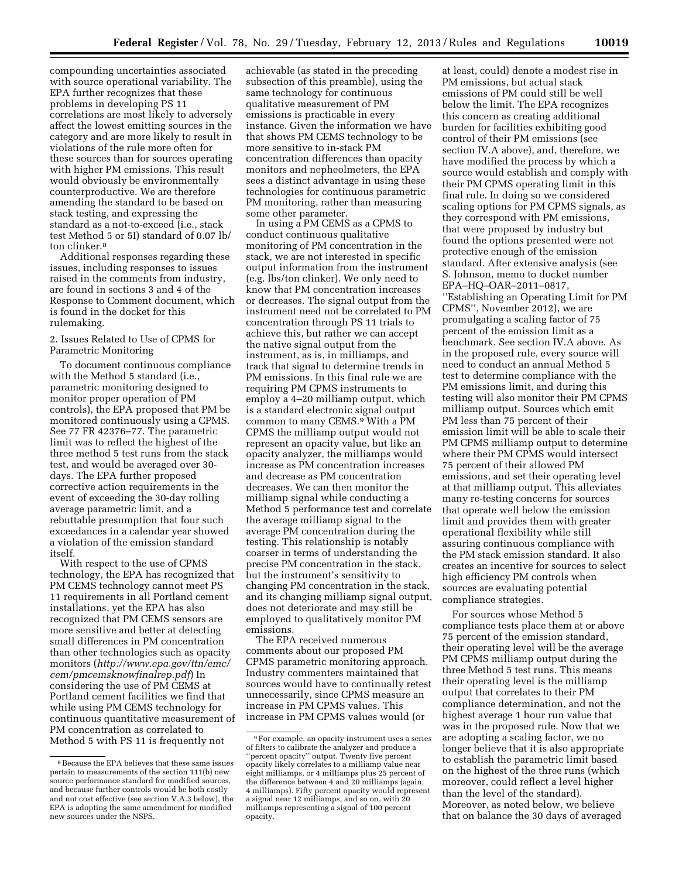compounding uncertainties associated with source operational variability. The EPA further recognizes that these problems in developing PS 11 correlations are most likely to adversely affect the lowest emitting sources in the category and are more likely to result in violations of the rule more often for these sources than for sources operating with higher PM emissions. This result would obviously be environmentally counterproductive. We are therefore amending the standard to be based on stack testing, and expressing the standard as a not-to-exceed (i.e., stack test Method 5 or 5I) standard of 0.07 lb/ton clinker.[8]

Additional responses regarding these issues, including responses to issues raised in the comments from industry, are found in sections 3 and 4 of the Response to Comment document, which is found in the docket for this rulemaking.

2. Issues Related to Use of CPMS for Parametric Monitoring

To document continuous compliance with the Method 5 standard (i.e., parametric monitoring designed to monitor proper operation of PM controls), the EPA proposed that PM be monitored continuously using a CPMS. See 77 FR 42376–77. The parametric limit was to reflect the highest of the three method 5 test runs from the stack test, and would be averaged over 30-days. The EPA further proposed corrective action requirements in the event of exceeding the 30-day rolling average parametric limit, and a rebuttable presumption that four such exceedances in a calendar year showed a violation of the emission standard itself.

With respect to the use of CPMS technology, the EPA has recognized that PM CEMS technology cannot meet PS 11 requirements in all Portland cement installations, yet the EPA has also recognized that PM CEMS sensors are more sensitive and better at detecting small differences in PM concentration than other technologies such as opacity monitors (*http://www.epa.gov/ttn/emc/cem/pmcemsknowfinalrep.pdf*) In considering the use of PM CEMS at Portland cement facilities we find that while using PM CEMS technology for continuous quantitative measurement of PM concentration as correlated to Method 5 with PS 11 is frequently not achievable (as stated in the preceding subsection of this preamble), using the same technology for continuous qualitative measurement of PM emissions is practicable in every instance. Given the information we have that shows PM CEMS technology to be more sensitive to in-stack PM concentration differences than opacity monitors and nepheolmeters, the EPA sees a distinct advantage in using these technologies for continuous parametric PM monitoring, rather than measuring some other parameter.

In using a PM CEMS as a CPMS to conduct continuous qualitative monitoring of PM concentration in the stack, we are not interested in specific output information from the instrument (e.g. lbs/ton clinker). We only need to know that PM concentration increases or decreases. The signal output from the instrument need not be correlated to PM concentration through PS 11 trials to achieve this, but rather we can accept the native signal output from the instrument, as is, in milliamps, and track that signal to determine trends in PM emissions. In this final rule we are requiring PM CPMS instruments to employ a 4–20 milliamp output, which is a standard electronic signal output common to many CEMS.[9] With a PM CPMS the milliamp output would not represent an opacity value, but like an opacity analyzer, the milliamps would increase as PM concentration increases and decrease as PM concentration decreases. We can then monitor the milliamp signal while conducting a Method 5 performance test and correlate the average milliamp signal to the average PM concentration during the testing. This relationship is notably coarser in terms of understanding the precise PM concentration in the stack, but the instrument's sensitivity to changing PM concentration in the stack, and its changing milliamp signal output, does not deteriorate and may still be employed to qualitatively monitor PM emissions.

The EPA received numerous comments about our proposed PM CPMS parametric monitoring approach. Industry commenters maintained that sources would have to continually retest unnecessarily, since CPMS measure an increase in PM CPMS values. This increase in PM CPMS values would (or at least, could) denote a modest rise in PM emissions, but actual stack emissions of PM could still be well below the limit. The EPA recognizes this concern as creating additional burden for facilities exhibiting good control of their PM emissions (see section IV.A above), and, therefore, we have modified the process by which a source would establish and comply with their PM CPMS operating limit in this final rule. In doing so we considered scaling options for PM CPMS signals, as they correspond with PM emissions, that were proposed by industry but found the options presented were not protective enough of the emission standard. After extensive analysis (see S. Johnson, memo to docket number EPA–HQ–OAR–2011–0817, ''Establishing an Operating Limit for PM CPMS'', November 2012), we are promulgating a scaling factor of 75 percent of the emission limit as a benchmark. See section IV.A above. As in the proposed rule, every source will need to conduct an annual Method 5 test to determine compliance with the PM emissions limit, and during this testing will also monitor their PM CPMS milliamp output. Sources which emit PM less than 75 percent of their emission limit will be able to scale their PM CPMS milliamp output to determine where their PM CPMS would intersect 75 percent of their allowed PM emissions, and set their operating level at that milliamp output. This alleviates many re-testing concerns for sources that operate well below the emission limit and provides them with greater operational flexibility while still assuring continuous compliance with the PM stack emission standard. It also creates an incentive for sources to select high efficiency PM controls when sources are evaluating potential compliance strategies.

For sources whose Method 5 compliance tests place them at or above 75 percent of the emission standard, their operating level will be the average PM CPMS milliamp output during the three Method 5 test runs. This means their operating level is the milliamp output that correlates to their PM compliance determination, and not the highest average 1 hour run value that was in the proposed rule. Now that we are adopting a scaling factor, we no longer believe that it is also appropriate to establish the parametric limit based on the highest of the three runs (which moreover, could reflect a level higher than the level of the standard). Moreover, as noted below, we believe that on balance the 30 days of averaged

---

[8] Because the EPA believes that these same issues pertain to measurements of the section 111(b) new source performance standard for modified sources, and because further controls would be both costly and not cost effective (see section V.A.3 below), the EPA is adopting the same amendment for modified new sources under the NSPS.

[9] For example, an opacity instrument uses a series of filters to calibrate the analyzer and produce a ''percent opacity'' output. Twenty five percent opacity likely correlates to a milliamp value near eight milliamps, or 4 milliamps plus 25 percent of the difference between 4 and 20 milliamps (again, 4 milliamps). Fifty percent opacity would represent a signal near 12 milliamps, and so on, with 20 milliamps representing a signal of 100 percent opacity.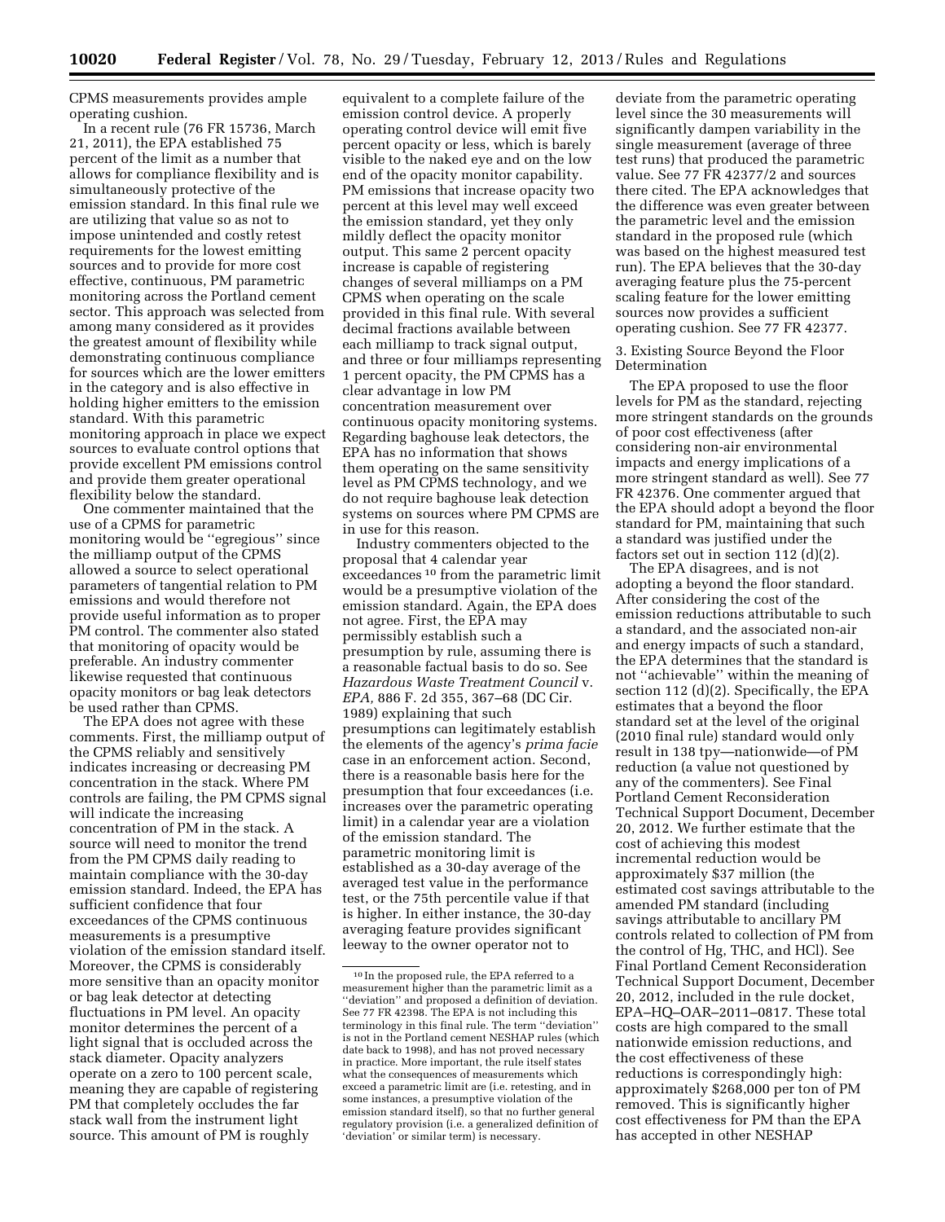CPMS measurements provides ample operating cushion.

In a recent rule (76 FR 15736, March 21, 2011), the EPA established 75 percent of the limit as a number that allows for compliance flexibility and is simultaneously protective of the emission standard. In this final rule we are utilizing that value so as not to impose unintended and costly retest requirements for the lowest emitting sources and to provide for more cost effective, continuous, PM parametric monitoring across the Portland cement sector. This approach was selected from among many considered as it provides the greatest amount of flexibility while demonstrating continuous compliance for sources which are the lower emitters in the category and is also effective in holding higher emitters to the emission standard. With this parametric monitoring approach in place we expect sources to evaluate control options that provide excellent PM emissions control and provide them greater operational flexibility below the standard.

One commenter maintained that the use of a CPMS for parametric monitoring would be ''egregious'' since the milliamp output of the CPMS allowed a source to select operational parameters of tangential relation to PM emissions and would therefore not provide useful information as to proper PM control. The commenter also stated that monitoring of opacity would be preferable. An industry commenter likewise requested that continuous opacity monitors or bag leak detectors be used rather than CPMS.

The EPA does not agree with these comments. First, the milliamp output of the CPMS reliably and sensitively indicates increasing or decreasing PM concentration in the stack. Where PM controls are failing, the PM CPMS signal will indicate the increasing concentration of PM in the stack. A source will need to monitor the trend from the PM CPMS daily reading to maintain compliance with the 30-day emission standard. Indeed, the EPA has sufficient confidence that four exceedances of the CPMS continuous measurements is a presumptive violation of the emission standard itself. Moreover, the CPMS is considerably more sensitive than an opacity monitor or bag leak detector at detecting fluctuations in PM level. An opacity monitor determines the percent of a light signal that is occluded across the stack diameter. Opacity analyzers operate on a zero to 100 percent scale, meaning they are capable of registering PM that completely occludes the far stack wall from the instrument light source. This amount of PM is roughly equivalent to a complete failure of the emission control device. A properly operating control device will emit five percent opacity or less, which is barely visible to the naked eye and on the low end of the opacity monitor capability. PM emissions that increase opacity two percent at this level may well exceed the emission standard, yet they only mildly deflect the opacity monitor output. This same 2 percent opacity increase is capable of registering changes of several milliamps on a PM CPMS when operating on the scale provided in this final rule. With several decimal fractions available between each milliamp to track signal output, and three or four milliamps representing 1 percent opacity, the PM CPMS has a clear advantage in low PM concentration measurement over continuous opacity monitoring systems. Regarding baghouse leak detectors, the EPA has no information that shows them operating on the same sensitivity level as PM CPMS technology, and we do not require baghouse leak detection systems on sources where PM CPMS are in use for this reason.

Industry commenters objected to the proposal that 4 calendar year exceedances [10] from the parametric limit would be a presumptive violation of the emission standard. Again, the EPA does not agree. First, the EPA may permissibly establish such a presumption by rule, assuming there is a reasonable factual basis to do so. See *Hazardous Waste Treatment Council* v. *EPA,* 886 F. 2d 355, 367–68 (DC Cir. 1989) explaining that such presumptions can legitimately establish the elements of the agency's *prima facie* case in an enforcement action. Second, there is a reasonable basis here for the presumption that four exceedances (i.e. increases over the parametric operating limit) in a calendar year are a violation of the emission standard. The parametric monitoring limit is established as a 30-day average of the averaged test value in the performance test, or the 75th percentile value if that is higher. In either instance, the 30-day averaging feature provides significant leeway to the owner operator not to deviate from the parametric operating level since the 30 measurements will significantly dampen variability in the single measurement (average of three test runs) that produced the parametric value. See 77 FR 42377/2 and sources there cited. The EPA acknowledges that the difference was even greater between the parametric level and the emission standard in the proposed rule (which was based on the highest measured test run). The EPA believes that the 30-day averaging feature plus the 75-percent scaling feature for the lower emitting sources now provides a sufficient operating cushion. See 77 FR 42377.

### 3. Existing Source Beyond the Floor Determination

The EPA proposed to use the floor levels for PM as the standard, rejecting more stringent standards on the grounds of poor cost effectiveness (after considering non-air environmental impacts and energy implications of a more stringent standard as well). See 77 FR 42376. One commenter argued that the EPA should adopt a beyond the floor standard for PM, maintaining that such a standard was justified under the factors set out in section 112 (d)(2).

The EPA disagrees, and is not adopting a beyond the floor standard. After considering the cost of the emission reductions attributable to such a standard, and the associated non-air and energy impacts of such a standard, the EPA determines that the standard is not ''achievable'' within the meaning of section 112 (d)(2). Specifically, the EPA estimates that a beyond the floor standard set at the level of the original (2010 final rule) standard would only result in 138 tpy—nationwide—of PM reduction (a value not questioned by any of the commenters). See Final Portland Cement Reconsideration Technical Support Document, December 20, 2012. We further estimate that the cost of achieving this modest incremental reduction would be approximately $37 million (the estimated cost savings attributable to the amended PM standard (including savings attributable to ancillary PM controls related to collection of PM from the control of Hg, THC, and HCl). See Final Portland Cement Reconsideration Technical Support Document, December 20, 2012, included in the rule docket, EPA–HQ–OAR–2011–0817. These total costs are high compared to the small nationwide emission reductions, and the cost effectiveness of these reductions is correspondingly high: approximately $268,000 per ton of PM removed. This is significantly higher cost effectiveness for PM than the EPA has accepted in other NESHAP

---

[10] In the proposed rule, the EPA referred to a measurement higher than the parametric limit as a ''deviation'' and proposed a definition of deviation. See 77 FR 42398. The EPA is not including this terminology in this final rule. The term ''deviation'' is not in the Portland cement NESHAP rules (which date back to 1998), and has not proved necessary in practice. More important, the rule itself states what the consequences of measurements which exceed a parametric limit are (i.e. retesting, and in some instances, a presumptive violation of the emission standard itself), so that no further general regulatory provision (i.e. a generalized definition of 'deviation' or similar term) is necessary.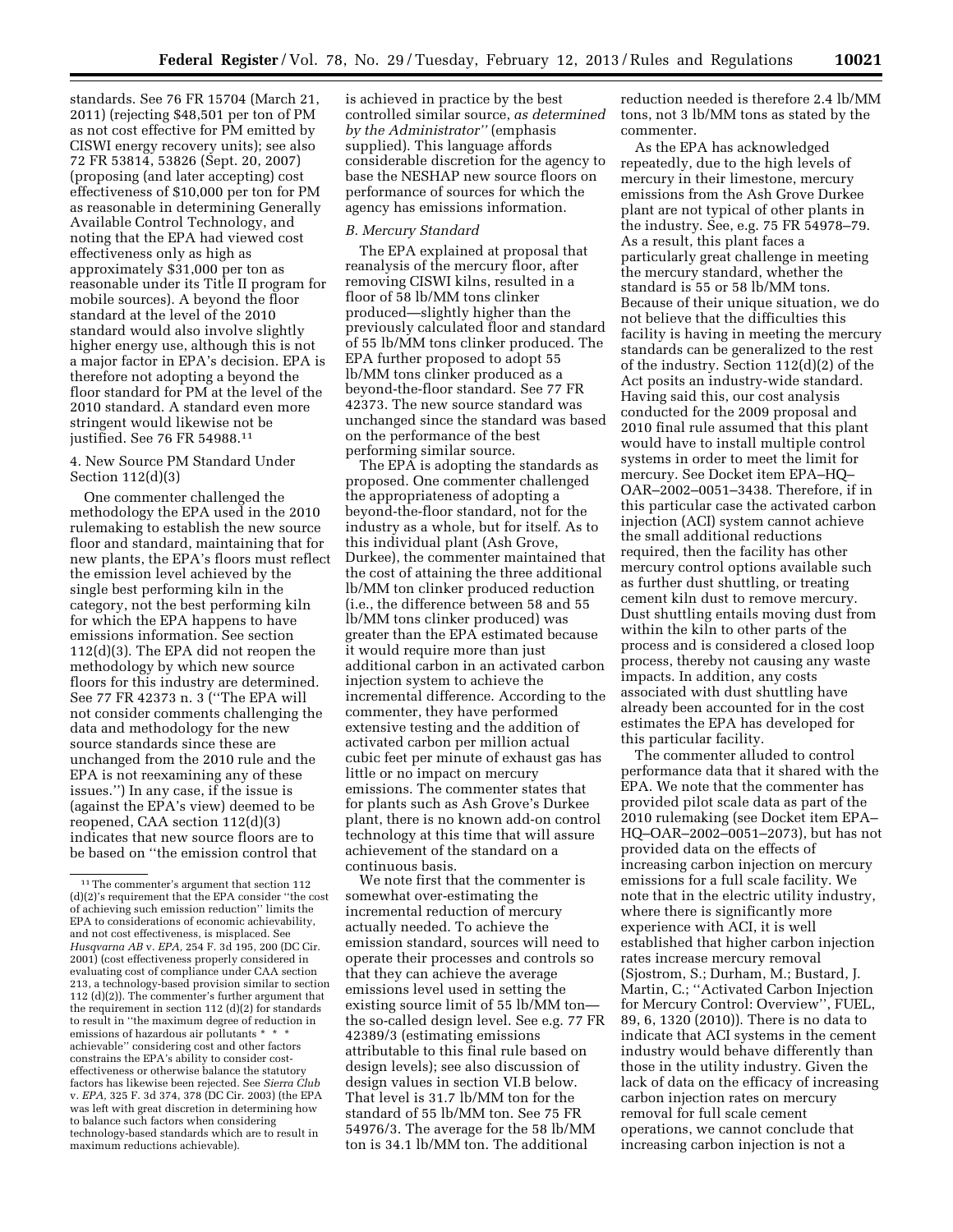standards. See 76 FR 15704 (March 21, 2011) (rejecting $48,501 per ton of PM as not cost effective for PM emitted by CISWI energy recovery units); see also 72 FR 53814, 53826 (Sept. 20, 2007) (proposing (and later accepting) cost effectiveness of $10,000 per ton for PM as reasonable in determining Generally Available Control Technology, and noting that the EPA had viewed cost effectiveness only as high as approximately $31,000 per ton as reasonable under its Title II program for mobile sources). A beyond the floor standard at the level of the 2010 standard would also involve slightly higher energy use, although this is not a major factor in EPA's decision. EPA is therefore not adopting a beyond the floor standard for PM at the level of the 2010 standard. A standard even more stringent would likewise not be justified. See 76 FR 54988.[11]

4. New Source PM Standard Under Section 112(d)(3)

One commenter challenged the methodology the EPA used in the 2010 rulemaking to establish the new source floor and standard, maintaining that for new plants, the EPA's floors must reflect the emission level achieved by the single best performing kiln in the category, not the best performing kiln for which the EPA happens to have emissions information. See section 112(d)(3). The EPA did not reopen the methodology by which new source floors for this industry are determined. See 77 FR 42373 n. 3 (''The EPA will not consider comments challenging the data and methodology for the new source standards since these are unchanged from the 2010 rule and the EPA is not reexamining any of these issues.'') In any case, if the issue is (against the EPA's view) deemed to be reopened, CAA section 112(d)(3) indicates that new source floors are to be based on ''the emission control that is achieved in practice by the best controlled similar source, *as determined by the Administrator''* (emphasis supplied). This language affords considerable discretion for the agency to base the NESHAP new source floors on performance of sources for which the agency has emissions information.

*B. Mercury Standard*

The EPA explained at proposal that reanalysis of the mercury floor, after removing CISWI kilns, resulted in a floor of 58 lb/MM tons clinker produced—slightly higher than the previously calculated floor and standard of 55 lb/MM tons clinker produced. The EPA further proposed to adopt 55 lb/MM tons clinker produced as a beyond-the-floor standard. See 77 FR 42373. The new source standard was unchanged since the standard was based on the performance of the best performing similar source.

The EPA is adopting the standards as proposed. One commenter challenged the appropriateness of adopting a beyond-the-floor standard, not for the industry as a whole, but for itself. As to this individual plant (Ash Grove, Durkee), the commenter maintained that the cost of attaining the three additional lb/MM ton clinker produced reduction (i.e., the difference between 58 and 55 lb/MM tons clinker produced) was greater than the EPA estimated because it would require more than just additional carbon in an activated carbon injection system to achieve the incremental difference. According to the commenter, they have performed extensive testing and the addition of activated carbon per million actual cubic feet per minute of exhaust gas has little or no impact on mercury emissions. The commenter states that for plants such as Ash Grove's Durkee plant, there is no known add-on control technology at this time that will assure achievement of the standard on a continuous basis.

We note first that the commenter is somewhat over-estimating the incremental reduction of mercury actually needed. To achieve the emission standard, sources will need to operate their processes and controls so that they can achieve the average emissions level used in setting the existing source limit of 55 lb/MM ton—the so-called design level. See e.g. 77 FR 42389/3 (estimating emissions attributable to this final rule based on design levels); see also discussion of design values in section VI.B below. That level is 31.7 lb/MM ton for the standard of 55 lb/MM ton. See 75 FR 54976/3. The average for the 58 lb/MM ton is 34.1 lb/MM ton. The additional reduction needed is therefore 2.4 lb/MM tons, not 3 lb/MM tons as stated by the commenter.

As the EPA has acknowledged repeatedly, due to the high levels of mercury in their limestone, mercury emissions from the Ash Grove Durkee plant are not typical of other plants in the industry. See, e.g. 75 FR 54978–79. As a result, this plant faces a particularly great challenge in meeting the mercury standard, whether the standard is 55 or 58 lb/MM tons. Because of their unique situation, we do not believe that the difficulties this facility is having in meeting the mercury standards can be generalized to the rest of the industry. Section 112(d)(2) of the Act posits an industry-wide standard. Having said this, our cost analysis conducted for the 2009 proposal and 2010 final rule assumed that this plant would have to install multiple control systems in order to meet the limit for mercury. See Docket item EPA–HQ–OAR–2002–0051–3438. Therefore, if in this particular case the activated carbon injection (ACI) system cannot achieve the small additional reductions required, then the facility has other mercury control options available such as further dust shuttling, or treating cement kiln dust to remove mercury. Dust shuttling entails moving dust from within the kiln to other parts of the process and is considered a closed loop process, thereby not causing any waste impacts. In addition, any costs associated with dust shuttling have already been accounted for in the cost estimates the EPA has developed for this particular facility.

The commenter alluded to control performance data that it shared with the EPA. We note that the commenter has provided pilot scale data as part of the 2010 rulemaking (see Docket item EPA–HQ–OAR–2002–0051–2073), but has not provided data on the effects of increasing carbon injection on mercury emissions for a full scale facility. We note that in the electric utility industry, where there is significantly more experience with ACI, it is well established that higher carbon injection rates increase mercury removal (Sjostrom, S.; Durham, M.; Bustard, J. Martin, C.; ''Activated Carbon Injection for Mercury Control: Overview'', FUEL, 89, 6, 1320 (2010)). There is no data to indicate that ACI systems in the cement industry would behave differently than those in the utility industry. Given the lack of data on the efficacy of increasing carbon injection rates on mercury removal for full scale cement operations, we cannot conclude that increasing carbon injection is not a

[11] The commenter's argument that section 112 (d)(2)'s requirement that the EPA consider ''the cost of achieving such emission reduction'' limits the EPA to considerations of economic achievability, and not cost effectiveness, is misplaced. See *Husqvarna AB* v. *EPA,* 254 F. 3d 195, 200 (DC Cir. 2001) (cost effectiveness properly considered in evaluating cost of compliance under CAA section 213, a technology-based provision similar to section 112 (d)(2)). The commenter's further argument that the requirement in section 112 (d)(2) for standards to result in ''the maximum degree of reduction in emissions of hazardous air pollutants * * * achievable'' considering cost and other factors constrains the EPA's ability to consider cost-effectiveness or otherwise balance the statutory factors has likewise been rejected. See *Sierra Club* v. *EPA,* 325 F. 3d 374, 378 (DC Cir. 2003) (the EPA was left with great discretion in determining how to balance such factors when considering technology-based standards which are to result in maximum reductions achievable).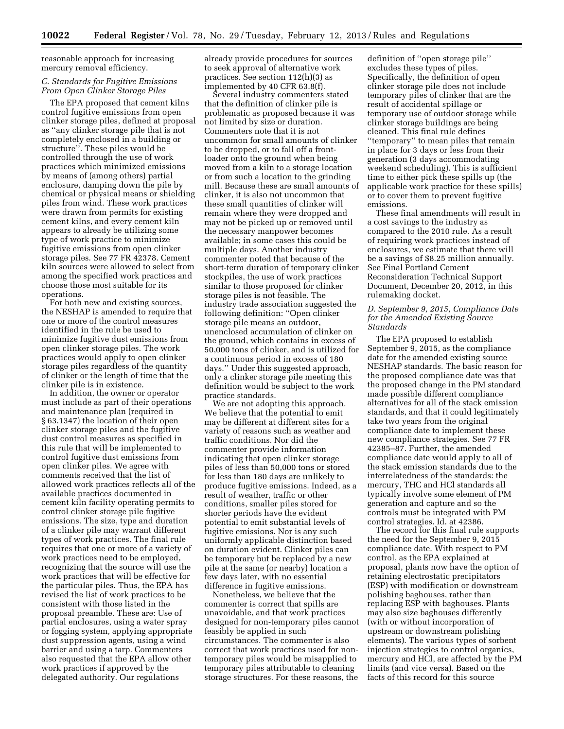reasonable approach for increasing mercury removal efficiency.

### C. Standards for Fugitive Emissions From Open Clinker Storage Piles

The EPA proposed that cement kilns control fugitive emissions from open clinker storage piles, defined at proposal as ''any clinker storage pile that is not completely enclosed in a building or structure''. These piles would be controlled through the use of work practices which minimized emissions by means of (among others) partial enclosure, damping down the pile by chemical or physical means or shielding piles from wind. These work practices were drawn from permits for existing cement kilns, and every cement kiln appears to already be utilizing some type of work practice to minimize fugitive emissions from open clinker storage piles. See 77 FR 42378. Cement kiln sources were allowed to select from among the specified work practices and choose those most suitable for its operations.

For both new and existing sources, the NESHAP is amended to require that one or more of the control measures identified in the rule be used to minimize fugitive dust emissions from open clinker storage piles. The work practices would apply to open clinker storage piles regardless of the quantity of clinker or the length of time that the clinker pile is in existence.

In addition, the owner or operator must include as part of their operations and maintenance plan (required in § 63.1347) the location of their open clinker storage piles and the fugitive dust control measures as specified in this rule that will be implemented to control fugitive dust emissions from open clinker piles. We agree with comments received that the list of allowed work practices reflects all of the available practices documented in cement kiln facility operating permits to control clinker storage pile fugitive emissions. The size, type and duration of a clinker pile may warrant different types of work practices. The final rule requires that one or more of a variety of work practices need to be employed, recognizing that the source will use the work practices that will be effective for the particular piles. Thus, the EPA has revised the list of work practices to be consistent with those listed in the proposal preamble. These are: Use of partial enclosures, using a water spray or fogging system, applying appropriate dust suppression agents, using a wind barrier and using a tarp. Commenters also requested that the EPA allow other work practices if approved by the delegated authority. Our regulations already provide procedures for sources to seek approval of alternative work practices. See section 112(h)(3) as implemented by 40 CFR 63.8(f).

Several industry commenters stated that the definition of clinker pile is problematic as proposed because it was not limited by size or duration. Commenters note that it is not uncommon for small amounts of clinker to be dropped, or to fall off a front-loader onto the ground when being moved from a kiln to a storage location or from such a location to the grinding mill. Because these are small amounts of clinker, it is also not uncommon that these small quantities of clinker will remain where they were dropped and may not be picked up or removed until the necessary manpower becomes available; in some cases this could be multiple days. Another industry commenter noted that because of the short-term duration of temporary clinker stockpiles, the use of work practices similar to those proposed for clinker storage piles is not feasible. The industry trade association suggested the following definition: ''Open clinker storage pile means an outdoor, unenclosed accumulation of clinker on the ground, which contains in excess of 50,000 tons of clinker, and is utilized for a continuous period in excess of 180 days.'' Under this suggested approach, only a clinker storage pile meeting this definition would be subject to the work practice standards.

We are not adopting this approach. We believe that the potential to emit may be different at different sites for a variety of reasons such as weather and traffic conditions. Nor did the commenter provide information indicating that open clinker storage piles of less than 50,000 tons or stored for less than 180 days are unlikely to produce fugitive emissions. Indeed, as a result of weather, traffic or other conditions, smaller piles stored for shorter periods have the evident potential to emit substantial levels of fugitive emissions. Nor is any such uniformly applicable distinction based on duration evident. Clinker piles can be temporary but be replaced by a new pile at the same (or nearby) location a few days later, with no essential difference in fugitive emissions.

Nonetheless, we believe that the commenter is correct that spills are unavoidable, and that work practices designed for non-temporary piles cannot feasibly be applied in such circumstances. The commenter is also correct that work practices used for non-temporary piles would be misapplied to temporary piles attributable to cleaning storage structures. For these reasons, the definition of ''open storage pile'' excludes these types of piles. Specifically, the definition of open clinker storage pile does not include temporary piles of clinker that are the result of accidental spillage or temporary use of outdoor storage while clinker storage buildings are being cleaned. This final rule defines ''temporary'' to mean piles that remain in place for 3 days or less from their generation (3 days accommodating weekend scheduling). This is sufficient time to either pick these spills up (the applicable work practice for these spills) or to cover them to prevent fugitive emissions.

These final amendments will result in a cost savings to the industry as compared to the 2010 rule. As a result of requiring work practices instead of enclosures, we estimate that there will be a savings of $8.25 million annually. See Final Portland Cement Reconsideration Technical Support Document, December 20, 2012, in this rulemaking docket.

### D. September 9, 2015, Compliance Date for the Amended Existing Source Standards

The EPA proposed to establish September 9, 2015, as the compliance date for the amended existing source NESHAP standards. The basic reason for the proposed compliance date was that the proposed change in the PM standard made possible different compliance alternatives for all of the stack emission standards, and that it could legitimately take two years from the original compliance date to implement these new compliance strategies. See 77 FR 42385–87. Further, the amended compliance date would apply to all of the stack emission standards due to the interrelatedness of the standards: the mercury, THC and HCl standards all typically involve some element of PM generation and capture and so the controls must be integrated with PM control strategies. Id. at 42386.

The record for this final rule supports the need for the September 9, 2015 compliance date. With respect to PM control, as the EPA explained at proposal, plants now have the option of retaining electrostatic precipitators (ESP) with modification or downstream polishing baghouses, rather than replacing ESP with baghouses. Plants may also size baghouses differently (with or without incorporation of upstream or downstream polishing elements). The various types of sorbent injection strategies to control organics, mercury and HCl, are affected by the PM limits (and vice versa). Based on the facts of this record for this source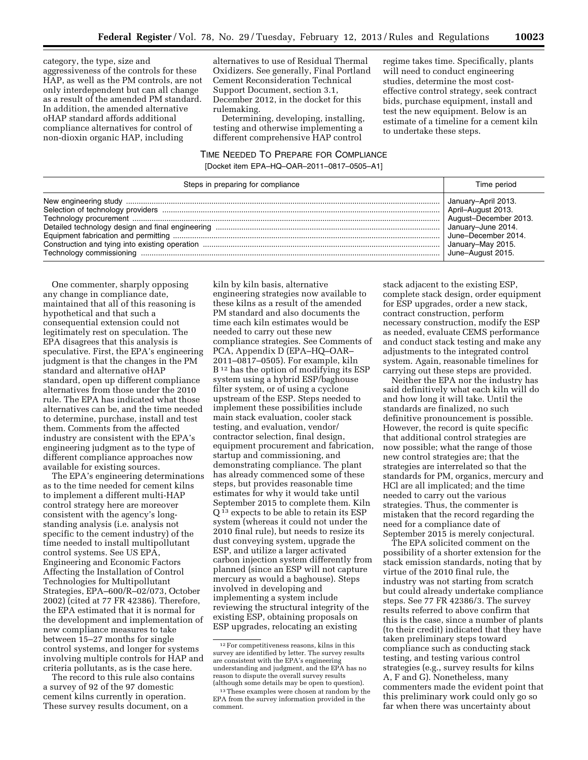category, the type, size and aggressiveness of the controls for these HAP, as well as the PM controls, are not only interdependent but can all change as a result of the amended PM standard. In addition, the amended alternative oHAP standard affords additional compliance alternatives for control of non-dioxin organic HAP, including alternatives to use of Residual Thermal Oxidizers. See generally, Final Portland Cement Reconsideration Technical Support Document, section 3.1, December 2012, in the docket for this rulemaking.

Determining, developing, installing, testing and otherwise implementing a different comprehensive HAP control regime takes time. Specifically, plants will need to conduct engineering studies, determine the most cost-effective control strategy, seek contract bids, purchase equipment, install and test the new equipment. Below is an estimate of a timeline for a cement kiln to undertake these steps.

TIME NEEDED TO PREPARE FOR COMPLIANCE

[Docket item EPA–HQ–OAR–2011–0817–0505–A1]

| Steps in preparing for compliance | Time period |
|---|---|
| New engineering study | January–April 2013. |
| Selection of technology providers | April–August 2013. |
| Technology procurement | August–December 2013. |
| Detailed technology design and final engineering | January–June 2014. |
| Equipment fabrication and permitting | June–December 2014. |
| Construction and tying into existing operation | January–May 2015. |
| Technology commissioning | June–August 2015. |

One commenter, sharply opposing any change in compliance date, maintained that all of this reasoning is hypothetical and that such a consequential extension could not legitimately rest on speculation. The EPA disagrees that this analysis is speculative. First, the EPA's engineering judgment is that the changes in the PM standard and alternative oHAP standard, open up different compliance alternatives from those under the 2010 rule. The EPA has indicated what those alternatives can be, and the time needed to determine, purchase, install and test them. Comments from the affected industry are consistent with the EPA's engineering judgment as to the type of different compliance approaches now available for existing sources.

The EPA's engineering determinations as to the time needed for cement kilns to implement a different multi-HAP control strategy here are moreover consistent with the agency's long-standing analysis (i.e. analysis not specific to the cement industry) of the time needed to install multipollutant control systems. See US EPA, Engineering and Economic Factors Affecting the Installation of Control Technologies for Multipollutant Strategies, EPA–600/R–02/073, October 2002) (cited at 77 FR 42386). Therefore, the EPA estimated that it is normal for the development and implementation of new compliance measures to take between 15–27 months for single control systems, and longer for systems involving multiple controls for HAP and criteria pollutants, as is the case here.

The record to this rule also contains a survey of 92 of the 97 domestic cement kilns currently in operation. These survey results document, on a kiln by kiln basis, alternative engineering strategies now available to these kilns as a result of the amended PM standard and also documents the time each kiln estimates would be needed to carry out these new compliance strategies. See Comments of PCA, Appendix D (EPA–HQ–OAR–2011–0817–0505). For example, kiln B [12] has the option of modifying its ESP system using a hybrid ESP/baghouse filter system, or of using a cyclone upstream of the ESP. Steps needed to implement these possibilities include main stack evaluation, cooler stack testing, and evaluation, vendor/contractor selection, final design, equipment procurement and fabrication, startup and commissioning, and demonstrating compliance. The plant has already commenced some of these steps, but provides reasonable time estimates for why it would take until September 2015 to complete them. Kiln Q [13] expects to be able to retain its ESP system (whereas it could not under the 2010 final rule), but needs to resize its dust conveying system, upgrade the ESP, and utilize a larger activated carbon injection system differently from planned (since an ESP will not capture mercury as would a baghouse). Steps involved in developing and implementing a system include reviewing the structural integrity of the existing ESP, obtaining proposals on ESP upgrades, relocating an existing stack adjacent to the existing ESP, complete stack design, order equipment for ESP upgrades, order a new stack, contract construction, perform necessary construction, modify the ESP as needed, evaluate CEMS performance and conduct stack testing and make any adjustments to the integrated control system. Again, reasonable timelines for carrying out these steps are provided.

Neither the EPA nor the industry has said definitively what each kiln will do and how long it will take. Until the standards are finalized, no such definitive pronouncement is possible. However, the record is quite specific that additional control strategies are now possible; what the range of those new control strategies are; that the strategies are interrelated so that the standards for PM, organics, mercury and HCl are all implicated; and the time needed to carry out the various strategies. Thus, the commenter is mistaken that the record regarding the need for a compliance date of September 2015 is merely conjectural.

The EPA solicited comment on the possibility of a shorter extension for the stack emission standards, noting that by virtue of the 2010 final rule, the industry was not starting from scratch but could already undertake compliance steps. See 77 FR 42386/3. The survey results referred to above confirm that this is the case, since a number of plants (to their credit) indicated that they have taken preliminary steps toward compliance such as conducting stack testing, and testing various control strategies (e.g., survey results for kilns A, F and G). Nonetheless, many commenters made the evident point that this preliminary work could only go so far when there was uncertainty about

[12] For competitiveness reasons, kilns in this survey are identified by letter. The survey results are consistent with the EPA's engineering understanding and judgment, and the EPA has no reason to dispute the overall survey results (although some details may be open to question).

[13] These examples were chosen at random by the EPA from the survey information provided in the comment.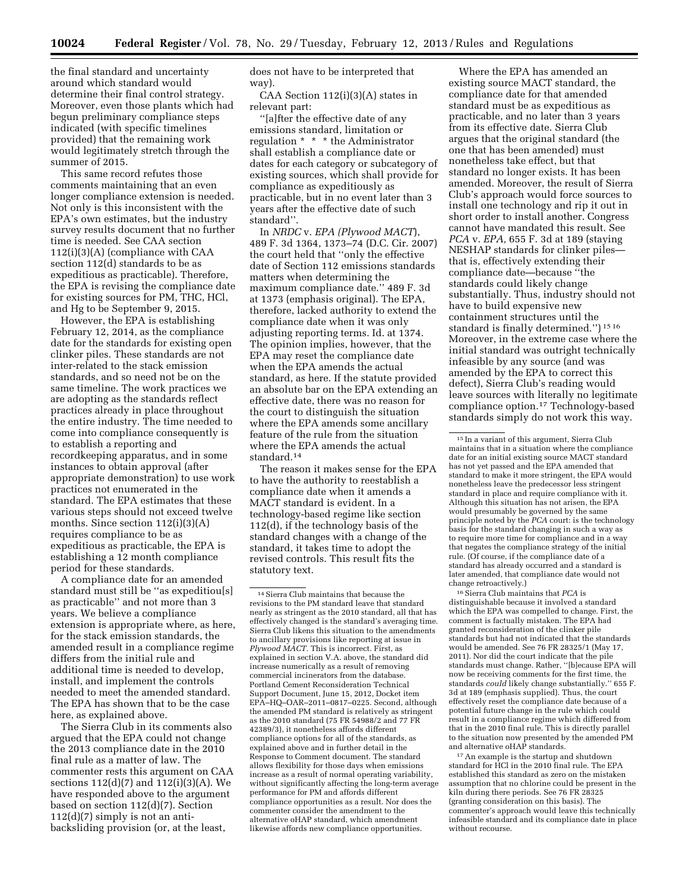the final standard and uncertainty around which standard would determine their final control strategy. Moreover, even those plants which had begun preliminary compliance steps indicated (with specific timelines provided) that the remaining work would legitimately stretch through the summer of 2015.

This same record refutes those comments maintaining that an even longer compliance extension is needed. Not only is this inconsistent with the EPA's own estimates, but the industry survey results document that no further time is needed. See CAA section 112(i)(3)(A) (compliance with CAA section 112(d) standards to be as expeditious as practicable). Therefore, the EPA is revising the compliance date for existing sources for PM, THC, HCl, and Hg to be September 9, 2015.

However, the EPA is establishing February 12, 2014, as the compliance date for the standards for existing open clinker piles. These standards are not inter-related to the stack emission standards, and so need not be on the same timeline. The work practices we are adopting as the standards reflect practices already in place throughout the entire industry. The time needed to come into compliance consequently is to establish a reporting and recordkeeping apparatus, and in some instances to obtain approval (after appropriate demonstration) to use work practices not enumerated in the standard. The EPA estimates that these various steps should not exceed twelve months. Since section 112(i)(3)(A) requires compliance to be as expeditious as practicable, the EPA is establishing a 12 month compliance period for these standards.

A compliance date for an amended standard must still be ''as expeditiou[s] as practicable'' and not more than 3 years. We believe a compliance extension is appropriate where, as here, for the stack emission standards, the amended result in a compliance regime differs from the initial rule and additional time is needed to develop, install, and implement the controls needed to meet the amended standard. The EPA has shown that to be the case here, as explained above.

The Sierra Club in its comments also argued that the EPA could not change the 2013 compliance date in the 2010 final rule as a matter of law. The commenter rests this argument on CAA sections 112(d)(7) and 112(i)(3)(A). We have responded above to the argument based on section 112(d)(7). Section 112(d)(7) simply is not an anti-backsliding provision (or, at the least, does not have to be interpreted that way).

CAA Section 112(i)(3)(A) states in relevant part:

''[a]fter the effective date of any emissions standard, limitation or regulation * * * the Administrator shall establish a compliance date or dates for each category or subcategory of existing sources, which shall provide for compliance as expeditiously as practicable, but in no event later than 3 years after the effective date of such standard''.

In *NRDC* v. *EPA (Plywood MACT)*, 489 F. 3d 1364, 1373–74 (D.C. Cir. 2007) the court held that ''only the effective date of Section 112 emissions standards matters when determining the maximum compliance date.'' 489 F. 3d at 1373 (emphasis original). The EPA, therefore, lacked authority to extend the compliance date when it was only adjusting reporting terms. Id. at 1374. The opinion implies, however, that the EPA may reset the compliance date when the EPA amends the actual standard, as here. If the statute provided an absolute bar on the EPA extending an effective date, there was no reason for the court to distinguish the situation where the EPA amends some ancillary feature of the rule from the situation where the EPA amends the actual standard.[14]

The reason it makes sense for the EPA to have the authority to reestablish a compliance date when it amends a MACT standard is evident. In a technology-based regime like section 112(d), if the technology basis of the standard changes with a change of the standard, it takes time to adopt the revised controls. This result fits the statutory text.

Where the EPA has amended an existing source MACT standard, the compliance date for that amended standard must be as expeditious as practicable, and no later than 3 years from its effective date. Sierra Club argues that the original standard (the one that has been amended) must nonetheless take effect, but that standard no longer exists. It has been amended. Moreover, the result of Sierra Club's approach would force sources to install one technology and rip it out in short order to install another. Congress cannot have mandated this result. See *PCA* v. *EPA*, 655 F. 3d at 189 (staying NESHAP standards for clinker piles—that is, effectively extending their compliance date—because ''the standards could likely change substantially. Thus, industry should not have to build expensive new containment structures until the standard is finally determined.'')[15] [16] Moreover, in the extreme case where the initial standard was outright technically infeasible by any source (and was amended by the EPA to correct this defect), Sierra Club's reading would leave sources with literally no legitimate compliance option.[17] Technology-based standards simply do not work this way.

---

[14] Sierra Club maintains that because the revisions to the PM standard leave that standard nearly as stringent as the 2010 standard, all that has effectively changed is the standard's averaging time. Sierra Club likens this situation to the amendments to ancillary provisions like reporting at issue in *Plywood MACT*. This is incorrect. First, as explained in section V.A. above, the standard did increase numerically as a result of removing commercial incinerators from the database. Portland Cement Reconsideration Technical Support Document, June 15, 2012, Docket item EPA–HQ–OAR–2011–0817–0225. Second, although the amended PM standard is relatively as stringent as the 2010 standard (75 FR 54988/2 and 77 FR 42389/3), it nonetheless affords different compliance options for all of the standards, as explained above and in further detail in the Response to Comment document. The standard allows flexibility for those days when emissions increase as a result of normal operating variability, without significantly affecting the long-term average performance for PM and affords different compliance opportunities as a result. Nor does the commenter consider the amendment to the alternative oHAP standard, which amendment likewise affords new compliance opportunities.

[15] In a variant of this argument, Sierra Club maintains that in a situation where the compliance date for an initial existing source MACT standard has not yet passed and the EPA amended that standard to make it more stringent, the EPA would nonetheless leave the predecessor less stringent standard in place and require compliance with it. Although this situation has not arisen, the EPA would presumably be governed by the same principle noted by the *PCA* court: is the technology basis for the standard changing in such a way as to require more time for compliance and in a way that negates the compliance strategy of the initial rule. (Of course, if the compliance date of a standard has already occurred and a standard is later amended, that compliance date would not change retroactively.)

[16] Sierra Club maintains that *PCA* is distinguishable because it involved a standard which the EPA was compelled to change. First, the comment is factually mistaken. The EPA had granted reconsideration of the clinker pile standards but had not indicated that the standards would be amended. See 76 FR 28325/1 (May 17, 2011). Nor did the court indicate that the pile standards must change. Rather, ''[b]ecause EPA will now be receiving comments for the first time, the standards *could* likely change substantially.'' 655 F. 3d at 189 (emphasis supplied). Thus, the court effectively reset the compliance date because of a potential future change in the rule which could result in a compliance regime which differed from that in the 2010 final rule. This is directly parallel to the situation now presented by the amended PM and alternative oHAP standards.

[17] An example is the startup and shutdown standard for HCl in the 2010 final rule. The EPA established this standard as zero on the mistaken assumption that no chlorine could be present in the kiln during there periods. See 76 FR 28325 (granting consideration on this basis). The commenter's approach would leave this technically infeasible standard and its compliance date in place without recourse.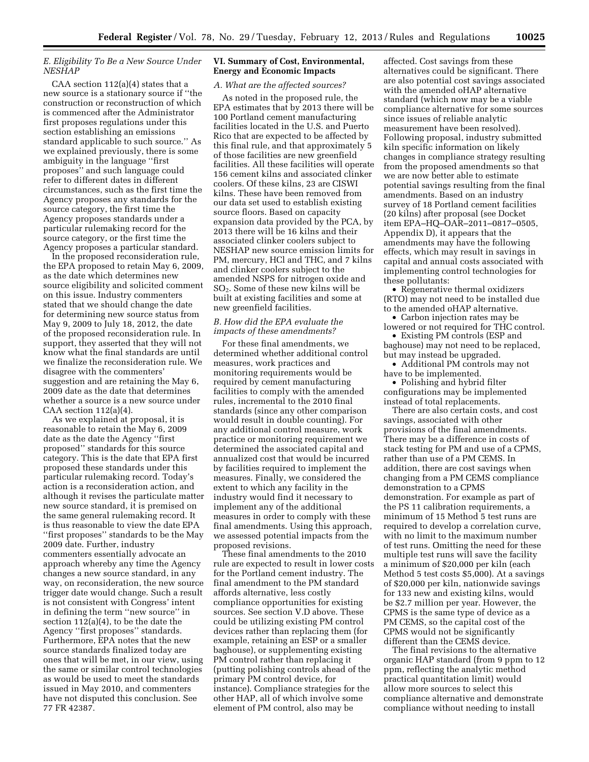### E. Eligibility To Be a New Source Under NESHAP

CAA section 112(a)(4) states that a new source is a stationary source if ''the construction or reconstruction of which is commenced after the Administrator first proposes regulations under this section establishing an emissions standard applicable to such source.'' As we explained previously, there is some ambiguity in the language ''first proposes'' and such language could refer to different dates in different circumstances, such as the first time the Agency proposes any standards for the source category, the first time the Agency proposes standards under a particular rulemaking record for the source category, or the first time the Agency proposes a particular standard.

In the proposed reconsideration rule, the EPA proposed to retain May 6, 2009, as the date which determines new source eligibility and solicited comment on this issue. Industry commenters stated that we should change the date for determining new source status from May 9, 2009 to July 18, 2012, the date of the proposed reconsideration rule. In support, they asserted that they will not know what the final standards are until we finalize the reconsideration rule. We disagree with the commenters' suggestion and are retaining the May 6, 2009 date as the date that determines whether a source is a new source under CAA section 112(a)(4).

As we explained at proposal, it is reasonable to retain the May 6, 2009 date as the date the Agency ''first proposed'' standards for this source category. This is the date that EPA first proposed these standards under this particular rulemaking record. Today's action is a reconsideration action, and although it revises the particulate matter new source standard, it is premised on the same general rulemaking record. It is thus reasonable to view the date EPA ''first proposes'' standards to be the May 2009 date. Further, industry commenters essentially advocate an approach whereby any time the Agency changes a new source standard, in any way, on reconsideration, the new source trigger date would change. Such a result is not consistent with Congress' intent in defining the term ''new source'' in section 112(a)(4), to be the date the Agency ''first proposes'' standards. Furthermore, EPA notes that the new source standards finalized today are ones that will be met, in our view, using the same or similar control technologies as would be used to meet the standards issued in May 2010, and commenters have not disputed this conclusion. See 77 FR 42387.

## VI. Summary of Cost, Environmental, Energy and Economic Impacts

### A. What are the affected sources?

As noted in the proposed rule, the EPA estimates that by 2013 there will be 100 Portland cement manufacturing facilities located in the U.S. and Puerto Rico that are expected to be affected by this final rule, and that approximately 5 of those facilities are new greenfield facilities. All these facilities will operate 156 cement kilns and associated clinker coolers. Of these kilns, 23 are CISWI kilns. These have been removed from our data set used to establish existing source floors. Based on capacity expansion data provided by the PCA, by 2013 there will be 16 kilns and their associated clinker coolers subject to NESHAP new source emission limits for PM, mercury, HCl and THC, and 7 kilns and clinker coolers subject to the amended NSPS for nitrogen oxide and $SO_2$. Some of these new kilns will be built at existing facilities and some at new greenfield facilities.

### B. How did the EPA evaluate the impacts of these amendments?

For these final amendments, we determined whether additional control measures, work practices and monitoring requirements would be required by cement manufacturing facilities to comply with the amended rules, incremental to the 2010 final standards (since any other comparison would result in double counting). For any additional control measure, work practice or monitoring requirement we determined the associated capital and annualized cost that would be incurred by facilities required to implement the measures. Finally, we considered the extent to which any facility in the industry would find it necessary to implement any of the additional measures in order to comply with these final amendments. Using this approach, we assessed potential impacts from the proposed revisions.

These final amendments to the 2010 rule are expected to result in lower costs for the Portland cement industry. The final amendment to the PM standard affords alternative, less costly compliance opportunities for existing sources. See section V.D above. These could be utilizing existing PM control devices rather than replacing them (for example, retaining an ESP or a smaller baghouse), or supplementing existing PM control rather than replacing it (putting polishing controls ahead of the primary PM control device, for instance). Compliance strategies for the other HAP, all of which involve some element of PM control, also may be affected. Cost savings from these alternatives could be significant. There are also potential cost savings associated with the amended oHAP alternative standard (which now may be a viable compliance alternative for some sources since issues of reliable analytic measurement have been resolved). Following proposal, industry submitted kiln specific information on likely changes in compliance strategy resulting from the proposed amendments so that we are now better able to estimate potential savings resulting from the final amendments. Based on an industry survey of 18 Portland cement facilities (20 kilns) after proposal (see Docket item EPA–HQ–OAR–2011–0817–0505, Appendix D), it appears that the amendments may have the following effects, which may result in savings in capital and annual costs associated with implementing control technologies for these pollutants:

- Regenerative thermal oxidizers (RTO) may not need to be installed due to the amended oHAP alternative.
- Carbon injection rates may be lowered or not required for THC control.
- Existing PM controls (ESP and baghouse) may not need to be replaced, but may instead be upgraded.
- Additional PM controls may not have to be implemented.
- Polishing and hybrid filter configurations may be implemented instead of total replacements.

There are also certain costs, and cost savings, associated with other provisions of the final amendments. There may be a difference in costs of stack testing for PM and use of a CPMS, rather than use of a PM CEMS. In addition, there are cost savings when changing from a PM CEMS compliance demonstration to a CPMS demonstration. For example as part of the PS 11 calibration requirements, a minimum of 15 Method 5 test runs are required to develop a correlation curve, with no limit to the maximum number of test runs. Omitting the need for these multiple test runs will save the facility a minimum of $20,000 per kiln (each Method 5 test costs $5,000). At a savings of $20,000 per kiln, nationwide savings for 133 new and existing kilns, would be $2.7 million per year. However, the CPMS is the same type of device as a PM CEMS, so the capital cost of the CPMS would not be significantly different than the CEMS device.

The final revisions to the alternative organic HAP standard (from 9 ppm to 12 ppm, reflecting the analytic method practical quantitation limit) would allow more sources to select this compliance alternative and demonstrate compliance without needing to install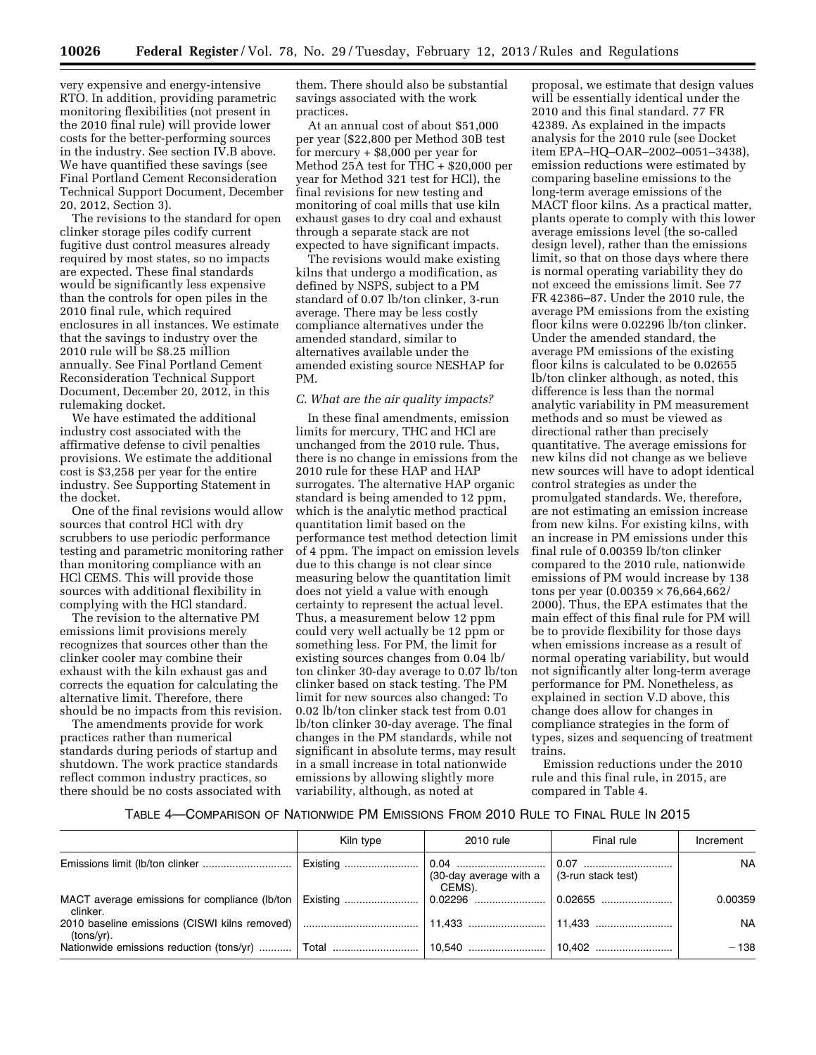very expensive and energy-intensive RTO. In addition, providing parametric monitoring flexibilities (not present in the 2010 final rule) will provide lower costs for the better-performing sources in the industry. See section IV.B above. We have quantified these savings (see Final Portland Cement Reconsideration Technical Support Document, December 20, 2012, Section 3).

The revisions to the standard for open clinker storage piles codify current fugitive dust control measures already required by most states, so no impacts are expected. These final standards would be significantly less expensive than the controls for open piles in the 2010 final rule, which required enclosures in all instances. We estimate that the savings to industry over the 2010 rule will be $8.25 million annually. See Final Portland Cement Reconsideration Technical Support Document, December 20, 2012, in this rulemaking docket.

We have estimated the additional industry cost associated with the affirmative defense to civil penalties provisions. We estimate the additional cost is $3,258 per year for the entire industry. See Supporting Statement in the docket.

One of the final revisions would allow sources that control HCl with dry scrubbers to use periodic performance testing and parametric monitoring rather than monitoring compliance with an HCl CEMS. This will provide those sources with additional flexibility in complying with the HCl standard.

The revision to the alternative PM emissions limit provisions merely recognizes that sources other than the clinker cooler may combine their exhaust with the kiln exhaust gas and corrects the equation for calculating the alternative limit. Therefore, there should be no impacts from this revision.

The amendments provide for work practices rather than numerical standards during periods of startup and shutdown. The work practice standards reflect common industry practices, so there should be no costs associated with them. There should also be substantial savings associated with the work practices.

At an annual cost of about $51,000 per year ($22,800 per Method 30B test for mercury + $8,000 per year for Method 25A test for THC + $20,000 per year for Method 321 test for HCl), the final revisions for new testing and monitoring of coal mills that use kiln exhaust gases to dry coal and exhaust through a separate stack are not expected to have significant impacts.

The revisions would make existing kilns that undergo a modification, as defined by NSPS, subject to a PM standard of 0.07 lb/ton clinker, 3-run average. There may be less costly compliance alternatives under the amended standard, similar to alternatives available under the amended existing source NESHAP for PM.

### *C. What are the air quality impacts?*

In these final amendments, emission limits for mercury, THC and HCl are unchanged from the 2010 rule. Thus, there is no change in emissions from the 2010 rule for these HAP and HAP surrogates. The alternative HAP organic standard is being amended to 12 ppm, which is the analytic method practical quantitation limit based on the performance test method detection limit of 4 ppm. The impact on emission levels due to this change is not clear since measuring below the quantitation limit does not yield a value with enough certainty to represent the actual level. Thus, a measurement below 12 ppm could very well actually be 12 ppm or something less. For PM, the limit for existing sources changes from 0.04 lb/ton clinker 30-day average to 0.07 lb/ton clinker based on stack testing. The PM limit for new sources also changed: To 0.02 lb/ton clinker stack test from 0.01 lb/ton clinker 30-day average. The final changes in the PM standards, while not significant in absolute terms, may result in a small increase in total nationwide emissions by allowing slightly more variability, although, as noted at proposal, we estimate that design values will be essentially identical under the 2010 and this final standard. 77 FR 42389. As explained in the impacts analysis for the 2010 rule (see Docket item EPA–HQ–OAR–2002–0051–3438), emission reductions were estimated by comparing baseline emissions to the long-term average emissions of the MACT floor kilns. As a practical matter, plants operate to comply with this lower average emissions level (the so-called design level), rather than the emissions limit, so that on those days where there is normal operating variability they do not exceed the emissions limit. See 77 FR 42386–87. Under the 2010 rule, the average PM emissions from the existing floor kilns were 0.02296 lb/ton clinker. Under the amended standard, the average PM emissions of the existing floor kilns is calculated to be 0.02655 lb/ton clinker although, as noted, this difference is less than the normal analytic variability in PM measurement methods and so must be viewed as directional rather than precisely quantitative. The average emissions for new kilns did not change as we believe new sources will have to adopt identical control strategies as under the promulgated standards. We, therefore, are not estimating an emission increase from new kilns. For existing kilns, with an increase in PM emissions under this final rule of 0.00359 lb/ton clinker compared to the 2010 rule, nationwide emissions of PM would increase by 138 tons per year ($0.00359 \times 76{,}664{,}662/2000$). Thus, the EPA estimates that the main effect of this final rule for PM will be to provide flexibility for those days when emissions increase as a result of normal operating variability, but would not significantly alter long-term average performance for PM. Nonetheless, as explained in section V.D above, this change does allow for changes in compliance strategies in the form of types, sizes and sequencing of treatment trains.

Emission reductions under the 2010 rule and this final rule, in 2015, are compared in Table 4.

TABLE 4—COMPARISON OF NATIONWIDE PM EMISSIONS FROM 2010 RULE TO FINAL RULE IN 2015

| | Kiln type | 2010 rule | Final rule | Increment |
|---|---|---|---|---|
| Emissions limit (lb/ton clinker | Existing | 0.04 (30-day average with a CEMS). | 0.07 (3-run stack test) | NA |
| MACT average emissions for compliance (lb/ton clinker. | Existing | 0.02296 | 0.02655 | 0.00359 |
| 2010 baseline emissions (CISWI kilns removed) (tons/yr). | | 11,433 | 11,433 | NA |
| Nationwide emissions reduction (tons/yr) | Total | 10,540 | 10,402 | −138 |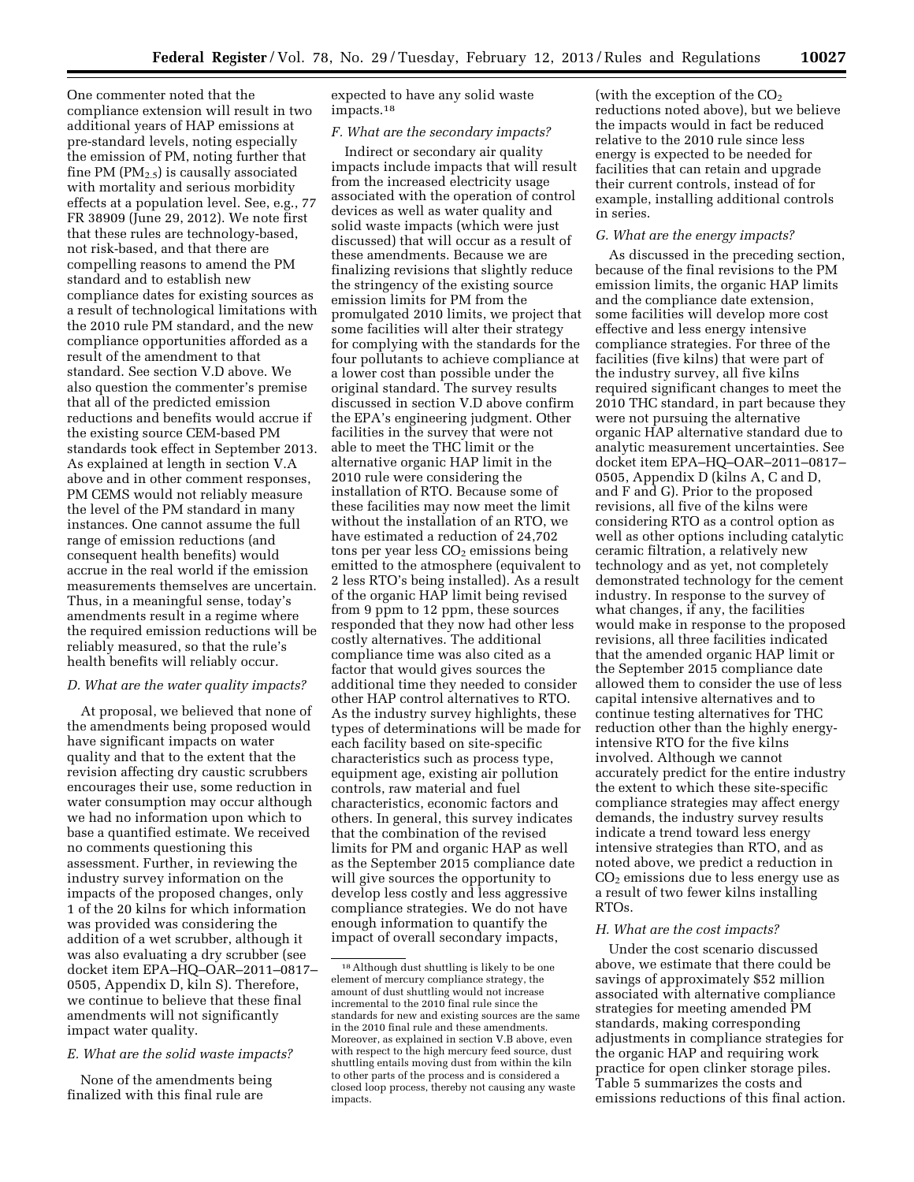One commenter noted that the compliance extension will result in two additional years of HAP emissions at pre-standard levels, noting especially the emission of PM, noting further that fine PM ($PM_{2.5}$) is causally associated with mortality and serious morbidity effects at a population level. See, e.g., 77 FR 38909 (June 29, 2012). We note first that these rules are technology-based, not risk-based, and that there are compelling reasons to amend the PM standard and to establish new compliance dates for existing sources as a result of technological limitations with the 2010 rule PM standard, and the new compliance opportunities afforded as a result of the amendment to that standard. See section V.D above. We also question the commenter's premise that all of the predicted emission reductions and benefits would accrue if the existing source CEM-based PM standards took effect in September 2013. As explained at length in section V.A above and in other comment responses, PM CEMS would not reliably measure the level of the PM standard in many instances. One cannot assume the full range of emission reductions (and consequent health benefits) would accrue in the real world if the emission measurements themselves are uncertain. Thus, in a meaningful sense, today's amendments result in a regime where the required emission reductions will be reliably measured, so that the rule's health benefits will reliably occur.

### *D. What are the water quality impacts?*

At proposal, we believed that none of the amendments being proposed would have significant impacts on water quality and that to the extent that the revision affecting dry caustic scrubbers encourages their use, some reduction in water consumption may occur although we had no information upon which to base a quantified estimate. We received no comments questioning this assessment. Further, in reviewing the industry survey information on the impacts of the proposed changes, only 1 of the 20 kilns for which information was provided was considering the addition of a wet scrubber, although it was also evaluating a dry scrubber (see docket item EPA–HQ–OAR–2011–0817–0505, Appendix D, kiln S). Therefore, we continue to believe that these final amendments will not significantly impact water quality.

### *E. What are the solid waste impacts?*

None of the amendments being finalized with this final rule are expected to have any solid waste impacts.[18]

### *F. What are the secondary impacts?*

Indirect or secondary air quality impacts include impacts that will result from the increased electricity usage associated with the operation of control devices as well as water quality and solid waste impacts (which were just discussed) that will occur as a result of these amendments. Because we are finalizing revisions that slightly reduce the stringency of the existing source emission limits for PM from the promulgated 2010 limits, we project that some facilities will alter their strategy for complying with the standards for the four pollutants to achieve compliance at a lower cost than possible under the original standard. The survey results discussed in section V.D above confirm the EPA's engineering judgment. Other facilities in the survey that were not able to meet the THC limit or the alternative organic HAP limit in the 2010 rule were considering the installation of RTO. Because some of these facilities may now meet the limit without the installation of an RTO, we have estimated a reduction of 24,702 tons per year less $CO_2$ emissions being emitted to the atmosphere (equivalent to 2 less RTO's being installed). As a result of the organic HAP limit being revised from 9 ppm to 12 ppm, these sources responded that they now had other less costly alternatives. The additional compliance time was also cited as a factor that would gives sources the additional time they needed to consider other HAP control alternatives to RTO. As the industry survey highlights, these types of determinations will be made for each facility based on site-specific characteristics such as process type, equipment age, existing air pollution controls, raw material and fuel characteristics, economic factors and others. In general, this survey indicates that the combination of the revised limits for PM and organic HAP as well as the September 2015 compliance date will give sources the opportunity to develop less costly and less aggressive compliance strategies. We do not have enough information to quantify the impact of overall secondary impacts, (with the exception of the $CO_2$ reductions noted above), but we believe the impacts would in fact be reduced relative to the 2010 rule since less energy is expected to be needed for facilities that can retain and upgrade their current controls, instead of for example, installing additional controls in series.

### *G. What are the energy impacts?*

As discussed in the preceding section, because of the final revisions to the PM emission limits, the organic HAP limits and the compliance date extension, some facilities will develop more cost effective and less energy intensive compliance strategies. For three of the facilities (five kilns) that were part of the industry survey, all five kilns required significant changes to meet the 2010 THC standard, in part because they were not pursuing the alternative organic HAP alternative standard due to analytic measurement uncertainties. See docket item EPA–HQ–OAR–2011–0817–0505, Appendix D (kilns A, C and D, and F and G). Prior to the proposed revisions, all five of the kilns were considering RTO as a control option as well as other options including catalytic ceramic filtration, a relatively new technology and as yet, not completely demonstrated technology for the cement industry. In response to the survey of what changes, if any, the facilities would make in response to the proposed revisions, all three facilities indicated that the amended organic HAP limit or the September 2015 compliance date allowed them to consider the use of less capital intensive alternatives and to continue testing alternatives for THC reduction other than the highly energy-intensive RTO for the five kilns involved. Although we cannot accurately predict for the entire industry the extent to which these site-specific compliance strategies may affect energy demands, the industry survey results indicate a trend toward less energy intensive strategies than RTO, and as noted above, we predict a reduction in $CO_2$ emissions due to less energy use as a result of two fewer kilns installing RTOs.

### *H. What are the cost impacts?*

Under the cost scenario discussed above, we estimate that there could be savings of approximately $52 million associated with alternative compliance strategies for meeting amended PM standards, making corresponding adjustments in compliance strategies for the organic HAP and requiring work practice for open clinker storage piles. Table 5 summarizes the costs and emissions reductions of this final action.

---

[18] Although dust shuttling is likely to be one element of mercury compliance strategy, the amount of dust shuttling would not increase incremental to the 2010 final rule since the standards for new and existing sources are the same in the 2010 final rule and these amendments. Moreover, as explained in section V.B above, even with respect to the high mercury feed source, dust shuttling entails moving dust from within the kiln to other parts of the process and is considered a closed loop process, thereby not causing any waste impacts.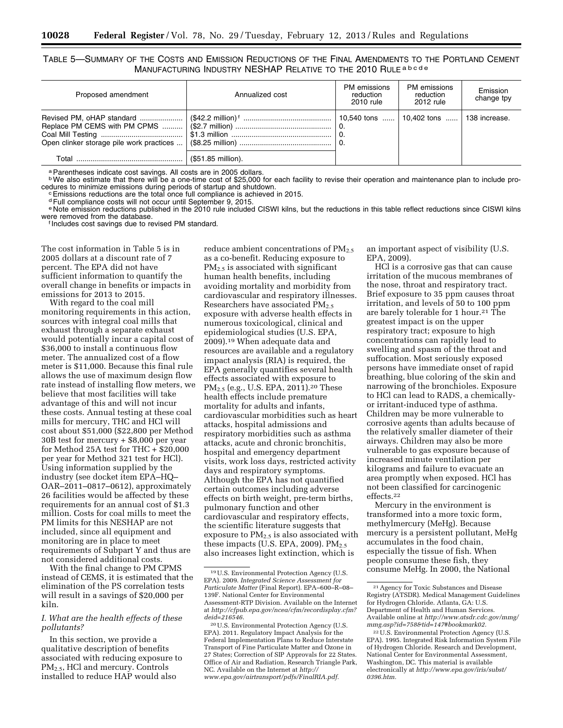TABLE 5—SUMMARY OF THE COSTS AND EMISSION REDUCTIONS OF THE FINAL AMENDMENTS TO THE PORTLAND CEMENT MANUFACTURING INDUSTRY NESHAP RELATIVE TO THE 2010 RULE [a b c d e]

| Proposed amendment | Annualized cost | PM emissions reduction 2010 rule | PM emissions reduction 2012 rule | Emission change tpy |
|---|---|---|---|---|
| Revised PM, oHAP standard | ($42.2 million) [f] | 10,540 tons | 10,402 tons | 138 increase. |
| Replace PM CEMS with PM CPMS | ($2.7 million) | 0. | | |
| Coal Mill Testing | $1.3 million | 0. | | |
| Open clinker storage pile work practices | ($8.25 million) | 0. | | |
| Total | ($51.85 million). | | | |

[a] Parentheses indicate cost savings. All costs are in 2005 dollars.
[b] We also estimate that there will be a one-time cost of $25,000 for each facility to revise their operation and maintenance plan to include procedures to minimize emissions during periods of startup and shutdown.
[c] Emissions reductions are the total once full compliance is achieved in 2015.
[d] Full compliance costs will not occur until September 9, 2015.
[e] Note emission reductions published in the 2010 rule included CISWI kilns, but the reductions in this table reflect reductions since CISWI kilns were removed from the database.
[f] Includes cost savings due to revised PM standard.

The cost information in Table 5 is in 2005 dollars at a discount rate of 7 percent. The EPA did not have sufficient information to quantify the overall change in benefits or impacts in emissions for 2013 to 2015.

With regard to the coal mill monitoring requirements in this action, sources with integral coal mills that exhaust through a separate exhaust would potentially incur a capital cost of $36,000 to install a continuous flow meter. The annualized cost of a flow meter is $11,000. Because this final rule allows the use of maximum design flow rate instead of installing flow meters, we believe that most facilities will take advantage of this and will not incur these costs. Annual testing at these coal mills for mercury, THC and HCl will cost about $51,000 ($22,800 per Method 30B test for mercury + $8,000 per year for Method 25A test for THC + $20,000 per year for Method 321 test for HCl). Using information supplied by the industry (see docket item EPA–HQ–OAR–2011–0817–0612), approximately 26 facilities would be affected by these requirements for an annual cost of $1.3 million. Costs for coal mills to meet the PM limits for this NESHAP are not included, since all equipment and monitoring are in place to meet requirements of Subpart Y and thus are not considered additional costs.

With the final change to PM CPMS instead of CEMS, it is estimated that the elimination of the PS correlation tests will result in a savings of $20,000 per kiln.

### *I. What are the health effects of these pollutants?*

In this section, we provide a qualitative description of benefits associated with reducing exposure to $PM_{2.5}$, HCl and mercury. Controls installed to reduce HAP would also reduce ambient concentrations of $PM_{2.5}$ as a co-benefit. Reducing exposure to $PM_{2.5}$ is associated with significant human health benefits, including avoiding mortality and morbidity from cardiovascular and respiratory illnesses. Researchers have associated $PM_{2.5}$ exposure with adverse health effects in numerous toxicological, clinical and epidemiological studies (U.S. EPA, 2009).[19] When adequate data and resources are available and a regulatory impact analysis (RIA) is required, the EPA generally quantifies several health effects associated with exposure to $PM_{2.5}$ (e.g., U.S. EPA, 2011).[20] These health effects include premature mortality for adults and infants, cardiovascular morbidities such as heart attacks, hospital admissions and respiratory morbidities such as asthma attacks, acute and chronic bronchitis, hospital and emergency department visits, work loss days, restricted activity days and respiratory symptoms. Although the EPA has not quantified certain outcomes including adverse effects on birth weight, pre-term births, pulmonary function and other cardiovascular and respiratory effects, the scientific literature suggests that exposure to $PM_{2.5}$ is also associated with these impacts (U.S. EPA, 2009). $PM_{2.5}$ also increases light extinction, which is an important aspect of visibility (U.S. EPA, 2009).

HCl is a corrosive gas that can cause irritation of the mucous membranes of the nose, throat and respiratory tract. Brief exposure to 35 ppm causes throat irritation, and levels of 50 to 100 ppm are barely tolerable for 1 hour.[21] The greatest impact is on the upper respiratory tract; exposure to high concentrations can rapidly lead to swelling and spasm of the throat and suffocation. Most seriously exposed persons have immediate onset of rapid breathing, blue coloring of the skin and narrowing of the bronchioles. Exposure to HCl can lead to RADS, a chemically- or irritant-induced type of asthma. Children may be more vulnerable to corrosive agents than adults because of the relatively smaller diameter of their airways. Children may also be more vulnerable to gas exposure because of increased minute ventilation per kilograms and failure to evacuate an area promptly when exposed. HCl has not been classified for carcinogenic effects.[22]

Mercury in the environment is transformed into a more toxic form, methylmercury (MeHg). Because mercury is a persistent pollutant, MeHg accumulates in the food chain, especially the tissue of fish. When people consume these fish, they consume MeHg. In 2000, the National

---

[19] U.S. Environmental Protection Agency (U.S. EPA). 2009. *Integrated Science Assessment for Particulate Matter* (Final Report). EPA–600–R–08–139F. National Center for Environmental Assessment-RTP Division. Available on the Internet at *http://cfpub.epa.gov/ncea/cfm/recordisplay.cfm?deid=216546*.

[20] U.S. Environmental Protection Agency (U.S. EPA). 2011. Regulatory Impact Analysis for the Federal Implementation Plans to Reduce Interstate Transport of Fine Particulate Matter and Ozone in 27 States; Correction of SIP Approvals for 22 States. Office of Air and Radiation, Research Triangle Park, NC. Available on the Internet at *http://www.epa.gov/airtransport/pdfs/FinalRIA.pdf*.

[21] Agency for Toxic Substances and Disease Registry (ATSDR). Medical Management Guidelines for Hydrogen Chloride. Atlanta, GA: U.S. Department of Health and Human Services. Available online at *http://www.atsdr.cdc.gov/mmg/mmg.asp?id=758&tid=147#bookmark02*.

[22] U.S. Environmental Protection Agency (U.S. EPA). 1995. Integrated Risk Information System File of Hydrogen Chloride. Research and Development, National Center for Environmental Assessment, Washington, DC. This material is available electronically at *http://www.epa.gov/iris/subst/0396.htm*.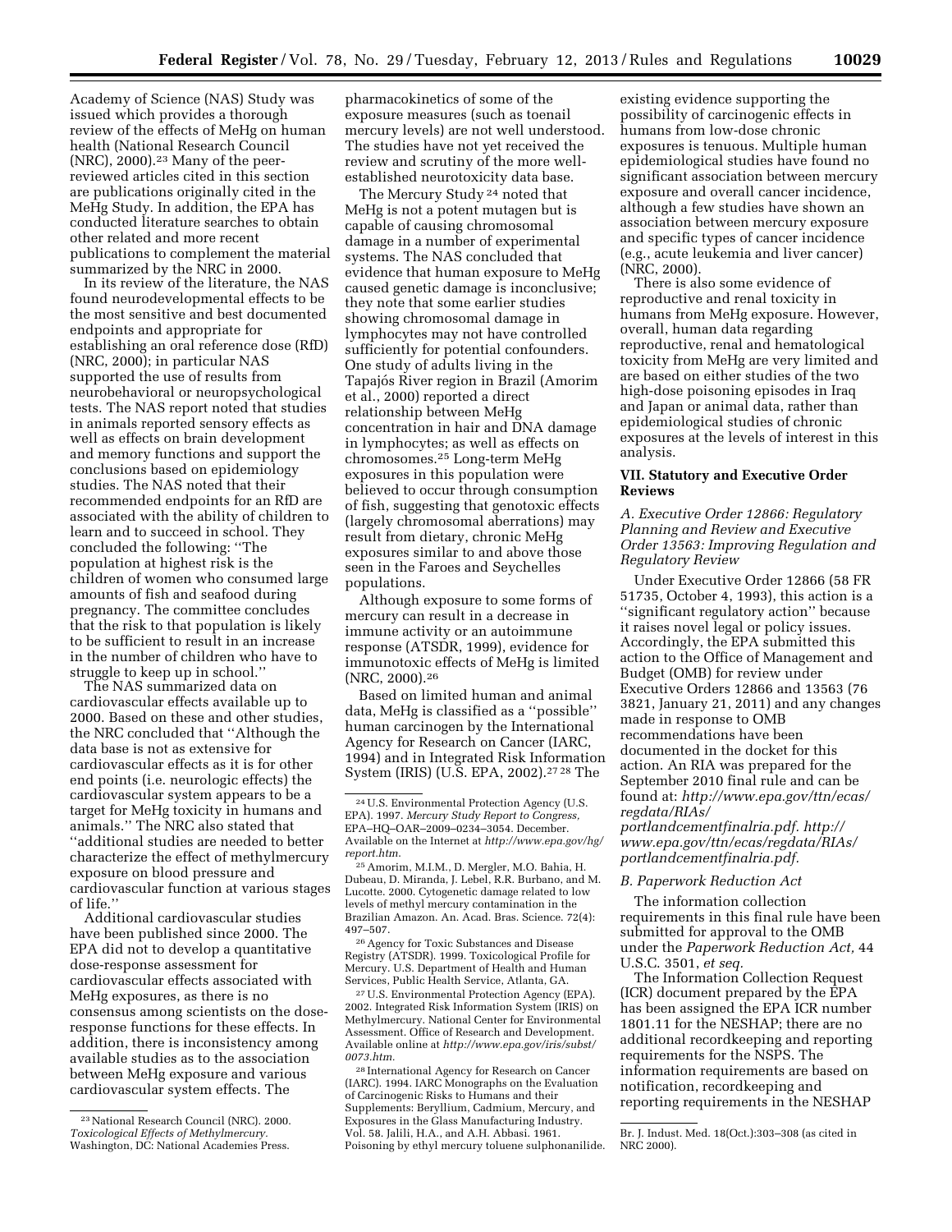Academy of Science (NAS) Study was issued which provides a thorough review of the effects of MeHg on human health (National Research Council (NRC), 2000).[23] Many of the peer-reviewed articles cited in this section are publications originally cited in the MeHg Study. In addition, the EPA has conducted literature searches to obtain other related and more recent publications to complement the material summarized by the NRC in 2000.

In its review of the literature, the NAS found neurodevelopmental effects to be the most sensitive and best documented endpoints and appropriate for establishing an oral reference dose (RfD) (NRC, 2000); in particular NAS supported the use of results from neurobehavioral or neuropsychological tests. The NAS report noted that studies in animals reported sensory effects as well as effects on brain development and memory functions and support the conclusions based on epidemiology studies. The NAS noted that their recommended endpoints for an RfD are associated with the ability of children to learn and to succeed in school. They concluded the following: ''The population at highest risk is the children of women who consumed large amounts of fish and seafood during pregnancy. The committee concludes that the risk to that population is likely to be sufficient to result in an increase in the number of children who have to struggle to keep up in school.''

The NAS summarized data on cardiovascular effects available up to 2000. Based on these and other studies, the NRC concluded that ''Although the data base is not as extensive for cardiovascular effects as it is for other end points (i.e. neurologic effects) the cardiovascular system appears to be a target for MeHg toxicity in humans and animals.'' The NRC also stated that ''additional studies are needed to better characterize the effect of methylmercury exposure on blood pressure and cardiovascular function at various stages of life.''

Additional cardiovascular studies have been published since 2000. The EPA did not to develop a quantitative dose-response assessment for cardiovascular effects associated with MeHg exposures, as there is no consensus among scientists on the dose-response functions for these effects. In addition, there is inconsistency among available studies as to the association between MeHg exposure and various cardiovascular system effects. The pharmacokinetics of some of the exposure measures (such as toenail mercury levels) are not well understood. The studies have not yet received the review and scrutiny of the more well-established neurotoxicity data base.

The Mercury Study[24] noted that MeHg is not a potent mutagen but is capable of causing chromosomal damage in a number of experimental systems. The NAS concluded that evidence that human exposure to MeHg caused genetic damage is inconclusive; they note that some earlier studies showing chromosomal damage in lymphocytes may not have controlled sufficiently for potential confounders. One study of adults living in the Tapajós River region in Brazil (Amorim et al., 2000) reported a direct relationship between MeHg concentration in hair and DNA damage in lymphocytes; as well as effects on chromosomes.[25] Long-term MeHg exposures in this population were believed to occur through consumption of fish, suggesting that genotoxic effects (largely chromosomal aberrations) may result from dietary, chronic MeHg exposures similar to and above those seen in the Faroes and Seychelles populations.

Although exposure to some forms of mercury can result in a decrease in immune activity or an autoimmune response (ATSDR, 1999), evidence for immunotoxic effects of MeHg is limited (NRC, 2000).[26]

Based on limited human and animal data, MeHg is classified as a ''possible'' human carcinogen by the International Agency for Research on Cancer (IARC, 1994) and in Integrated Risk Information System (IRIS) (U.S. EPA, 2002).[27,28] The existing evidence supporting the possibility of carcinogenic effects in humans from low-dose chronic exposures is tenuous. Multiple human epidemiological studies have found no significant association between mercury exposure and overall cancer incidence, although a few studies have shown an association between mercury exposure and specific types of cancer incidence (e.g., acute leukemia and liver cancer) (NRC, 2000).

There is also some evidence of reproductive and renal toxicity in humans from MeHg exposure. However, overall, human data regarding reproductive, renal and hematological toxicity from MeHg are very limited and are based on either studies of the two high-dose poisoning episodes in Iraq and Japan or animal data, rather than epidemiological studies of chronic exposures at the levels of interest in this analysis.

## VII. Statutory and Executive Order Reviews

### *A. Executive Order 12866: Regulatory Planning and Review and Executive Order 13563: Improving Regulation and Regulatory Review*

Under Executive Order 12866 (58 FR 51735, October 4, 1993), this action is a ''significant regulatory action'' because it raises novel legal or policy issues. Accordingly, the EPA submitted this action to the Office of Management and Budget (OMB) for review under Executive Orders 12866 and 13563 (76 3821, January 21, 2011) and any changes made in response to OMB recommendations have been documented in the docket for this action. An RIA was prepared for the September 2010 final rule and can be found at: *http://www.epa.gov/ttn/ecas/regdata/RIAs/portlandcementfinalria.pdf. http://www.epa.gov/ttn/ecas/regdata/RIAs/portlandcementfinalria.pdf.*

### *B. Paperwork Reduction Act*

The information collection requirements in this final rule have been submitted for approval to the OMB under the *Paperwork Reduction Act,* 44 U.S.C. 3501, *et seq.*

The Information Collection Request (ICR) document prepared by the EPA has been assigned the EPA ICR number 1801.11 for the NESHAP; there are no additional recordkeeping and reporting requirements for the NSPS. The information requirements are based on notification, recordkeeping and reporting requirements in the NESHAP

---

[23] National Research Council (NRC). 2000. *Toxicological Effects of Methylmercury.* Washington, DC: National Academies Press.

[24] U.S. Environmental Protection Agency (U.S. EPA). 1997. *Mercury Study Report to Congress,* EPA–HQ–OAR–2009–0234–3054. December. Available on the Internet at *http://www.epa.gov/hg/report.htm.*

[25] Amorim, M.I.M., D. Mergler, M.O. Bahia, H. Dubeau, D. Miranda, J. Lebel, R.R. Burbano, and M. Lucotte. 2000. Cytogenetic damage related to low levels of methyl mercury contamination in the Brazilian Amazon. An. Acad. Bras. Science. 72(4): 497–507.

[26] Agency for Toxic Substances and Disease Registry (ATSDR). 1999. Toxicological Profile for Mercury. U.S. Department of Health and Human Services, Public Health Service, Atlanta, GA.

[27] U.S. Environmental Protection Agency (EPA). 2002. Integrated Risk Information System (IRIS) on Methylmercury. National Center for Environmental Assessment. Office of Research and Development. Available online at *http://www.epa.gov/iris/subst/0073.htm.*

[28] International Agency for Research on Cancer (IARC). 1994. IARC Monographs on the Evaluation of Carcinogenic Risks to Humans and their Supplements: Beryllium, Cadmium, Mercury, and Exposures in the Glass Manufacturing Industry. Vol. 58. Jalili, H.A., and A.H. Abbasi. 1961. Poisoning by ethyl mercury toluene sulphonanilide. Br. J. Indust. Med. 18(Oct.):303–308 (as cited in NRC 2000).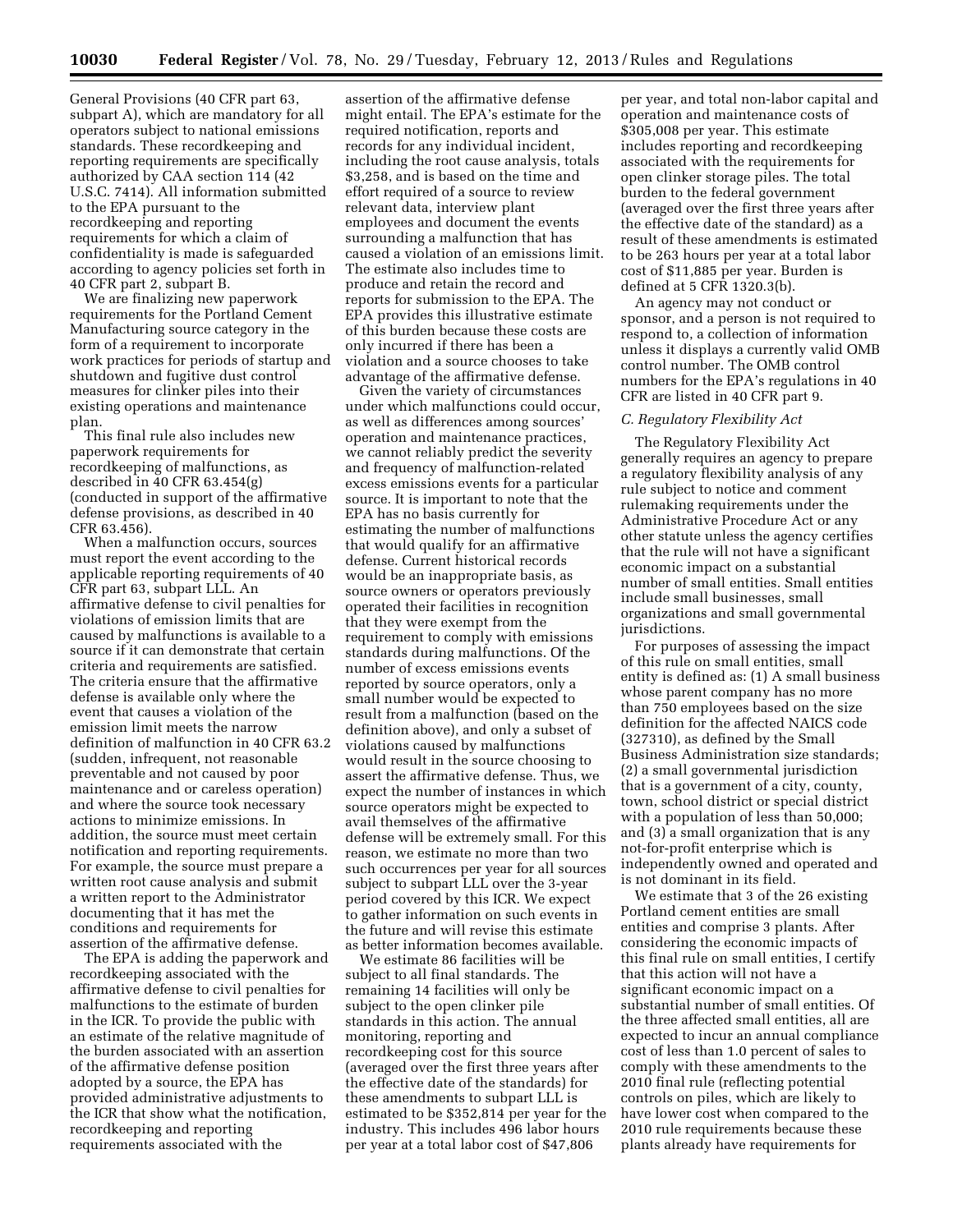General Provisions (40 CFR part 63, subpart A), which are mandatory for all operators subject to national emissions standards. These recordkeeping and reporting requirements are specifically authorized by CAA section 114 (42 U.S.C. 7414). All information submitted to the EPA pursuant to the recordkeeping and reporting requirements for which a claim of confidentiality is made is safeguarded according to agency policies set forth in 40 CFR part 2, subpart B.

We are finalizing new paperwork requirements for the Portland Cement Manufacturing source category in the form of a requirement to incorporate work practices for periods of startup and shutdown and fugitive dust control measures for clinker piles into their existing operations and maintenance plan.

This final rule also includes new paperwork requirements for recordkeeping of malfunctions, as described in 40 CFR 63.454(g) (conducted in support of the affirmative defense provisions, as described in 40 CFR 63.456).

When a malfunction occurs, sources must report the event according to the applicable reporting requirements of 40 CFR part 63, subpart LLL. An affirmative defense to civil penalties for violations of emission limits that are caused by malfunctions is available to a source if it can demonstrate that certain criteria and requirements are satisfied. The criteria ensure that the affirmative defense is available only where the event that causes a violation of the emission limit meets the narrow definition of malfunction in 40 CFR 63.2 (sudden, infrequent, not reasonable preventable and not caused by poor maintenance and or careless operation) and where the source took necessary actions to minimize emissions. In addition, the source must meet certain notification and reporting requirements. For example, the source must prepare a written root cause analysis and submit a written report to the Administrator documenting that it has met the conditions and requirements for assertion of the affirmative defense.

The EPA is adding the paperwork and recordkeeping associated with the affirmative defense to civil penalties for malfunctions to the estimate of burden in the ICR. To provide the public with an estimate of the relative magnitude of the burden associated with an assertion of the affirmative defense position adopted by a source, the EPA has provided administrative adjustments to the ICR that show what the notification, recordkeeping and reporting requirements associated with the assertion of the affirmative defense might entail. The EPA's estimate for the required notification, reports and records for any individual incident, including the root cause analysis, totals $3,258, and is based on the time and effort required of a source to review relevant data, interview plant employees and document the events surrounding a malfunction that has caused a violation of an emissions limit. The estimate also includes time to produce and retain the record and reports for submission to the EPA. The EPA provides this illustrative estimate of this burden because these costs are only incurred if there has been a violation and a source chooses to take advantage of the affirmative defense.

Given the variety of circumstances under which malfunctions could occur, as well as differences among sources' operation and maintenance practices, we cannot reliably predict the severity and frequency of malfunction-related excess emissions events for a particular source. It is important to note that the EPA has no basis currently for estimating the number of malfunctions that would qualify for an affirmative defense. Current historical records would be an inappropriate basis, as source owners or operators previously operated their facilities in recognition that they were exempt from the requirement to comply with emissions standards during malfunctions. Of the number of excess emissions events reported by source operators, only a small number would be expected to result from a malfunction (based on the definition above), and only a subset of violations caused by malfunctions would result in the source choosing to assert the affirmative defense. Thus, we expect the number of instances in which source operators might be expected to avail themselves of the affirmative defense will be extremely small. For this reason, we estimate no more than two such occurrences per year for all sources subject to subpart LLL over the 3-year period covered by this ICR. We expect to gather information on such events in the future and will revise this estimate as better information becomes available.

We estimate 86 facilities will be subject to all final standards. The remaining 14 facilities will only be subject to the open clinker pile standards in this action. The annual monitoring, reporting and recordkeeping cost for this source (averaged over the first three years after the effective date of the standards) for these amendments to subpart LLL is estimated to be $352,814 per year for the industry. This includes 496 labor hours per year at a total labor cost of $47,806 per year, and total non-labor capital and operation and maintenance costs of $305,008 per year. This estimate includes reporting and recordkeeping associated with the requirements for open clinker storage piles. The total burden to the federal government (averaged over the first three years after the effective date of the standard) as a result of these amendments is estimated to be 263 hours per year at a total labor cost of $11,885 per year. Burden is defined at 5 CFR 1320.3(b).

An agency may not conduct or sponsor, and a person is not required to respond to, a collection of information unless it displays a currently valid OMB control number. The OMB control numbers for the EPA's regulations in 40 CFR are listed in 40 CFR part 9.

### *C. Regulatory Flexibility Act*

The Regulatory Flexibility Act generally requires an agency to prepare a regulatory flexibility analysis of any rule subject to notice and comment rulemaking requirements under the Administrative Procedure Act or any other statute unless the agency certifies that the rule will not have a significant economic impact on a substantial number of small entities. Small entities include small businesses, small organizations and small governmental jurisdictions.

For purposes of assessing the impact of this rule on small entities, small entity is defined as: (1) A small business whose parent company has no more than 750 employees based on the size definition for the affected NAICS code (327310), as defined by the Small Business Administration size standards; (2) a small governmental jurisdiction that is a government of a city, county, town, school district or special district with a population of less than 50,000; and (3) a small organization that is any not-for-profit enterprise which is independently owned and operated and is not dominant in its field.

We estimate that 3 of the 26 existing Portland cement entities are small entities and comprise 3 plants. After considering the economic impacts of this final rule on small entities, I certify that this action will not have a significant economic impact on a substantial number of small entities. Of the three affected small entities, all are expected to incur an annual compliance cost of less than 1.0 percent of sales to comply with these amendments to the 2010 final rule (reflecting potential controls on piles, which are likely to have lower cost when compared to the 2010 rule requirements because these plants already have requirements for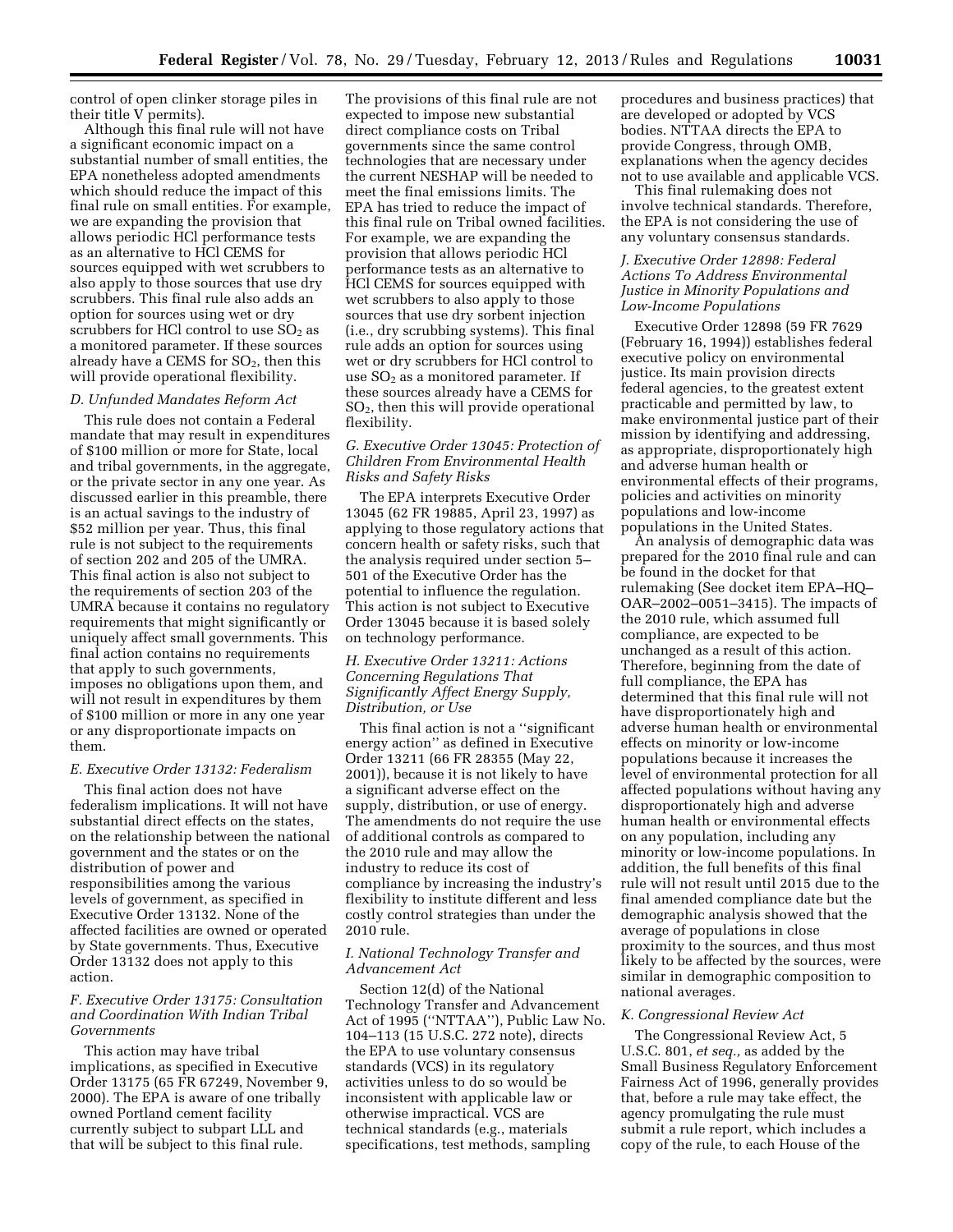control of open clinker storage piles in their title V permits).

Although this final rule will not have a significant economic impact on a substantial number of small entities, the EPA nonetheless adopted amendments which should reduce the impact of this final rule on small entities. For example, we are expanding the provision that allows periodic HCl performance tests as an alternative to HCl CEMS for sources equipped with wet scrubbers to also apply to those sources that use dry scrubbers. This final rule also adds an option for sources using wet or dry scrubbers for HCl control to use $SO_2$ as a monitored parameter. If these sources already have a CEMS for $SO_2$, then this will provide operational flexibility.

### D. Unfunded Mandates Reform Act

This rule does not contain a Federal mandate that may result in expenditures of $100 million or more for State, local and tribal governments, in the aggregate, or the private sector in any one year. As discussed earlier in this preamble, there is an actual savings to the industry of $52 million per year. Thus, this final rule is not subject to the requirements of section 202 and 205 of the UMRA. This final action is also not subject to the requirements of section 203 of the UMRA because it contains no regulatory requirements that might significantly or uniquely affect small governments. This final action contains no requirements that apply to such governments, imposes no obligations upon them, and will not result in expenditures by them of $100 million or more in any one year or any disproportionate impacts on them.

### E. Executive Order 13132: Federalism

This final action does not have federalism implications. It will not have substantial direct effects on the states, on the relationship between the national government and the states or on the distribution of power and responsibilities among the various levels of government, as specified in Executive Order 13132. None of the affected facilities are owned or operated by State governments. Thus, Executive Order 13132 does not apply to this action.

### F. Executive Order 13175: Consultation and Coordination With Indian Tribal Governments

This action may have tribal implications, as specified in Executive Order 13175 (65 FR 67249, November 9, 2000). The EPA is aware of one tribally owned Portland cement facility currently subject to subpart LLL and that will be subject to this final rule. The provisions of this final rule are not expected to impose new substantial direct compliance costs on Tribal governments since the same control technologies that are necessary under the current NESHAP will be needed to meet the final emissions limits. The EPA has tried to reduce the impact of this final rule on Tribal owned facilities. For example, we are expanding the provision that allows periodic HCl performance tests as an alternative to HCl CEMS for sources equipped with wet scrubbers to also apply to those sources that use dry sorbent injection (i.e., dry scrubbing systems). This final rule adds an option for sources using wet or dry scrubbers for HCl control to use $SO_2$ as a monitored parameter. If these sources already have a CEMS for $SO_2$, then this will provide operational flexibility.

### G. Executive Order 13045: Protection of Children From Environmental Health Risks and Safety Risks

The EPA interprets Executive Order 13045 (62 FR 19885, April 23, 1997) as applying to those regulatory actions that concern health or safety risks, such that the analysis required under section 5–501 of the Executive Order has the potential to influence the regulation. This action is not subject to Executive Order 13045 because it is based solely on technology performance.

### H. Executive Order 13211: Actions Concerning Regulations That Significantly Affect Energy Supply, Distribution, or Use

This final action is not a ''significant energy action'' as defined in Executive Order 13211 (66 FR 28355 (May 22, 2001)), because it is not likely to have a significant adverse effect on the supply, distribution, or use of energy. The amendments do not require the use of additional controls as compared to the 2010 rule and may allow the industry to reduce its cost of compliance by increasing the industry's flexibility to institute different and less costly control strategies than under the 2010 rule.

### I. National Technology Transfer and Advancement Act

Section 12(d) of the National Technology Transfer and Advancement Act of 1995 (''NTTAA''), Public Law No. 104–113 (15 U.S.C. 272 note), directs the EPA to use voluntary consensus standards (VCS) in its regulatory activities unless to do so would be inconsistent with applicable law or otherwise impractical. VCS are technical standards (e.g., materials specifications, test methods, sampling procedures and business practices) that are developed or adopted by VCS bodies. NTTAA directs the EPA to provide Congress, through OMB, explanations when the agency decides not to use available and applicable VCS.

This final rulemaking does not involve technical standards. Therefore, the EPA is not considering the use of any voluntary consensus standards.

### J. Executive Order 12898: Federal Actions To Address Environmental Justice in Minority Populations and Low-Income Populations

Executive Order 12898 (59 FR 7629 (February 16, 1994)) establishes federal executive policy on environmental justice. Its main provision directs federal agencies, to the greatest extent practicable and permitted by law, to make environmental justice part of their mission by identifying and addressing, as appropriate, disproportionately high and adverse human health or environmental effects of their programs, policies and activities on minority populations and low-income populations in the United States.

An analysis of demographic data was prepared for the 2010 final rule and can be found in the docket for that rulemaking (See docket item EPA–HQ–OAR–2002–0051–3415). The impacts of the 2010 rule, which assumed full compliance, are expected to be unchanged as a result of this action. Therefore, beginning from the date of full compliance, the EPA has determined that this final rule will not have disproportionately high and adverse human health or environmental effects on minority or low-income populations because it increases the level of environmental protection for all affected populations without having any disproportionately high and adverse human health or environmental effects on any population, including any minority or low-income populations. In addition, the full benefits of this final rule will not result until 2015 due to the final amended compliance date but the demographic analysis showed that the average of populations in close proximity to the sources, and thus most likely to be affected by the sources, were similar in demographic composition to national averages.

### K. Congressional Review Act

The Congressional Review Act, 5 U.S.C. 801, *et seq.,* as added by the Small Business Regulatory Enforcement Fairness Act of 1996, generally provides that, before a rule may take effect, the agency promulgating the rule must submit a rule report, which includes a copy of the rule, to each House of the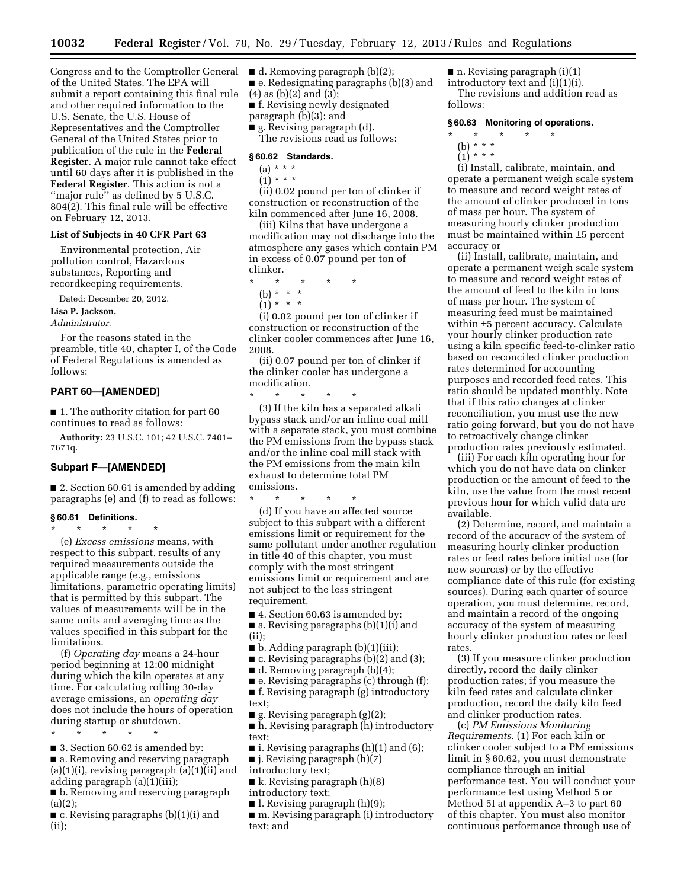Congress and to the Comptroller General of the United States. The EPA will submit a report containing this final rule and other required information to the U.S. Senate, the U.S. House of Representatives and the Comptroller General of the United States prior to publication of the rule in the **Federal Register**. A major rule cannot take effect until 60 days after it is published in the **Federal Register**. This action is not a "major rule" as defined by 5 U.S.C. 804(2). This final rule will be effective on February 12, 2013.

### List of Subjects in 40 CFR Part 63

Environmental protection, Air pollution control, Hazardous substances, Reporting and recordkeeping requirements.

Dated: December 20, 2012.

**Lisa P. Jackson,**

*Administrator.*

For the reasons stated in the preamble, title 40, chapter I, of the Code of Federal Regulations is amended as follows:

## PART 60—[AMENDED]

■ 1. The authority citation for part 60 continues to read as follows:

**Authority:** 23 U.S.C. 101; 42 U.S.C. 7401–7671q.

## Subpart F—[AMENDED]

■ 2. Section 60.61 is amended by adding paragraphs (e) and (f) to read as follows:

### § 60.61 Definitions.

\* \* \* \* \*

(e) *Excess emissions* means, with respect to this subpart, results of any required measurements outside the applicable range (e.g., emissions limitations, parametric operating limits) that is permitted by this subpart. The values of measurements will be in the same units and averaging time as the values specified in this subpart for the limitations.

(f) *Operating day* means a 24-hour period beginning at 12:00 midnight during which the kiln operates at any time. For calculating rolling 30-day average emissions, an *operating day* does not include the hours of operation during startup or shutdown.

\* \* \* \* \*

■ 3. Section 60.62 is amended by:

■ a. Removing and reserving paragraph (a)(1)(i), revising paragraph (a)(1)(ii) and adding paragraph (a)(1)(iii);

■ b. Removing and reserving paragraph (a)(2);

■ c. Revising paragraphs (b)(1)(i) and (ii);

■ d. Removing paragraph (b)(2);

■ e. Redesignating paragraphs (b)(3) and (4) as (b)(2) and (3);

■ f. Revising newly designated paragraph (b)(3); and

■ g. Revising paragraph (d).

The revisions read as follows:

### § 60.62 Standards.

(a) \* \* \*

(1) \* \* \*

(ii) 0.02 pound per ton of clinker if construction or reconstruction of the kiln commenced after June 16, 2008.

(iii) Kilns that have undergone a modification may not discharge into the atmosphere any gases which contain PM in excess of 0.07 pound per ton of clinker.

\* \* \* \* \*

(b) \* \* \*

(1) \* \* \*

(i) 0.02 pound per ton of clinker if construction or reconstruction of the clinker cooler commences after June 16, 2008.

(ii) 0.07 pound per ton of clinker if the clinker cooler has undergone a modification.

\* \* \* \* \*

(3) If the kiln has a separated alkali bypass stack and/or an inline coal mill with a separate stack, you must combine the PM emissions from the bypass stack and/or the inline coal mill stack with the PM emissions from the main kiln exhaust to determine total PM emissions.

\* \* \* \* \*

(d) If you have an affected source subject to this subpart with a different emissions limit or requirement for the same pollutant under another regulation in title 40 of this chapter, you must comply with the most stringent emissions limit or requirement and are not subject to the less stringent requirement.

■ 4. Section 60.63 is amended by:

■ a. Revising paragraphs (b)(1)(i) and (ii);

■ b. Adding paragraph (b)(1)(iii);

■ c. Revising paragraphs (b)(2) and (3);

■ d. Removing paragraph (b)(4);

■ e. Revising paragraphs (c) through (f);

■ f. Revising paragraph (g) introductory text;

■ g. Revising paragraph (g)(2);

■ h. Revising paragraph (h) introductory text;

■ i. Revising paragraphs (h)(1) and (6);

■ j. Revising paragraph (h)(7) introductory text;

■ k. Revising paragraph (h)(8) introductory text;

■ l. Revising paragraph (h)(9);

■ m. Revising paragraph (i) introductory text; and

■ n. Revising paragraph (i)(1) introductory text and (i)(1)(i).

The revisions and addition read as follows:

### § 60.63 Monitoring of operations.

\* \* \* \* \*

(b) \* \* \*

(1) \* \* \*

(i) Install, calibrate, maintain, and operate a permanent weigh scale system to measure and record weight rates of the amount of clinker produced in tons of mass per hour. The system of measuring hourly clinker production must be maintained within ±5 percent accuracy or

(ii) Install, calibrate, maintain, and operate a permanent weigh scale system to measure and record weight rates of the amount of feed to the kiln in tons of mass per hour. The system of measuring feed must be maintained within ±5 percent accuracy. Calculate your hourly clinker production rate using a kiln specific feed-to-clinker ratio based on reconciled clinker production rates determined for accounting purposes and recorded feed rates. This ratio should be updated monthly. Note that if this ratio changes at clinker reconciliation, you must use the new ratio going forward, but you do not have to retroactively change clinker production rates previously estimated.

(iii) For each kiln operating hour for which you do not have data on clinker production or the amount of feed to the kiln, use the value from the most recent previous hour for which valid data are available.

(2) Determine, record, and maintain a record of the accuracy of the system of measuring hourly clinker production rates or feed rates before initial use (for new sources) or by the effective compliance date of this rule (for existing sources). During each quarter of source operation, you must determine, record, and maintain a record of the ongoing accuracy of the system of measuring hourly clinker production rates or feed rates.

(3) If you measure clinker production directly, record the daily clinker production rates; if you measure the kiln feed rates and calculate clinker production, record the daily kiln feed and clinker production rates.

(c) *PM Emissions Monitoring Requirements.* (1) For each kiln or clinker cooler subject to a PM emissions limit in § 60.62, you must demonstrate compliance through an initial performance test. You will conduct your performance test using Method 5 or Method 5I at appendix A–3 to part 60 of this chapter. You must also monitor continuous performance through use of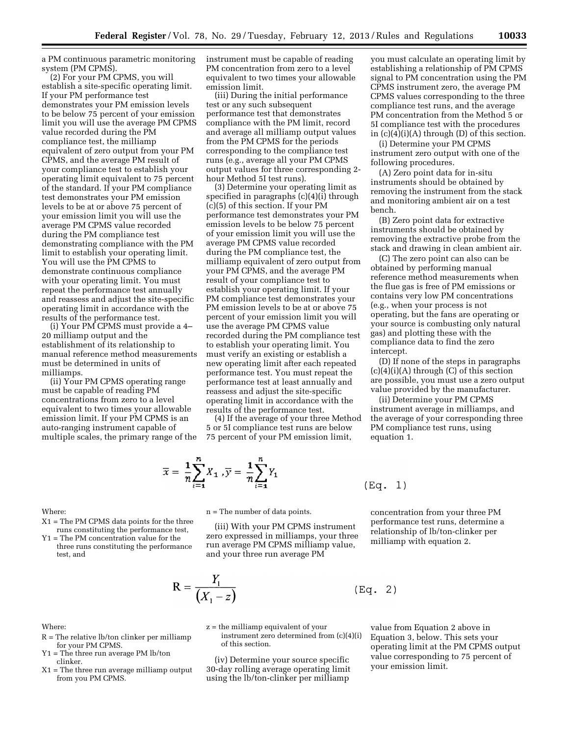a PM continuous parametric monitoring system (PM CPMS).

(2) For your PM CPMS, you will establish a site-specific operating limit. If your PM performance test demonstrates your PM emission levels to be below 75 percent of your emission limit you will use the average PM CPMS value recorded during the PM compliance test, the milliamp equivalent of zero output from your PM CPMS, and the average PM result of your compliance test to establish your operating limit equivalent to 75 percent of the standard. If your PM compliance test demonstrates your PM emission levels to be at or above 75 percent of your emission limit you will use the average PM CPMS value recorded during the PM compliance test demonstrating compliance with the PM limit to establish your operating limit. You will use the PM CPMS to demonstrate continuous compliance with your operating limit. You must repeat the performance test annually and reassess and adjust the site-specific operating limit in accordance with the results of the performance test.

(i) Your PM CPMS must provide a 4–20 milliamp output and the establishment of its relationship to manual reference method measurements must be determined in units of milliamps.

(ii) Your PM CPMS operating range must be capable of reading PM concentrations from zero to a level equivalent to two times your allowable emission limit. If your PM CPMS is an auto-ranging instrument capable of multiple scales, the primary range of the instrument must be capable of reading PM concentration from zero to a level equivalent to two times your allowable emission limit.

(iii) During the initial performance test or any such subsequent performance test that demonstrates compliance with the PM limit, record and average all milliamp output values from the PM CPMS for the periods corresponding to the compliance test runs (e.g., average all your PM CPMS output values for three corresponding 2-hour Method 5I test runs).

(3) Determine your operating limit as specified in paragraphs (c)(4)(i) through (c)(5) of this section. If your PM performance test demonstrates your PM emission levels to be below 75 percent of your emission limit you will use the average PM CPMS value recorded during the PM compliance test, the milliamp equivalent of zero output from your PM CPMS, and the average PM result of your compliance test to establish your operating limit. If your PM compliance test demonstrates your PM emission levels to be at or above 75 percent of your emission limit you will use the average PM CPMS value recorded during the PM compliance test to establish your operating limit. You must verify an existing or establish a new operating limit after each repeated performance test. You must repeat the performance test at least annually and reassess and adjust the site-specific operating limit in accordance with the results of the performance test.

(4) If the average of your three Method 5 or 5I compliance test runs are below 75 percent of your PM emission limit, you must calculate an operating limit by establishing a relationship of PM CPMS signal to PM concentration using the PM CPMS instrument zero, the average PM CPMS values corresponding to the three compliance test runs, and the average PM concentration from the Method 5 or 5I compliance test with the procedures in (c)(4)(i)(A) through (D) of this section.

(i) Determine your PM CPMS instrument zero output with one of the following procedures.

(A) Zero point data for in-situ instruments should be obtained by removing the instrument from the stack and monitoring ambient air on a test bench.

(B) Zero point data for extractive instruments should be obtained by removing the extractive probe from the stack and drawing in clean ambient air.

(C) The zero point can also can be obtained by performing manual reference method measurements when the flue gas is free of PM emissions or contains very low PM concentrations (e.g., when your process is not operating, but the fans are operating or your source is combusting only natural gas) and plotting these with the compliance data to find the zero intercept.

(D) If none of the steps in paragraphs (c)(4)(i)(A) through (C) of this section are possible, you must use a zero output value provided by the manufacturer.

(ii) Determine your PM CPMS instrument average in milliamps, and the average of your corresponding three PM compliance test runs, using equation 1.

$$\bar{x} = \frac{1}{n}\sum_{i=1}^{n} X_1 ,\bar{y} = \frac{1}{n}\sum_{i=1}^{n} Y_1 \qquad \text{(Eq. 1)}$$

Where:

X1 = The PM CPMS data points for the three runs constituting the performance test,

Y1 = The PM concentration value for the three runs constituting the performance test, and

n = The number of data points.

(iii) With your PM CPMS instrument zero expressed in milliamps, your three run average PM CPMS milliamp value, and your three run average PM concentration from your three PM performance test runs, determine a relationship of lb/ton-clinker per milliamp with equation 2.

$$R = \frac{Y_1}{(X_1 - z)} \qquad \text{(Eq. 2)}$$

Where:

R = The relative lb/ton clinker per milliamp for your PM CPMS.

Y1 = The three run average PM lb/ton clinker.

X1 = The three run average milliamp output from you PM CPMS.

z = the milliamp equivalent of your instrument zero determined from (c)(4)(i) of this section.

(iv) Determine your source specific 30-day rolling average operating limit using the lb/ton-clinker per milliamp value from Equation 2 above in Equation 3, below. This sets your operating limit at the PM CPMS output value corresponding to 75 percent of your emission limit.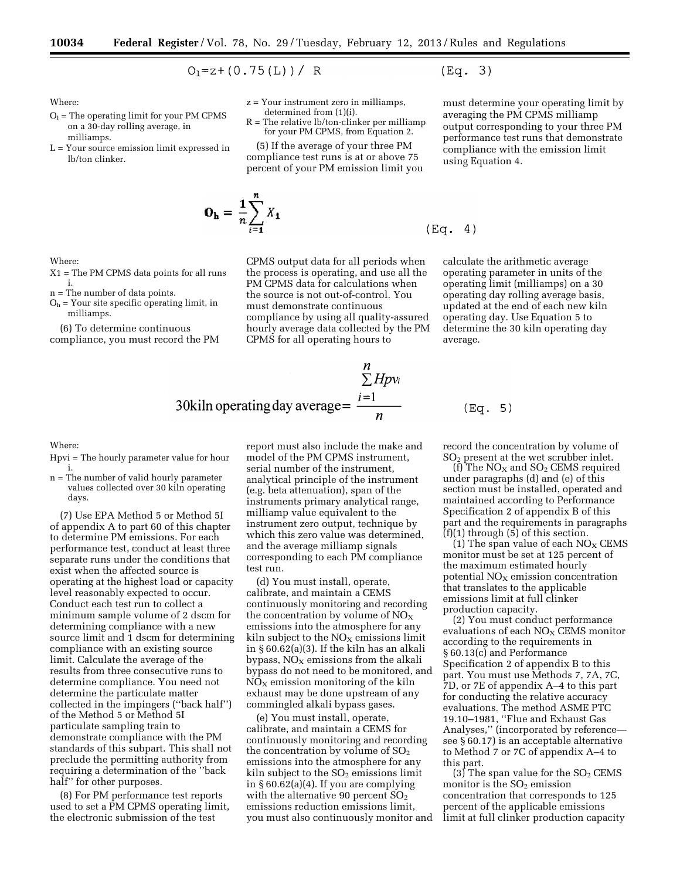$$O_l = z + (0.75(L)) / R \quad \text{(Eq. 3)}$$

Where:

$O_l$ = The operating limit for your PM CPMS on a 30-day rolling average, in milliamps.

L = Your source emission limit expressed in lb/ton clinker.

z = Your instrument zero in milliamps, determined from (1)(i).

R = The relative lb/ton-clinker per milliamp for your PM CPMS, from Equation 2.

(5) If the average of your three PM compliance test runs is at or above 75 percent of your PM emission limit you must determine your operating limit by averaging the PM CPMS milliamp output corresponding to your three PM performance test runs that demonstrate compliance with the emission limit using Equation 4.

$$\mathbf{O_h} = \frac{1}{n}\sum_{i=1}^{n} X_1 \quad \text{(Eq. 4)}$$

Where:

$X_1$ = The PM CPMS data points for all runs i.

n = The number of data points.

$O_h$ = Your site specific operating limit, in milliamps.

(6) To determine continuous compliance, you must record the PM CPMS output data for all periods when the process is operating, and use all the PM CPMS data for calculations when the source is not out-of-control. You must demonstrate continuous compliance by using all quality-assured hourly average data collected by the PM CPMS for all operating hours to calculate the arithmetic average operating parameter in units of the operating limit (milliamps) on a 30 operating day rolling average basis, updated at the end of each new kiln operating day. Use Equation 5 to determine the 30 kiln operating day average.

$$\text{30kiln operating day average} = \frac{\sum_{i=1}^{n} Hpv_i}{n} \quad \text{(Eq. 5)}$$

Where:

$Hpv_i$ = The hourly parameter value for hour i.

n = The number of valid hourly parameter values collected over 30 kiln operating days.

(7) Use EPA Method 5 or Method 5I of appendix A to part 60 of this chapter to determine PM emissions. For each performance test, conduct at least three separate runs under the conditions that exist when the affected source is operating at the highest load or capacity level reasonably expected to occur. Conduct each test run to collect a minimum sample volume of 2 dscm for determining compliance with a new source limit and 1 dscm for determining compliance with an existing source limit. Calculate the average of the results from three consecutive runs to determine compliance. You need not determine the particulate matter collected in the impingers (''back half'') of the Method 5 or Method 5I particulate sampling train to demonstrate compliance with the PM standards of this subpart. This shall not preclude the permitting authority from requiring a determination of the ''back half'' for other purposes.

(8) For PM performance test reports used to set a PM CPMS operating limit, the electronic submission of the test report must also include the make and model of the PM CPMS instrument, serial number of the instrument, analytical principle of the instrument (e.g. beta attenuation), span of the instruments primary analytical range, milliamp value equivalent to the instrument zero output, technique by which this zero value was determined, and the average milliamp signals corresponding to each PM compliance test run.

(d) You must install, operate, calibrate, and maintain a CEMS continuously monitoring and recording the concentration by volume of $NO_X$ emissions into the atmosphere for any kiln subject to the $NO_X$ emissions limit in § 60.62(a)(3). If the kiln has an alkali bypass, $NO_X$ emissions from the alkali bypass do not need to be monitored, and $NO_X$ emission monitoring of the kiln exhaust may be done upstream of any commingled alkali bypass gases.

(e) You must install, operate, calibrate, and maintain a CEMS for continuously monitoring and recording the concentration by volume of $SO_2$ emissions into the atmosphere for any kiln subject to the $SO_2$ emissions limit in § 60.62(a)(4). If you are complying with the alternative 90 percent $SO_2$ emissions reduction emissions limit, you must also continuously monitor and record the concentration by volume of $SO_2$ present at the wet scrubber inlet.

(f) The $NO_X$ and $SO_2$ CEMS required under paragraphs (d) and (e) of this section must be installed, operated and maintained according to Performance Specification 2 of appendix B of this part and the requirements in paragraphs (f)(1) through (5) of this section.

(1) The span value of each $NO_X$ CEMS monitor must be set at 125 percent of the maximum estimated hourly potential $NO_X$ emission concentration that translates to the applicable emissions limit at full clinker production capacity.

(2) You must conduct performance evaluations of each $NO_X$ CEMS monitor according to the requirements in § 60.13(c) and Performance Specification 2 of appendix B to this part. You must use Methods 7, 7A, 7C, 7D, or 7E of appendix A–4 to this part for conducting the relative accuracy evaluations. The method ASME PTC 19.10–1981, ''Flue and Exhaust Gas Analyses,'' (incorporated by reference—see § 60.17) is an acceptable alternative to Method 7 or 7C of appendix A–4 to this part.

(3) The span value for the $SO_2$ CEMS monitor is the $SO_2$ emission concentration that corresponds to 125 percent of the applicable emissions limit at full clinker production capacity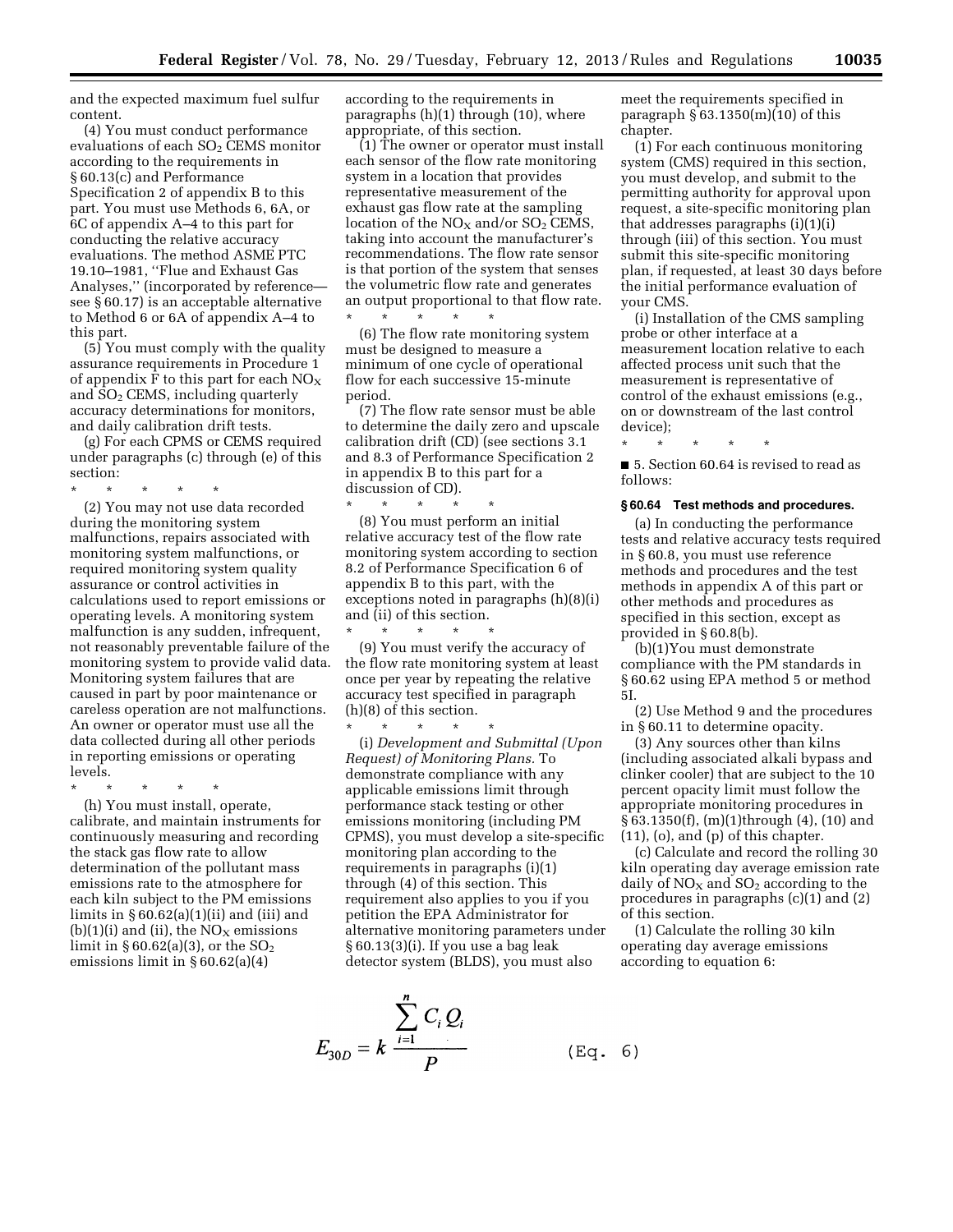and the expected maximum fuel sulfur content.

(4) You must conduct performance evaluations of each $SO_2$ CEMS monitor according to the requirements in § 60.13(c) and Performance Specification 2 of appendix B to this part. You must use Methods 6, 6A, or 6C of appendix A–4 to this part for conducting the relative accuracy evaluations. The method ASME PTC 19.10–1981, ''Flue and Exhaust Gas Analyses,'' (incorporated by reference—see § 60.17) is an acceptable alternative to Method 6 or 6A of appendix A–4 to this part.

(5) You must comply with the quality assurance requirements in Procedure 1 of appendix F to this part for each $NO_X$ and $SO_2$ CEMS, including quarterly accuracy determinations for monitors, and daily calibration drift tests.

(g) For each CPMS or CEMS required under paragraphs (c) through (e) of this section:

\* \* \* \* \*

(2) You may not use data recorded during the monitoring system malfunctions, repairs associated with monitoring system malfunctions, or required monitoring system quality assurance or control activities in calculations used to report emissions or operating levels. A monitoring system malfunction is any sudden, infrequent, not reasonably preventable failure of the monitoring system to provide valid data. Monitoring system failures that are caused in part by poor maintenance or careless operation are not malfunctions. An owner or operator must use all the data collected during all other periods in reporting emissions or operating levels.

\* \* \* \* \*

(h) You must install, operate, calibrate, and maintain instruments for continuously measuring and recording the stack gas flow rate to allow determination of the pollutant mass emissions rate to the atmosphere for each kiln subject to the PM emissions limits in § 60.62(a)(1)(ii) and (iii) and (b)(1)(i) and (ii), the $NO_X$ emissions limit in § 60.62(a)(3), or the $SO_2$ emissions limit in § 60.62(a)(4) according to the requirements in paragraphs (h)(1) through (10), where appropriate, of this section.

(1) The owner or operator must install each sensor of the flow rate monitoring system in a location that provides representative measurement of the exhaust gas flow rate at the sampling location of the $NO_X$ and/or $SO_2$ CEMS, taking into account the manufacturer's recommendations. The flow rate sensor is that portion of the system that senses the volumetric flow rate and generates an output proportional to that flow rate.

\* \* \* \* \*

(6) The flow rate monitoring system must be designed to measure a minimum of one cycle of operational flow for each successive 15-minute period.

(7) The flow rate sensor must be able to determine the daily zero and upscale calibration drift (CD) (see sections 3.1 and 8.3 of Performance Specification 2 in appendix B to this part for a discussion of CD).

\* \* \* \* \*

(8) You must perform an initial relative accuracy test of the flow rate monitoring system according to section 8.2 of Performance Specification 6 of appendix B to this part, with the exceptions noted in paragraphs (h)(8)(i) and (ii) of this section.

\* \* \* \* \*

(9) You must verify the accuracy of the flow rate monitoring system at least once per year by repeating the relative accuracy test specified in paragraph (h)(8) of this section.

\* \* \* \* \*

(i) *Development and Submittal (Upon Request) of Monitoring Plans.* To demonstrate compliance with any applicable emissions limit through performance stack testing or other emissions monitoring (including PM CPMS), you must develop a site-specific monitoring plan according to the requirements in paragraphs (i)(1) through (4) of this section. This requirement also applies to you if you petition the EPA Administrator for alternative monitoring parameters under § 60.13(3)(i). If you use a bag leak detector system (BLDS), you must also meet the requirements specified in paragraph § 63.1350(m)(10) of this chapter.

(1) For each continuous monitoring system (CMS) required in this section, you must develop, and submit to the permitting authority for approval upon request, a site-specific monitoring plan that addresses paragraphs (i)(1)(i) through (iii) of this section. You must submit this site-specific monitoring plan, if requested, at least 30 days before the initial performance evaluation of your CMS.

(i) Installation of the CMS sampling probe or other interface at a measurement location relative to each affected process unit such that the measurement is representative of control of the exhaust emissions (e.g., on or downstream of the last control device);

\* \* \* \* \*

■ 5. Section 60.64 is revised to read as follows:

### § 60.64 Test methods and procedures.

(a) In conducting the performance tests and relative accuracy tests required in § 60.8, you must use reference methods and procedures and the test methods in appendix A of this part or other methods and procedures as specified in this section, except as provided in § 60.8(b).

(b)(1)You must demonstrate compliance with the PM standards in § 60.62 using EPA method 5 or method 5I.

(2) Use Method 9 and the procedures in § 60.11 to determine opacity.

(3) Any sources other than kilns (including associated alkali bypass and clinker cooler) that are subject to the 10 percent opacity limit must follow the appropriate monitoring procedures in § 63.1350(f), (m)(1)through (4), (10) and (11), (o), and (p) of this chapter.

(c) Calculate and record the rolling 30 kiln operating day average emission rate daily of $NO_X$ and $SO_2$ according to the procedures in paragraphs (c)(1) and (2) of this section.

(1) Calculate the rolling 30 kiln operating day average emissions according to equation 6:

$$E_{30D} = k \frac{\sum_{i=1}^{n} C_i Q_i}{P} \qquad \text{(Eq. 6)}$$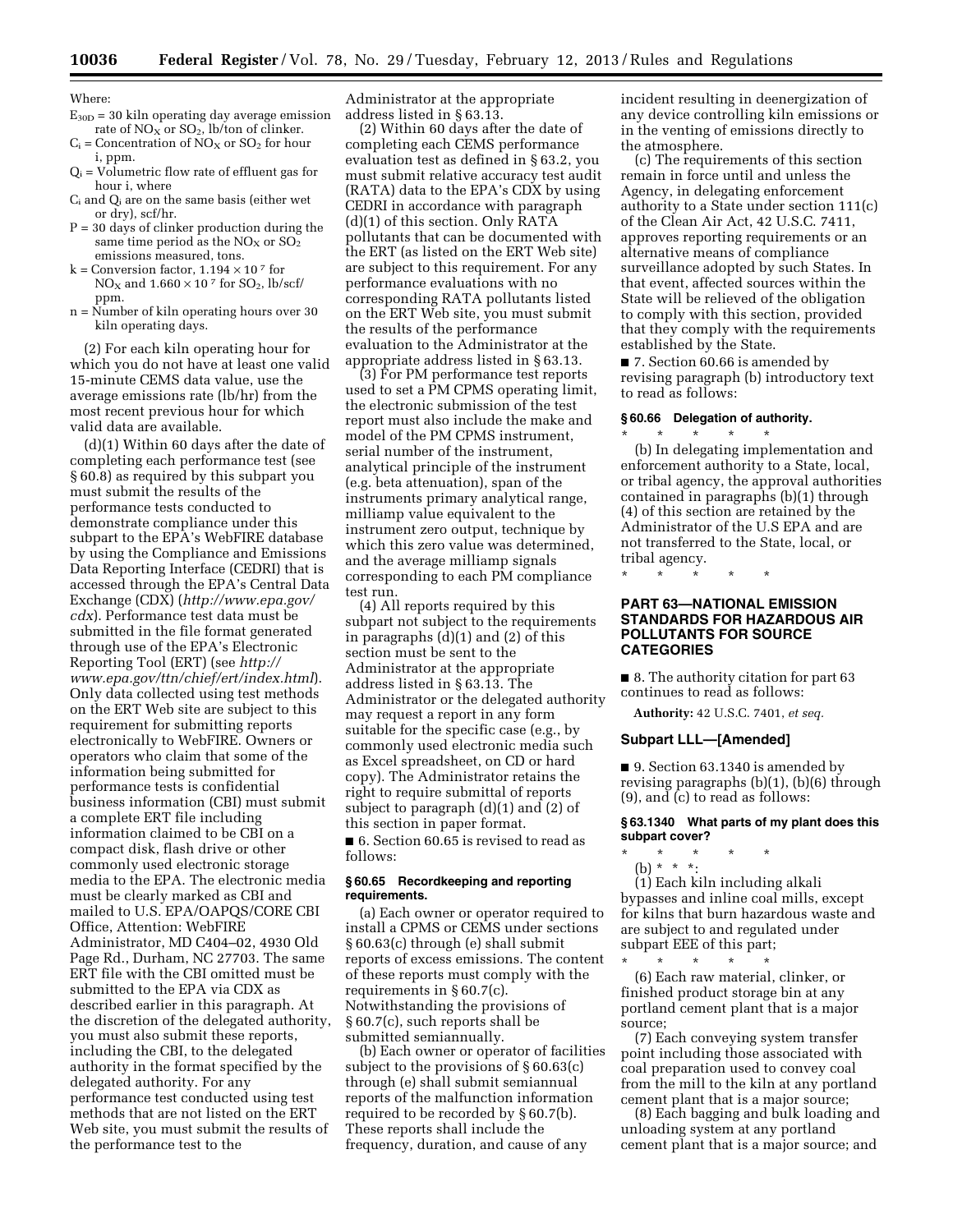Where:

$E_{30D}$ = 30 kiln operating day average emission rate of $NO_X$ or $SO_2$, lb/ton of clinker.

$C_i$ = Concentration of $NO_X$ or $SO_2$ for hour i, ppm.

$Q_i$ = Volumetric flow rate of effluent gas for hour i, where

$C_i$ and $Q_i$ are on the same basis (either wet or dry), scf/hr.

P = 30 days of clinker production during the same time period as the $NO_X$ or $SO_2$ emissions measured, tons.

k = Conversion factor, $1.194 \times 10^{-7}$ for $NO_X$ and $1.660 \times 10^{-7}$ for $SO_2$, lb/scf/ppm.

n = Number of kiln operating hours over 30 kiln operating days.

(2) For each kiln operating hour for which you do not have at least one valid 15-minute CEMS data value, use the average emissions rate (lb/hr) from the most recent previous hour for which valid data are available.

(d)(1) Within 60 days after the date of completing each performance test (see § 60.8) as required by this subpart you must submit the results of the performance tests conducted to demonstrate compliance under this subpart to the EPA's WebFIRE database by using the Compliance and Emissions Data Reporting Interface (CEDRI) that is accessed through the EPA's Central Data Exchange (CDX) (*http://www.epa.gov/cdx*). Performance test data must be submitted in the file format generated through use of the EPA's Electronic Reporting Tool (ERT) (see *http://www.epa.gov/ttn/chief/ert/index.html*). Only data collected using test methods on the ERT Web site are subject to this requirement for submitting reports electronically to WebFIRE. Owners or operators who claim that some of the information being submitted for performance tests is confidential business information (CBI) must submit a complete ERT file including information claimed to be CBI on a compact disk, flash drive or other commonly used electronic storage media to the EPA. The electronic media must be clearly marked as CBI and mailed to U.S. EPA/OAPQS/CORE CBI Office, Attention: WebFIRE Administrator, MD C404–02, 4930 Old Page Rd., Durham, NC 27703. The same ERT file with the CBI omitted must be submitted to the EPA via CDX as described earlier in this paragraph. At the discretion of the delegated authority, you must also submit these reports, including the CBI, to the delegated authority in the format specified by the delegated authority. For any performance test conducted using test methods that are not listed on the ERT Web site, you must submit the results of the performance test to the Administrator at the appropriate address listed in § 63.13.

(2) Within 60 days after the date of completing each CEMS performance evaluation test as defined in § 63.2, you must submit relative accuracy test audit (RATA) data to the EPA's CDX by using CEDRI in accordance with paragraph (d)(1) of this section. Only RATA pollutants that can be documented with the ERT (as listed on the ERT Web site) are subject to this requirement. For any performance evaluations with no corresponding RATA pollutants listed on the ERT Web site, you must submit the results of the performance evaluation to the Administrator at the appropriate address listed in § 63.13.

(3) For PM performance test reports used to set a PM CPMS operating limit, the electronic submission of the test report must also include the make and model of the PM CPMS instrument, serial number of the instrument, analytical principle of the instrument (e.g. beta attenuation), span of the instruments primary analytical range, milliamp value equivalent to the instrument zero output, technique by which this zero value was determined, and the average milliamp signals corresponding to each PM compliance test run.

(4) All reports required by this subpart not subject to the requirements in paragraphs (d)(1) and (2) of this section must be sent to the Administrator at the appropriate address listed in § 63.13. The Administrator or the delegated authority may request a report in any form suitable for the specific case (e.g., by commonly used electronic media such as Excel spreadsheet, on CD or hard copy). The Administrator retains the right to require submittal of reports subject to paragraph (d)(1) and (2) of this section in paper format.

■ 6. Section 60.65 is revised to read as follows:

### § 60.65 Recordkeeping and reporting requirements.

(a) Each owner or operator required to install a CPMS or CEMS under sections § 60.63(c) through (e) shall submit reports of excess emissions. The content of these reports must comply with the requirements in § 60.7(c). Notwithstanding the provisions of § 60.7(c), such reports shall be submitted semiannually.

(b) Each owner or operator of facilities subject to the provisions of § 60.63(c) through (e) shall submit semiannual reports of the malfunction information required to be recorded by § 60.7(b). These reports shall include the frequency, duration, and cause of any incident resulting in deenergization of any device controlling kiln emissions or in the venting of emissions directly to the atmosphere.

(c) The requirements of this section remain in force until and unless the Agency, in delegating enforcement authority to a State under section 111(c) of the Clean Air Act, 42 U.S.C. 7411, approves reporting requirements or an alternative means of compliance surveillance adopted by such States. In that event, affected sources within the State will be relieved of the obligation to comply with this section, provided that they comply with the requirements established by the State.

■ 7. Section 60.66 is amended by revising paragraph (b) introductory text to read as follows:

### § 60.66 Delegation of authority.

\* \* \* \* \*

(b) In delegating implementation and enforcement authority to a State, local, or tribal agency, the approval authorities contained in paragraphs (b)(1) through (4) of this section are retained by the Administrator of the U.S EPA and are not transferred to the State, local, or tribal agency.

\* \* \* \* \*

## PART 63—NATIONAL EMISSION STANDARDS FOR HAZARDOUS AIR POLLUTANTS FOR SOURCE CATEGORIES

■ 8. The authority citation for part 63 continues to read as follows:

**Authority:** 42 U.S.C. 7401, *et seq.*

### Subpart LLL—[Amended]

■ 9. Section 63.1340 is amended by revising paragraphs (b)(1), (b)(6) through (9), and (c) to read as follows:

### § 63.1340 What parts of my plant does this subpart cover?

\* \* \* \* \*

(b) \* \* \*:

(1) Each kiln including alkali bypasses and inline coal mills, except for kilns that burn hazardous waste and are subject to and regulated under subpart EEE of this part;

\* \* \* \* \*

(6) Each raw material, clinker, or finished product storage bin at any portland cement plant that is a major source;

(7) Each conveying system transfer point including those associated with coal preparation used to convey coal from the mill to the kiln at any portland cement plant that is a major source;

(8) Each bagging and bulk loading and unloading system at any portland cement plant that is a major source; and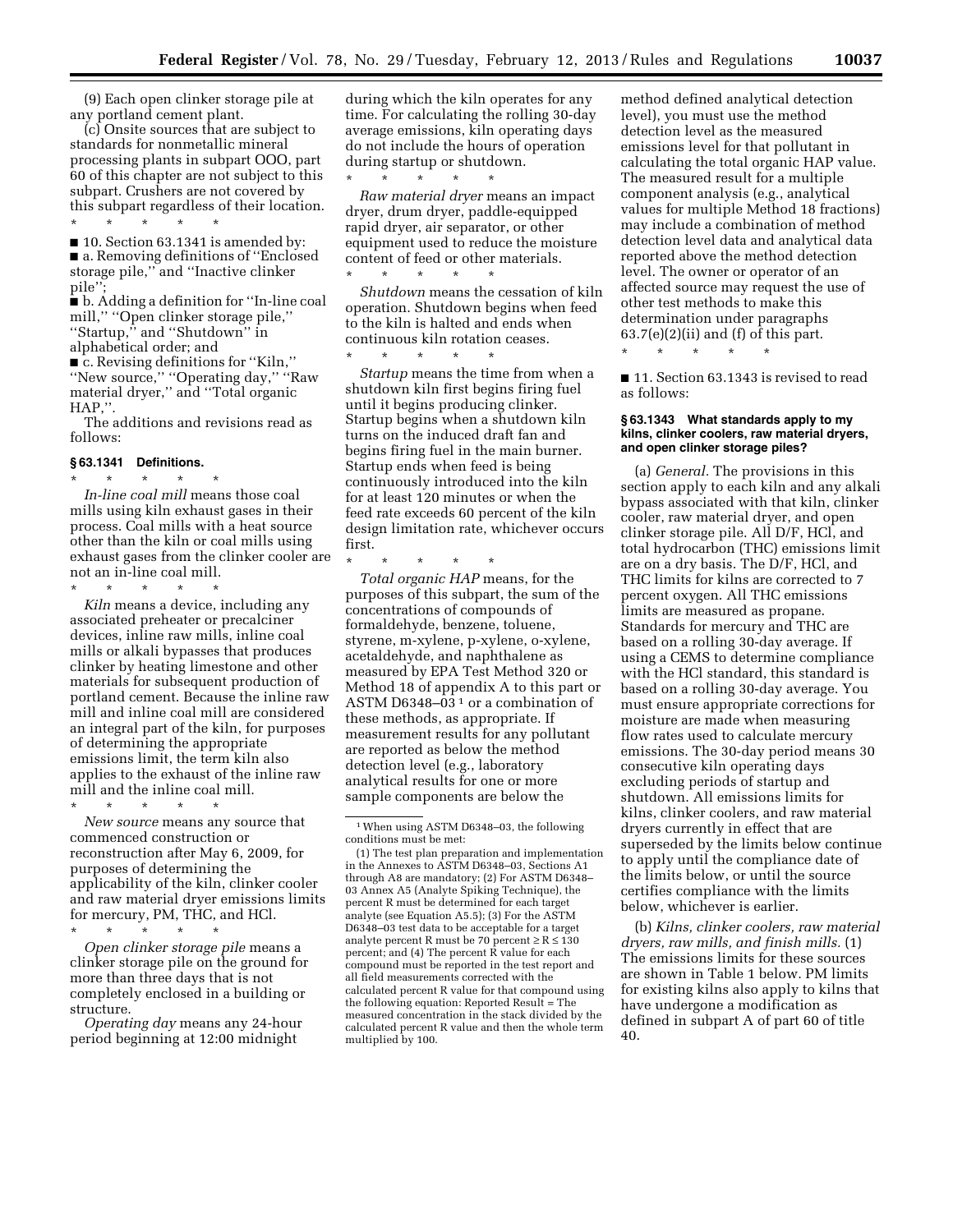(9) Each open clinker storage pile at any portland cement plant.

(c) Onsite sources that are subject to standards for nonmetallic mineral processing plants in subpart OOO, part 60 of this chapter are not subject to this subpart. Crushers are not covered by this subpart regardless of their location.

\* \* \* \* \*

■ 10. Section 63.1341 is amended by:

■ a. Removing definitions of ''Enclosed storage pile,'' and ''Inactive clinker pile'';

■ b. Adding a definition for ''In-line coal mill,'' ''Open clinker storage pile,'' ''Startup,'' and ''Shutdown'' in alphabetical order; and

■ c. Revising definitions for ''Kiln,'' ''New source,'' ''Operating day,'' ''Raw material dryer,'' and ''Total organic HAP,''.

The additions and revisions read as follows:

### § 63.1341 Definitions.

\* \* \* \* \*

*In-line coal mill* means those coal mills using kiln exhaust gases in their process. Coal mills with a heat source other than the kiln or coal mills using exhaust gases from the clinker cooler are not an in-line coal mill.

\* \* \* \* \*

*Kiln* means a device, including any associated preheater or precalciner devices, inline raw mills, inline coal mills or alkali bypasses that produces clinker by heating limestone and other materials for subsequent production of portland cement. Because the inline raw mill and inline coal mill are considered an integral part of the kiln, for purposes of determining the appropriate emissions limit, the term kiln also applies to the exhaust of the inline raw mill and the inline coal mill.

\* \* \* \* \*

*New source* means any source that commenced construction or reconstruction after May 6, 2009, for purposes of determining the applicability of the kiln, clinker cooler and raw material dryer emissions limits for mercury, PM, THC, and HCl.

\* \* \* \* \*

*Open clinker storage pile* means a clinker storage pile on the ground for more than three days that is not completely enclosed in a building or structure.

*Operating day* means any 24-hour period beginning at 12:00 midnight during which the kiln operates for any time. For calculating the rolling 30-day average emissions, kiln operating days do not include the hours of operation during startup or shutdown.

\* \* \* \* \*

*Raw material dryer* means an impact dryer, drum dryer, paddle-equipped rapid dryer, air separator, or other equipment used to reduce the moisture content of feed or other materials.

\* \* \* \* \*

*Shutdown* means the cessation of kiln operation. Shutdown begins when feed to the kiln is halted and ends when continuous kiln rotation ceases.

\* \* \* \* \*

*Startup* means the time from when a shutdown kiln first begins firing fuel until it begins producing clinker. Startup begins when a shutdown kiln turns on the induced draft fan and begins firing fuel in the main burner. Startup ends when feed is being continuously introduced into the kiln for at least 120 minutes or when the feed rate exceeds 60 percent of the kiln design limitation rate, whichever occurs first.

\* \* \* \* \*

*Total organic HAP* means, for the purposes of this subpart, the sum of the concentrations of compounds of formaldehyde, benzene, toluene, styrene, m-xylene, p-xylene, o-xylene, acetaldehyde, and naphthalene as measured by EPA Test Method 320 or Method 18 of appendix A to this part or ASTM D6348–03 [1] or a combination of these methods, as appropriate. If measurement results for any pollutant are reported as below the method detection level (e.g., laboratory analytical results for one or more sample components are below the method defined analytical detection level), you must use the method detection level as the measured emissions level for that pollutant in calculating the total organic HAP value. The measured result for a multiple component analysis (e.g., analytical values for multiple Method 18 fractions) may include a combination of method detection level data and analytical data reported above the method detection level. The owner or operator of an affected source may request the use of other test methods to make this determination under paragraphs 63.7(e)(2)(ii) and (f) of this part.

\* \* \* \* \*

[1] When using ASTM D6348–03, the following conditions must be met:

(1) The test plan preparation and implementation in the Annexes to ASTM D6348–03, Sections A1 through A8 are mandatory; (2) For ASTM D6348–03 Annex A5 (Analyte Spiking Technique), the percent R must be determined for each target analyte (see Equation A5.5); (3) For the ASTM D6348–03 test data to be acceptable for a target analyte percent R must be 70 percent ≥ R ≤ 130 percent; and (4) The percent R value for each compound must be reported in the test report and all field measurements corrected with the calculated percent R value for that compound using the following equation: Reported Result = The measured concentration in the stack divided by the calculated percent R value and then the whole term multiplied by 100.

■ 11. Section 63.1343 is revised to read as follows:

### § 63.1343 What standards apply to my kilns, clinker coolers, raw material dryers, and open clinker storage piles?

(a) *General.* The provisions in this section apply to each kiln and any alkali bypass associated with that kiln, clinker cooler, raw material dryer, and open clinker storage pile. All D/F, HCl, and total hydrocarbon (THC) emissions limit are on a dry basis. The D/F, HCl, and THC limits for kilns are corrected to 7 percent oxygen. All THC emissions limits are measured as propane. Standards for mercury and THC are based on a rolling 30-day average. If using a CEMS to determine compliance with the HCl standard, this standard is based on a rolling 30-day average. You must ensure appropriate corrections for moisture are made when measuring flow rates used to calculate mercury emissions. The 30-day period means 30 consecutive kiln operating days excluding periods of startup and shutdown. All emissions limits for kilns, clinker coolers, and raw material dryers currently in effect that are superseded by the limits below continue to apply until the compliance date of the limits below, or until the source certifies compliance with the limits below, whichever is earlier.

(b) *Kilns, clinker coolers, raw material dryers, raw mills, and finish mills.* (1) The emissions limits for these sources are shown in Table 1 below. PM limits for existing kilns also apply to kilns that have undergone a modification as defined in subpart A of part 60 of title 40.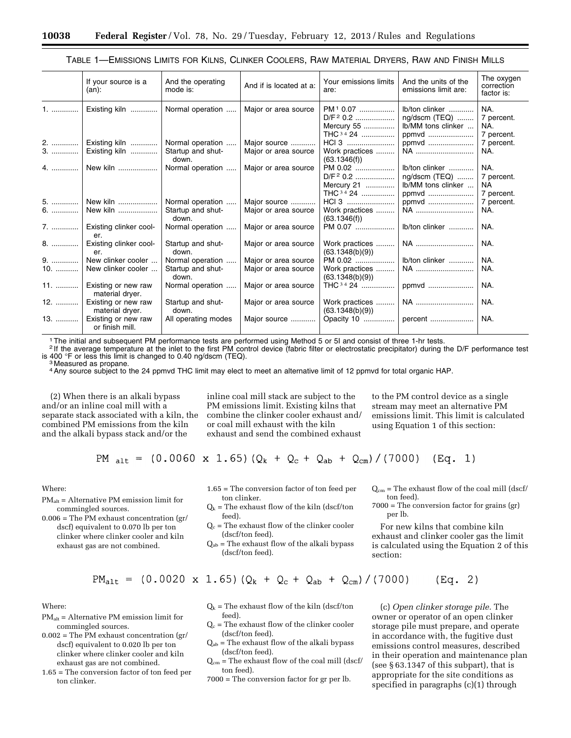TABLE 1—EMISSIONS LIMITS FOR KILNS, CLINKER COOLERS, RAW MATERIAL DRYERS, RAW AND FINISH MILLS

| | If your source is a (an): | And the operating mode is: | And if is located at a: | Your emissions limits are: | And the units of the emissions limit are: | The oxygen correction factor is: |
|---|---|---|---|---|---|---|
| 1. | Existing kiln | Normal operation | Major or area source | PM [1] 0.07<br>D/F [2] 0.2<br>Mercury 55<br>THC [3 4] 24 | lb/ton clinker<br>ng/dscm (TEQ)<br>lb/MM tons clinker<br>ppmvd | NA.<br>7 percent.<br>NA.<br>7 percent. |
| 2. | Existing kiln | Normal operation | Major source | HCl 3 | ppmvd | 7 percent. |
| 3. | Existing kiln | Startup and shutdown. | Major or area source | Work practices (63.1346(f)) | NA | NA. |
| 4. | New kiln | Normal operation | Major or area source | PM 0.02<br>D/F [2] 0.2<br>Mercury 21<br>THC [3 4] 24 | lb/ton clinker<br>ng/dscm (TEQ)<br>lb/MM tons clinker<br>ppmvd | NA.<br>7 percent.<br>NA<br>7 percent. |
| 5. | New kiln | Normal operation | Major source | HCl 3 | ppmvd | 7 percent. |
| 6. | New kiln | Startup and shutdown. | Major or area source | Work practices (63.1346(f)) | NA | NA. |
| 7. | Existing clinker cooler. | Normal operation | Major or area source | PM 0.07 | lb/ton clinker | NA. |
| 8. | Existing clinker cooler. | Startup and shutdown. | Major or area source | Work practices (63.1348(b)(9)) | NA | NA. |
| 9. | New clinker cooler | Normal operation | Major or area source | PM 0.02 | lb/ton clinker | NA. |
| 10. | New clinker cooler | Startup and shutdown. | Major or area source | Work practices (63.1348(b)(9)) | NA | NA. |
| 11. | Existing or new raw material dryer. | Normal operation | Major or area source | THC [3 4] 24 | ppmvd | NA. |
| 12. | Existing or new raw material dryer. | Startup and shutdown. | Major or area source | Work practices (63.1348(b)(9)) | NA | NA. |
| 13. | Existing or new raw or finish mill. | All operating modes | Major source | Opacity 10 | percent | NA. |

[1] The initial and subsequent PM performance tests are performed using Method 5 or 5I and consist of three 1-hr tests.
[2] If the average temperature at the inlet to the first PM control device (fabric filter or electrostatic precipitator) during the D/F performance test is 400 °F or less this limit is changed to 0.40 ng/dscm (TEQ).
[3] Measured as propane.
[4] Any source subject to the 24 ppmvd THC limit may elect to meet an alternative limit of 12 ppmvd for total organic HAP.

(2) When there is an alkali bypass and/or an inline coal mill with a separate stack associated with a kiln, the combined PM emissions from the kiln and the alkali bypass stack and/or the inline coal mill stack are subject to the PM emissions limit. Existing kilns that combine the clinker cooler exhaust and/or coal mill exhaust with the kiln exhaust and send the combined exhaust to the PM control device as a single stream may meet an alternative PM emissions limit. This limit is calculated using Equation 1 of this section:

$$PM_{alt} = (0.0060 \times 1.65)(Q_k + Q_c + Q_{ab} + Q_{cm})/(7000) \quad \text{(Eq. 1)}$$

Where:

$PM_{alt}$ = Alternative PM emission limit for commingled sources.

0.006 = The PM exhaust concentration (gr/dscf) equivalent to 0.070 lb per ton clinker where clinker cooler and kiln exhaust gas are not combined.

1.65 = The conversion factor of ton feed per ton clinker.

$Q_k$ = The exhaust flow of the kiln (dscf/ton feed).

$Q_c$ = The exhaust flow of the clinker cooler (dscf/ton feed).

$Q_{ab}$ = The exhaust flow of the alkali bypass (dscf/ton feed).

$Q_{cm}$ = The exhaust flow of the coal mill (dscf/ton feed).

7000 = The conversion factor for grains (gr) per lb.

For new kilns that combine kiln exhaust and clinker cooler gas the limit is calculated using the Equation 2 of this section:

$$PM_{alt} = (0.0020 \times 1.65)(Q_k + Q_c + Q_{ab} + Q_{cm})/(7000) \quad \text{(Eq. 2)}$$

Where:

$PM_{alt}$ = Alternative PM emission limit for commingled sources.

0.002 = The PM exhaust concentration (gr/dscf) equivalent to 0.020 lb per ton clinker where clinker cooler and kiln exhaust gas are not combined.

1.65 = The conversion factor of ton feed per ton clinker.

$Q_k$ = The exhaust flow of the kiln (dscf/ton feed).

$Q_c$ = The exhaust flow of the clinker cooler (dscf/ton feed).

$Q_{ab}$ = The exhaust flow of the alkali bypass (dscf/ton feed).

$Q_{cm}$ = The exhaust flow of the coal mill (dscf/ton feed).

7000 = The conversion factor for gr per lb.

(c) *Open clinker storage pile.* The owner or operator of an open clinker storage pile must prepare, and operate in accordance with, the fugitive dust emissions control measures, described in their operation and maintenance plan (see § 63.1347 of this subpart), that is appropriate for the site conditions as specified in paragraphs (c)(1) through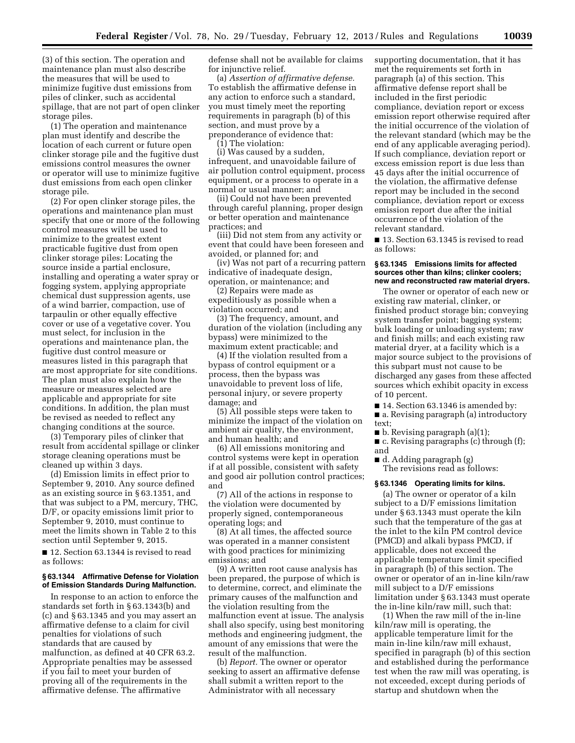(3) of this section. The operation and maintenance plan must also describe the measures that will be used to minimize fugitive dust emissions from piles of clinker, such as accidental spillage, that are not part of open clinker storage piles.

(1) The operation and maintenance plan must identify and describe the location of each current or future open clinker storage pile and the fugitive dust emissions control measures the owner or operator will use to minimize fugitive dust emissions from each open clinker storage pile.

(2) For open clinker storage piles, the operations and maintenance plan must specify that one or more of the following control measures will be used to minimize to the greatest extent practicable fugitive dust from open clinker storage piles: Locating the source inside a partial enclosure, installing and operating a water spray or fogging system, applying appropriate chemical dust suppression agents, use of a wind barrier, compaction, use of tarpaulin or other equally effective cover or use of a vegetative cover. You must select, for inclusion in the operations and maintenance plan, the fugitive dust control measure or measures listed in this paragraph that are most appropriate for site conditions. The plan must also explain how the measure or measures selected are applicable and appropriate for site conditions. In addition, the plan must be revised as needed to reflect any changing conditions at the source.

(3) Temporary piles of clinker that result from accidental spillage or clinker storage cleaning operations must be cleaned up within 3 days.

(d) Emission limits in effect prior to September 9, 2010. Any source defined as an existing source in § 63.1351, and that was subject to a PM, mercury, THC, D/F, or opacity emissions limit prior to September 9, 2010, must continue to meet the limits shown in Table 2 to this section until September 9, 2015.

■ 12. Section 63.1344 is revised to read as follows:

**§ 63.1344 Affirmative Defense for Violation of Emission Standards During Malfunction.**

In response to an action to enforce the standards set forth in § 63.1343(b) and (c) and § 63.1345 and you may assert an affirmative defense to a claim for civil penalties for violations of such standards that are caused by malfunction, as defined at 40 CFR 63.2. Appropriate penalties may be assessed if you fail to meet your burden of proving all of the requirements in the affirmative defense. The affirmative defense shall not be available for claims for injunctive relief.

(a) *Assertion of affirmative defense.* To establish the affirmative defense in any action to enforce such a standard, you must timely meet the reporting requirements in paragraph (b) of this section, and must prove by a preponderance of evidence that:

(1) The violation:

(i) Was caused by a sudden, infrequent, and unavoidable failure of air pollution control equipment, process equipment, or a process to operate in a normal or usual manner; and

(ii) Could not have been prevented through careful planning, proper design or better operation and maintenance practices; and

(iii) Did not stem from any activity or event that could have been foreseen and avoided, or planned for; and

(iv) Was not part of a recurring pattern indicative of inadequate design, operation, or maintenance; and

(2) Repairs were made as expeditiously as possible when a violation occurred; and

(3) The frequency, amount, and duration of the violation (including any bypass) were minimized to the maximum extent practicable; and

(4) If the violation resulted from a bypass of control equipment or a process, then the bypass was unavoidable to prevent loss of life, personal injury, or severe property damage; and

(5) All possible steps were taken to minimize the impact of the violation on ambient air quality, the environment, and human health; and

(6) All emissions monitoring and control systems were kept in operation if at all possible, consistent with safety and good air pollution control practices; and

(7) All of the actions in response to the violation were documented by properly signed, contemporaneous operating logs; and

(8) At all times, the affected source was operated in a manner consistent with good practices for minimizing emissions; and

(9) A written root cause analysis has been prepared, the purpose of which is to determine, correct, and eliminate the primary causes of the malfunction and the violation resulting from the malfunction event at issue. The analysis shall also specify, using best monitoring methods and engineering judgment, the amount of any emissions that were the result of the malfunction.

(b) *Report.* The owner or operator seeking to assert an affirmative defense shall submit a written report to the Administrator with all necessary supporting documentation, that it has met the requirements set forth in paragraph (a) of this section. This affirmative defense report shall be included in the first periodic compliance, deviation report or excess emission report otherwise required after the initial occurrence of the violation of the relevant standard (which may be the end of any applicable averaging period). If such compliance, deviation report or excess emission report is due less than 45 days after the initial occurrence of the violation, the affirmative defense report may be included in the second compliance, deviation report or excess emission report due after the initial occurrence of the violation of the relevant standard.

■ 13. Section 63.1345 is revised to read as follows:

**§ 63.1345 Emissions limits for affected sources other than kilns; clinker coolers; new and reconstructed raw material dryers.**

The owner or operator of each new or existing raw material, clinker, or finished product storage bin; conveying system transfer point; bagging system; bulk loading or unloading system; raw and finish mills; and each existing raw material dryer, at a facility which is a major source subject to the provisions of this subpart must not cause to be discharged any gases from these affected sources which exhibit opacity in excess of 10 percent.

■ 14. Section 63.1346 is amended by:

■ a. Revising paragraph (a) introductory text;

■ b. Revising paragraph (a)(1);

■ c. Revising paragraphs (c) through (f); and

■ d. Adding paragraph (g)

The revisions read as follows:

**§ 63.1346 Operating limits for kilns.**

(a) The owner or operator of a kiln subject to a D/F emissions limitation under § 63.1343 must operate the kiln such that the temperature of the gas at the inlet to the kiln PM control device (PMCD) and alkali bypass PMCD, if applicable, does not exceed the applicable temperature limit specified in paragraph (b) of this section. The owner or operator of an in-line kiln/raw mill subject to a D/F emissions limitation under § 63.1343 must operate the in-line kiln/raw mill, such that:

(1) When the raw mill of the in-line kiln/raw mill is operating, the applicable temperature limit for the main in-line kiln/raw mill exhaust, specified in paragraph (b) of this section and established during the performance test when the raw mill was operating, is not exceeded, except during periods of startup and shutdown when the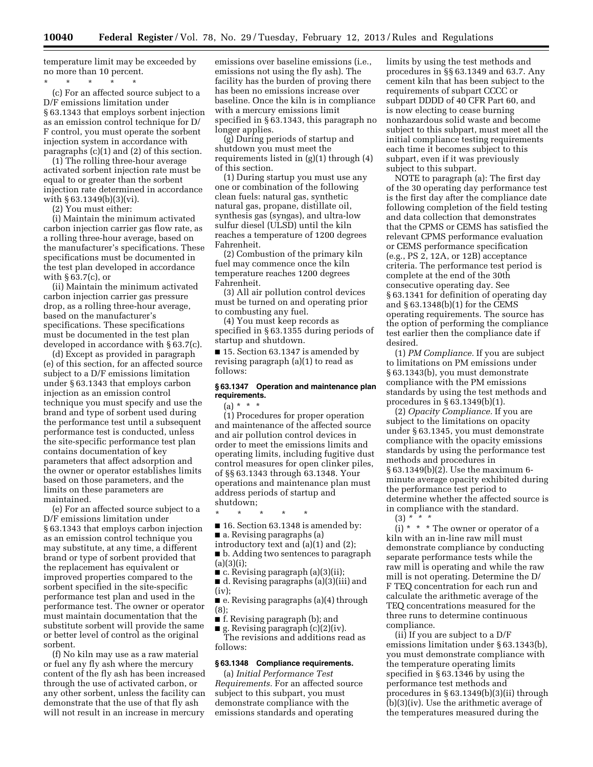temperature limit may be exceeded by no more than 10 percent.

\* \* \* \* \*

(c) For an affected source subject to a D/F emissions limitation under § 63.1343 that employs sorbent injection as an emission control technique for D/F control, you must operate the sorbent injection system in accordance with paragraphs (c)(1) and (2) of this section.

(1) The rolling three-hour average activated sorbent injection rate must be equal to or greater than the sorbent injection rate determined in accordance with § 63.1349(b)(3)(vi).

(2) You must either:

(i) Maintain the minimum activated carbon injection carrier gas flow rate, as a rolling three-hour average, based on the manufacturer's specifications. These specifications must be documented in the test plan developed in accordance with § 63.7(c), or

(ii) Maintain the minimum activated carbon injection carrier gas pressure drop, as a rolling three-hour average, based on the manufacturer's specifications. These specifications must be documented in the test plan developed in accordance with § 63.7(c).

(d) Except as provided in paragraph (e) of this section, for an affected source subject to a D/F emissions limitation under § 63.1343 that employs carbon injection as an emission control technique you must specify and use the brand and type of sorbent used during the performance test until a subsequent performance test is conducted, unless the site-specific performance test plan contains documentation of key parameters that affect adsorption and the owner or operator establishes limits based on those parameters, and the limits on these parameters are maintained.

(e) For an affected source subject to a D/F emissions limitation under § 63.1343 that employs carbon injection as an emission control technique you may substitute, at any time, a different brand or type of sorbent provided that the replacement has equivalent or improved properties compared to the sorbent specified in the site-specific performance test plan and used in the performance test. The owner or operator must maintain documentation that the substitute sorbent will provide the same or better level of control as the original sorbent.

(f) No kiln may use as a raw material or fuel any fly ash where the mercury content of the fly ash has been increased through the use of activated carbon, or any other sorbent, unless the facility can demonstrate that the use of that fly ash will not result in an increase in mercury emissions over baseline emissions (i.e., emissions not using the fly ash). The facility has the burden of proving there has been no emissions increase over baseline. Once the kiln is in compliance with a mercury emissions limit specified in § 63.1343, this paragraph no longer applies.

(g) During periods of startup and shutdown you must meet the requirements listed in (g)(1) through (4) of this section.

(1) During startup you must use any one or combination of the following clean fuels: natural gas, synthetic natural gas, propane, distillate oil, synthesis gas (syngas), and ultra-low sulfur diesel (ULSD) until the kiln reaches a temperature of 1200 degrees Fahrenheit.

(2) Combustion of the primary kiln fuel may commence once the kiln temperature reaches 1200 degrees Fahrenheit.

(3) All air pollution control devices must be turned on and operating prior to combusting any fuel.

(4) You must keep records as specified in § 63.1355 during periods of startup and shutdown.

■ 15. Section 63.1347 is amended by revising paragraph (a)(1) to read as follows:

### § 63.1347 Operation and maintenance plan requirements.

(a) \* \* \*

(1) Procedures for proper operation and maintenance of the affected source and air pollution control devices in order to meet the emissions limits and operating limits, including fugitive dust control measures for open clinker piles, of §§ 63.1343 through 63.1348. Your operations and maintenance plan must address periods of startup and shutdown;

\* \* \* \* \*

■ 16. Section 63.1348 is amended by:

■ a. Revising paragraphs (a) introductory text and (a)(1) and (2);

■ b. Adding two sentences to paragraph (a)(3)(i);

■ c. Revising paragraph (a)(3)(ii);

■ d. Revising paragraphs (a)(3)(iii) and (iv);

■ e. Revising paragraphs (a)(4) through (8);

■ f. Revising paragraph (b); and

■ g. Revising paragraph (c)(2)(iv).

The revisions and additions read as follows:

### § 63.1348 Compliance requirements.

(a) *Initial Performance Test Requirements.* For an affected source subject to this subpart, you must demonstrate compliance with the emissions standards and operating limits by using the test methods and procedures in §§ 63.1349 and 63.7. Any cement kiln that has been subject to the requirements of subpart CCCC or subpart DDDD of 40 CFR Part 60, and is now electing to cease burning nonhazardous solid waste and become subject to this subpart, must meet all the initial compliance testing requirements each time it becomes subject to this subpart, even if it was previously subject to this subpart.

NOTE to paragraph (a): The first day of the 30 operating day performance test is the first day after the compliance date following completion of the field testing and data collection that demonstrates that the CPMS or CEMS has satisfied the relevant CPMS performance evaluation or CEMS performance specification (e.g., PS 2, 12A, or 12B) acceptance criteria. The performance test period is complete at the end of the 30th consecutive operating day. See § 63.1341 for definition of operating day and § 63.1348(b)(1) for the CEMS operating requirements. The source has the option of performing the compliance test earlier then the compliance date if desired.

(1) *PM Compliance.* If you are subject to limitations on PM emissions under § 63.1343(b), you must demonstrate compliance with the PM emissions standards by using the test methods and procedures in § 63.1349(b)(1).

(2) *Opacity Compliance.* If you are subject to the limitations on opacity under § 63.1345, you must demonstrate compliance with the opacity emissions standards by using the performance test methods and procedures in § 63.1349(b)(2). Use the maximum 6-minute average opacity exhibited during the performance test period to determine whether the affected source is in compliance with the standard.

(3) \* \* \*

(i) \* \* \* The owner or operator of a kiln with an in-line raw mill must demonstrate compliance by conducting separate performance tests while the raw mill is operating and while the raw mill is not operating. Determine the D/F TEQ concentration for each run and calculate the arithmetic average of the TEQ concentrations measured for the three runs to determine continuous compliance.

(ii) If you are subject to a D/F emissions limitation under § 63.1343(b), you must demonstrate compliance with the temperature operating limits specified in § 63.1346 by using the performance test methods and procedures in § 63.1349(b)(3)(ii) through (b)(3)(iv). Use the arithmetic average of the temperatures measured during the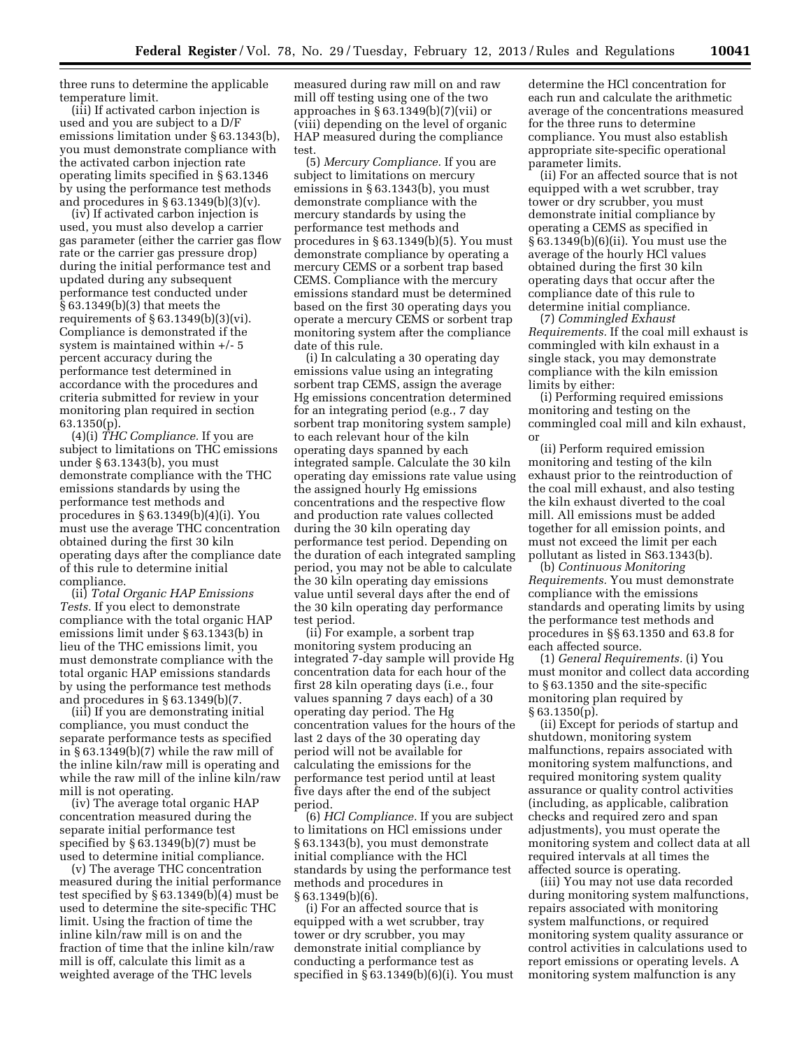three runs to determine the applicable temperature limit.

(iii) If activated carbon injection is used and you are subject to a D/F emissions limitation under § 63.1343(b), you must demonstrate compliance with the activated carbon injection rate operating limits specified in § 63.1346 by using the performance test methods and procedures in § 63.1349(b)(3)(v).

(iv) If activated carbon injection is used, you must also develop a carrier gas parameter (either the carrier gas flow rate or the carrier gas pressure drop) during the initial performance test and updated during any subsequent performance test conducted under § 63.1349(b)(3) that meets the requirements of § 63.1349(b)(3)(vi). Compliance is demonstrated if the system is maintained within +/- 5 percent accuracy during the performance test determined in accordance with the procedures and criteria submitted for review in your monitoring plan required in section 63.1350(p).

(4)(i) *THC Compliance.* If you are subject to limitations on THC emissions under § 63.1343(b), you must demonstrate compliance with the THC emissions standards by using the performance test methods and procedures in § 63.1349(b)(4)(i). You must use the average THC concentration obtained during the first 30 kiln operating days after the compliance date of this rule to determine initial compliance.

(ii) *Total Organic HAP Emissions Tests.* If you elect to demonstrate compliance with the total organic HAP emissions limit under § 63.1343(b) in lieu of the THC emissions limit, you must demonstrate compliance with the total organic HAP emissions standards by using the performance test methods and procedures in § 63.1349(b)(7.

(iii) If you are demonstrating initial compliance, you must conduct the separate performance tests as specified in § 63.1349(b)(7) while the raw mill of the inline kiln/raw mill is operating and while the raw mill of the inline kiln/raw mill is not operating.

(iv) The average total organic HAP concentration measured during the separate initial performance test specified by § 63.1349(b)(7) must be used to determine initial compliance.

(v) The average THC concentration measured during the initial performance test specified by § 63.1349(b)(4) must be used to determine the site-specific THC limit. Using the fraction of time the inline kiln/raw mill is on and the fraction of time that the inline kiln/raw mill is off, calculate this limit as a weighted average of the THC levels measured during raw mill on and raw mill off testing using one of the two approaches in § 63.1349(b)(7)(vii) or (viii) depending on the level of organic HAP measured during the compliance test.

(5) *Mercury Compliance.* If you are subject to limitations on mercury emissions in § 63.1343(b), you must demonstrate compliance with the mercury standards by using the performance test methods and procedures in § 63.1349(b)(5). You must demonstrate compliance by operating a mercury CEMS or a sorbent trap based CEMS. Compliance with the mercury emissions standard must be determined based on the first 30 operating days you operate a mercury CEMS or sorbent trap monitoring system after the compliance date of this rule.

(i) In calculating a 30 operating day emissions value using an integrating sorbent trap CEMS, assign the average Hg emissions concentration determined for an integrating period (e.g., 7 day sorbent trap monitoring system sample) to each relevant hour of the kiln operating days spanned by each integrated sample. Calculate the 30 kiln operating day emissions rate value using the assigned hourly Hg emissions concentrations and the respective flow and production rate values collected during the 30 kiln operating day performance test period. Depending on the duration of each integrated sampling period, you may not be able to calculate the 30 kiln operating day emissions value until several days after the end of the 30 kiln operating day performance test period.

(ii) For example, a sorbent trap monitoring system producing an integrated 7-day sample will provide Hg concentration data for each hour of the first 28 kiln operating days (i.e., four values spanning 7 days each) of a 30 operating day period. The Hg concentration values for the hours of the last 2 days of the 30 operating day period will not be available for calculating the emissions for the performance test period until at least five days after the end of the subject period.

(6) *HCl Compliance.* If you are subject to limitations on HCl emissions under § 63.1343(b), you must demonstrate initial compliance with the HCl standards by using the performance test methods and procedures in § 63.1349(b)(6).

(i) For an affected source that is equipped with a wet scrubber, tray tower or dry scrubber, you may demonstrate initial compliance by conducting a performance test as specified in § 63.1349(b)(6)(i). You must determine the HCl concentration for each run and calculate the arithmetic average of the concentrations measured for the three runs to determine compliance. You must also establish appropriate site-specific operational parameter limits.

(ii) For an affected source that is not equipped with a wet scrubber, tray tower or dry scrubber, you must demonstrate initial compliance by operating a CEMS as specified in § 63.1349(b)(6)(ii). You must use the average of the hourly HCl values obtained during the first 30 kiln operating days that occur after the compliance date of this rule to determine initial compliance.

(7) *Commingled Exhaust Requirements.* If the coal mill exhaust is commingled with kiln exhaust in a single stack, you may demonstrate compliance with the kiln emission limits by either:

(i) Performing required emissions monitoring and testing on the commingled coal mill and kiln exhaust, or

(ii) Perform required emission monitoring and testing of the kiln exhaust prior to the reintroduction of the coal mill exhaust, and also testing the kiln exhaust diverted to the coal mill. All emissions must be added together for all emission points, and must not exceed the limit per each pollutant as listed in S63.1343(b).

(b) *Continuous Monitoring Requirements.* You must demonstrate compliance with the emissions standards and operating limits by using the performance test methods and procedures in §§ 63.1350 and 63.8 for each affected source.

(1) *General Requirements.* (i) You must monitor and collect data according to § 63.1350 and the site-specific monitoring plan required by § 63.1350(p).

(ii) Except for periods of startup and shutdown, monitoring system malfunctions, repairs associated with monitoring system malfunctions, and required monitoring system quality assurance or quality control activities (including, as applicable, calibration checks and required zero and span adjustments), you must operate the monitoring system and collect data at all required intervals at all times the affected source is operating.

(iii) You may not use data recorded during monitoring system malfunctions, repairs associated with monitoring system malfunctions, or required monitoring system quality assurance or control activities in calculations used to report emissions or operating levels. A monitoring system malfunction is any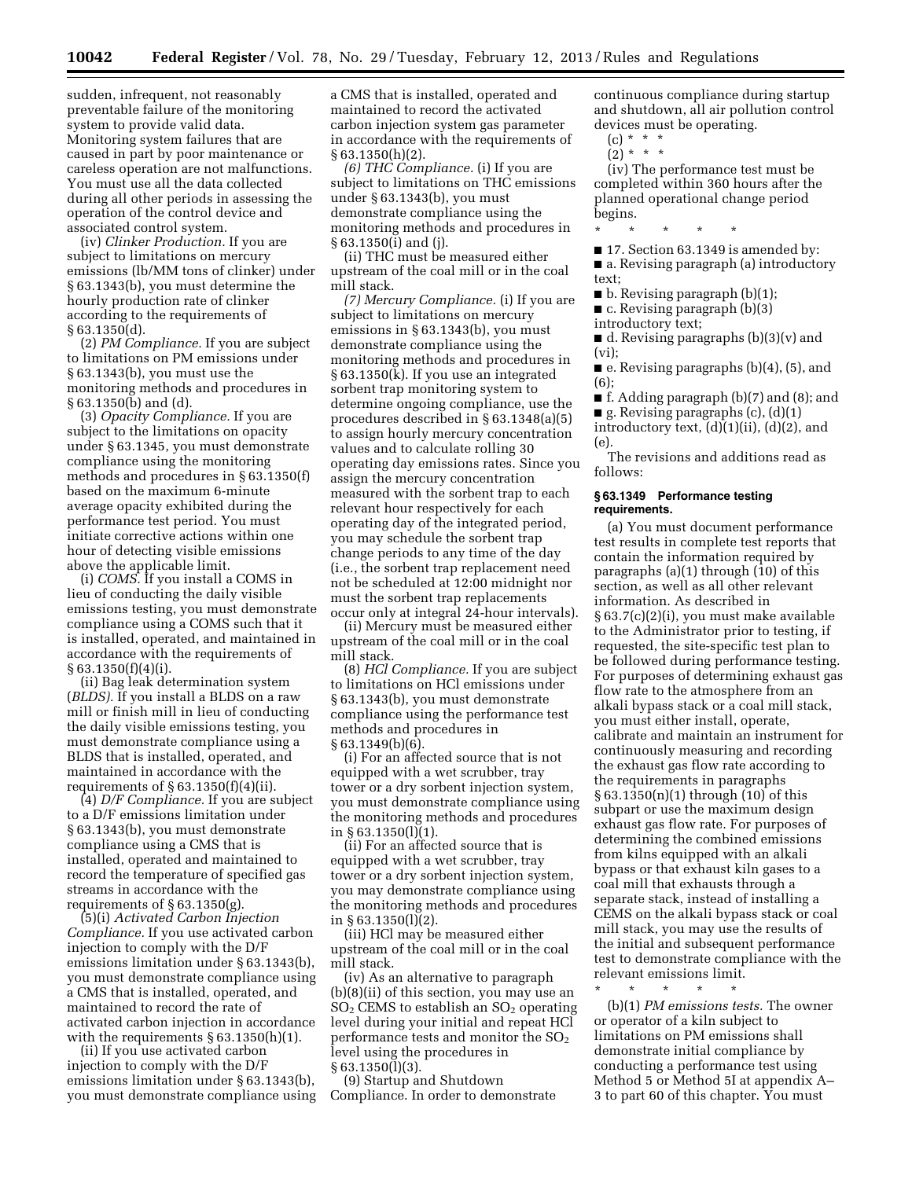sudden, infrequent, not reasonably preventable failure of the monitoring system to provide valid data. Monitoring system failures that are caused in part by poor maintenance or careless operation are not malfunctions. You must use all the data collected during all other periods in assessing the operation of the control device and associated control system.

(iv) *Clinker Production.* If you are subject to limitations on mercury emissions (lb/MM tons of clinker) under § 63.1343(b), you must determine the hourly production rate of clinker according to the requirements of § 63.1350(d).

(2) *PM Compliance.* If you are subject to limitations on PM emissions under § 63.1343(b), you must use the monitoring methods and procedures in § 63.1350(b) and (d).

(3) *Opacity Compliance.* If you are subject to the limitations on opacity under § 63.1345, you must demonstrate compliance using the monitoring methods and procedures in § 63.1350(f) based on the maximum 6-minute average opacity exhibited during the performance test period. You must initiate corrective actions within one hour of detecting visible emissions above the applicable limit.

(i) *COMS.* If you install a COMS in lieu of conducting the daily visible emissions testing, you must demonstrate compliance using a COMS such that it is installed, operated, and maintained in accordance with the requirements of § 63.1350(f)(4)(i).

(ii) Bag leak determination system (*BLDS).* If you install a BLDS on a raw mill or finish mill in lieu of conducting the daily visible emissions testing, you must demonstrate compliance using a BLDS that is installed, operated, and maintained in accordance with the requirements of § 63.1350(f)(4)(ii).

(4) *D/F Compliance.* If you are subject to a D/F emissions limitation under § 63.1343(b), you must demonstrate compliance using a CMS that is installed, operated and maintained to record the temperature of specified gas streams in accordance with the requirements of § 63.1350(g).

(5)(i) *Activated Carbon Injection Compliance.* If you use activated carbon injection to comply with the D/F emissions limitation under § 63.1343(b), you must demonstrate compliance using a CMS that is installed, operated, and maintained to record the rate of activated carbon injection in accordance with the requirements § 63.1350(h)(1).

(ii) If you use activated carbon injection to comply with the D/F emissions limitation under § 63.1343(b), you must demonstrate compliance using a CMS that is installed, operated and maintained to record the activated carbon injection system gas parameter in accordance with the requirements of § 63.1350(h)(2).

*(6) THC Compliance.* (i) If you are subject to limitations on THC emissions under § 63.1343(b), you must demonstrate compliance using the monitoring methods and procedures in § 63.1350(i) and (j).

(ii) THC must be measured either upstream of the coal mill or in the coal mill stack.

*(7) Mercury Compliance.* (i) If you are subject to limitations on mercury emissions in § 63.1343(b), you must demonstrate compliance using the monitoring methods and procedures in § 63.1350(k). If you use an integrated sorbent trap monitoring system to determine ongoing compliance, use the procedures described in § 63.1348(a)(5) to assign hourly mercury concentration values and to calculate rolling 30 operating day emissions rates. Since you assign the mercury concentration measured with the sorbent trap to each relevant hour respectively for each operating day of the integrated period, you may schedule the sorbent trap change periods to any time of the day (i.e., the sorbent trap replacement need not be scheduled at 12:00 midnight nor must the sorbent trap replacements occur only at integral 24-hour intervals).

(ii) Mercury must be measured either upstream of the coal mill or in the coal mill stack.

(8) *HCl Compliance.* If you are subject to limitations on HCl emissions under § 63.1343(b), you must demonstrate compliance using the performance test methods and procedures in § 63.1349(b)(6).

(i) For an affected source that is not equipped with a wet scrubber, tray tower or a dry sorbent injection system, you must demonstrate compliance using the monitoring methods and procedures in § 63.1350(l)(1).

(ii) For an affected source that is equipped with a wet scrubber, tray tower or a dry sorbent injection system, you may demonstrate compliance using the monitoring methods and procedures in § 63.1350(l)(2).

(iii) HCl may be measured either upstream of the coal mill or in the coal mill stack.

(iv) As an alternative to paragraph (b)(8)(ii) of this section, you may use an $SO_2$ CEMS to establish an $SO_2$ operating level during your initial and repeat HCl performance tests and monitor the $SO_2$ level using the procedures in § 63.1350(l)(3).

(9) Startup and Shutdown Compliance. In order to demonstrate continuous compliance during startup and shutdown, all air pollution control devices must be operating.

(c) * * *

(2) * * *

(iv) The performance test must be completed within 360 hours after the planned operational change period begins.

\* \* \* \* \*

■ 17. Section 63.1349 is amended by:

■ a. Revising paragraph (a) introductory text;

■ b. Revising paragraph (b)(1);

■ c. Revising paragraph (b)(3) introductory text;

■ d. Revising paragraphs (b)(3)(v) and (vi);

■ e. Revising paragraphs (b)(4), (5), and (6);

■ f. Adding paragraph (b)(7) and (8); and

■ g. Revising paragraphs (c), (d)(1) introductory text, (d)(1)(ii), (d)(2), and (e).

The revisions and additions read as follows:

**§ 63.1349 Performance testing requirements.**

(a) You must document performance test results in complete test reports that contain the information required by paragraphs (a)(1) through (10) of this section, as well as all other relevant information. As described in § 63.7(c)(2)(i), you must make available to the Administrator prior to testing, if requested, the site-specific test plan to be followed during performance testing. For purposes of determining exhaust gas flow rate to the atmosphere from an alkali bypass stack or a coal mill stack, you must either install, operate, calibrate and maintain an instrument for continuously measuring and recording the exhaust gas flow rate according to the requirements in paragraphs § 63.1350(n)(1) through (10) of this subpart or use the maximum design exhaust gas flow rate. For purposes of determining the combined emissions from kilns equipped with an alkali bypass or that exhaust kiln gases to a coal mill that exhausts through a separate stack, instead of installing a CEMS on the alkali bypass stack or coal mill stack, you may use the results of the initial and subsequent performance test to demonstrate compliance with the relevant emissions limit.

\* \* \* \* \*

(b)(1) *PM emissions tests.* The owner or operator of a kiln subject to limitations on PM emissions shall demonstrate initial compliance by conducting a performance test using Method 5 or Method 5I at appendix A–3 to part 60 of this chapter. You must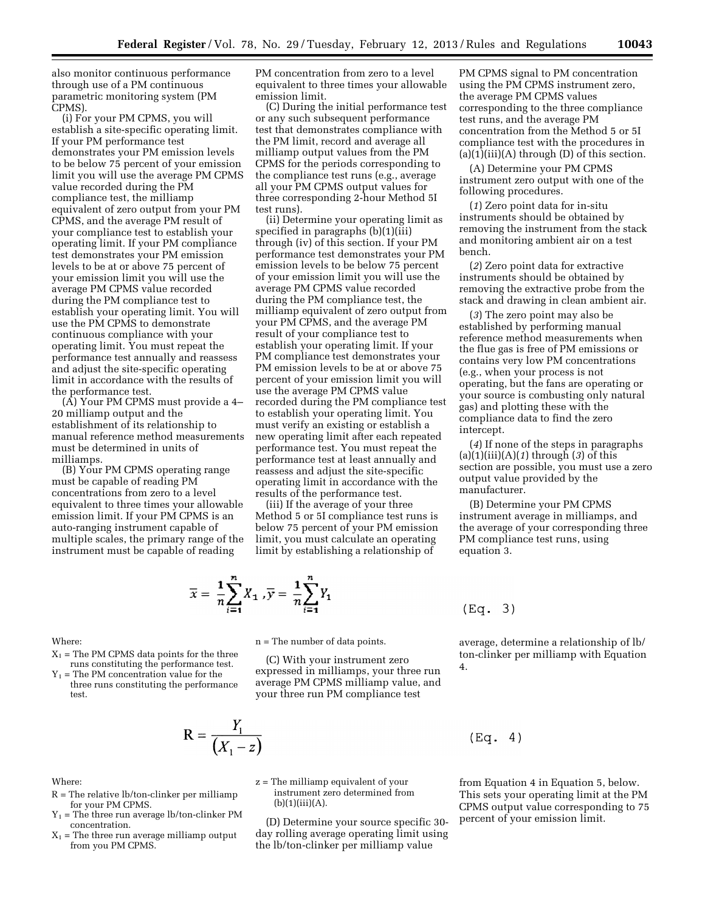also monitor continuous performance through use of a PM continuous parametric monitoring system (PM CPMS).

(i) For your PM CPMS, you will establish a site-specific operating limit. If your PM performance test demonstrates your PM emission levels to be below 75 percent of your emission limit you will use the average PM CPMS value recorded during the PM compliance test, the milliamp equivalent of zero output from your PM CPMS, and the average PM result of your compliance test to establish your operating limit. If your PM compliance test demonstrates your PM emission levels to be at or above 75 percent of your emission limit you will use the average PM CPMS value recorded during the PM compliance test to establish your operating limit. You will use the PM CPMS to demonstrate continuous compliance with your operating limit. You must repeat the performance test annually and reassess and adjust the site-specific operating limit in accordance with the results of the performance test.

(A) Your PM CPMS must provide a 4–20 milliamp output and the establishment of its relationship to manual reference method measurements must be determined in units of milliamps.

(B) Your PM CPMS operating range must be capable of reading PM concentrations from zero to a level equivalent to three times your allowable emission limit. If your PM CPMS is an auto-ranging instrument capable of multiple scales, the primary range of the instrument must be capable of reading PM concentration from zero to a level equivalent to three times your allowable emission limit.

(C) During the initial performance test or any such subsequent performance test that demonstrates compliance with the PM limit, record and average all milliamp output values from the PM CPMS for the periods corresponding to the compliance test runs (e.g., average all your PM CPMS output values for three corresponding 2-hour Method 5I test runs).

(ii) Determine your operating limit as specified in paragraphs (b)(1)(iii) through (iv) of this section. If your PM performance test demonstrates your PM emission levels to be below 75 percent of your emission limit you will use the average PM CPMS value recorded during the PM compliance test, the milliamp equivalent of zero output from your PM CPMS, and the average PM result of your compliance test to establish your operating limit. If your PM compliance test demonstrates your PM emission levels to be at or above 75 percent of your emission limit you will use the average PM CPMS value recorded during the PM compliance test to establish your operating limit. You must verify an existing or establish a new operating limit after each repeated performance test. You must repeat the performance test at least annually and reassess and adjust the site-specific operating limit in accordance with the results of the performance test.

(iii) If the average of your three Method 5 or 5I compliance test runs is below 75 percent of your PM emission limit, you must calculate an operating limit by establishing a relationship of PM CPMS signal to PM concentration using the PM CPMS instrument zero, the average PM CPMS values corresponding to the three compliance test runs, and the average PM concentration from the Method 5 or 5I compliance test with the procedures in (a)(1)(iii)(A) through (D) of this section.

(A) Determine your PM CPMS instrument zero output with one of the following procedures.

(*1*) Zero point data for in-situ instruments should be obtained by removing the instrument from the stack and monitoring ambient air on a test bench.

(*2*) Zero point data for extractive instruments should be obtained by removing the extractive probe from the stack and drawing in clean ambient air.

(*3*) The zero point may also be established by performing manual reference method measurements when the flue gas is free of PM emissions or contains very low PM concentrations (e.g., when your process is not operating, but the fans are operating or your source is combusting only natural gas) and plotting these with the compliance data to find the zero intercept.

(*4*) If none of the steps in paragraphs (a)(1)(iii)(A)(*1*) through (*3*) of this section are possible, you must use a zero output value provided by the manufacturer.

(B) Determine your PM CPMS instrument average in milliamps, and the average of your corresponding three PM compliance test runs, using equation 3.

$$\bar{x} = \frac{1}{n}\sum_{i=1}^{n} X_1, \bar{y} = \frac{1}{n}\sum_{i=1}^{n} Y_1 \quad \text{(Eq. 3)}$$

Where:

$X_1$ = The PM CPMS data points for the three runs constituting the performance test.

$Y_1$ = The PM concentration value for the three runs constituting the performance test.

n = The number of data points.

(C) With your instrument zero expressed in milliamps, your three run average PM CPMS milliamp value, and your three run PM compliance test average, determine a relationship of lb/ton-clinker per milliamp with Equation 4.

$$R = \frac{Y_1}{(X_1 - z)} \quad \text{(Eq. 4)}$$

Where:

R = The relative lb/ton-clinker per milliamp for your PM CPMS.

$Y_1$ = The three run average lb/ton-clinker PM concentration.

$X_1$ = The three run average milliamp output from you PM CPMS.

z = The milliamp equivalent of your instrument zero determined from (b)(1)(iii)(A).

(D) Determine your source specific 30-day rolling average operating limit using the lb/ton-clinker per milliamp value from Equation 4 in Equation 5, below. This sets your operating limit at the PM CPMS output value corresponding to 75 percent of your emission limit.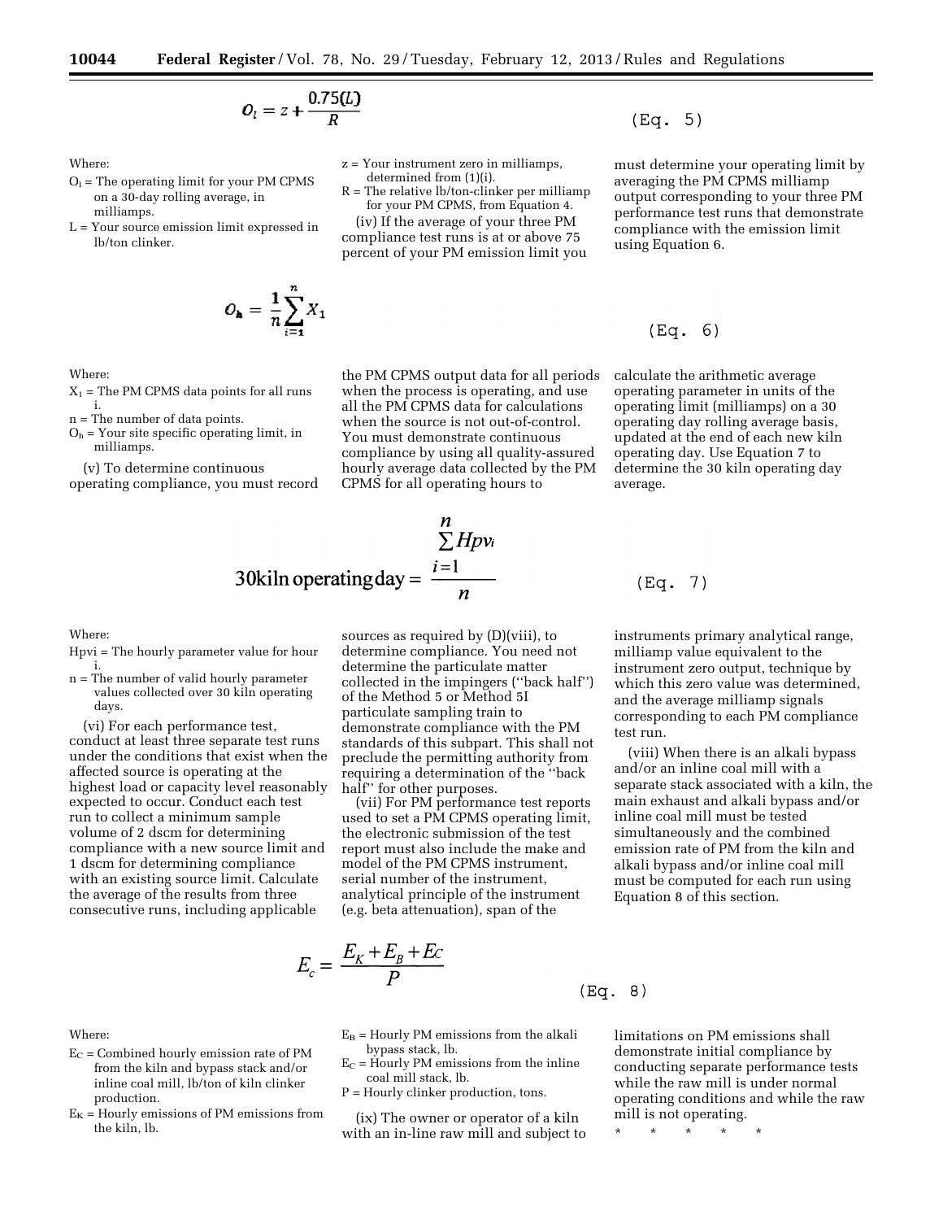$$O_l = z + \frac{0.75(L)}{R} \quad \text{(Eq. 5)}$$

Where:

$O_l$ = The operating limit for your PM CPMS on a 30-day rolling average, in milliamps.

L = Your source emission limit expressed in lb/ton clinker.

z = Your instrument zero in milliamps, determined from (1)(i).

R = The relative lb/ton-clinker per milliamp for your PM CPMS, from Equation 4.

(iv) If the average of your three PM compliance test runs is at or above 75 percent of your PM emission limit you must determine your operating limit by averaging the PM CPMS milliamp output corresponding to your three PM performance test runs that demonstrate compliance with the emission limit using Equation 6.

$$O_h = \frac{1}{n}\sum_{i=1}^{n} X_1 \quad \text{(Eq. 6)}$$

Where:

$X_1$ = The PM CPMS data points for all runs i.

n = The number of data points.

$O_h$ = Your site specific operating limit, in milliamps.

(v) To determine continuous operating compliance, you must record the PM CPMS output data for all periods when the process is operating, and use all the PM CPMS data for calculations when the source is not out-of-control. You must demonstrate continuous compliance by using all quality-assured hourly average data collected by the PM CPMS for all operating hours to calculate the arithmetic average operating parameter in units of the operating limit (milliamps) on a 30 operating day rolling average basis, updated at the end of each new kiln operating day. Use Equation 7 to determine the 30 kiln operating day average.

$$\text{30kiln operating day} = \frac{\sum_{i=1}^{n} Hpv_i}{n} \quad \text{(Eq. 7)}$$

Where:

$Hpv_i$ = The hourly parameter value for hour i.

n = The number of valid hourly parameter values collected over 30 kiln operating days.

(vi) For each performance test, conduct at least three separate test runs under the conditions that exist when the affected source is operating at the highest load or capacity level reasonably expected to occur. Conduct each test run to collect a minimum sample volume of 2 dscm for determining compliance with a new source limit and 1 dscm for determining compliance with an existing source limit. Calculate the average of the results from three consecutive runs, including applicable sources as required by (D)(viii), to determine compliance. You need not determine the particulate matter collected in the impingers (''back half'') of the Method 5 or Method 5I particulate sampling train to demonstrate compliance with the PM standards of this subpart. This shall not preclude the permitting authority from requiring a determination of the ''back half'' for other purposes.

(vii) For PM performance test reports used to set a PM CPMS operating limit, the electronic submission of the test report must also include the make and model of the PM CPMS instrument, serial number of the instrument, analytical principle of the instrument (e.g. beta attenuation), span of the instruments primary analytical range, milliamp value equivalent to the instrument zero output, technique by which this zero value was determined, and the average milliamp signals corresponding to each PM compliance test run.

(viii) When there is an alkali bypass and/or an inline coal mill with a separate stack associated with a kiln, the main exhaust and alkali bypass and/or inline coal mill must be tested simultaneously and the combined emission rate of PM from the kiln and alkali bypass and/or inline coal mill must be computed for each run using Equation 8 of this section.

$$E_c = \frac{E_K + E_B + E_C}{P} \quad \text{(Eq. 8)}$$

Where:

$E_C$ = Combined hourly emission rate of PM from the kiln and bypass stack and/or inline coal mill, lb/ton of kiln clinker production.

$E_K$ = Hourly emissions of PM emissions from the kiln, lb.

$E_B$ = Hourly PM emissions from the alkali bypass stack, lb.

$E_C$ = Hourly PM emissions from the inline coal mill stack, lb.

P = Hourly clinker production, tons.

(ix) The owner or operator of a kiln with an in-line raw mill and subject to limitations on PM emissions shall demonstrate initial compliance by conducting separate performance tests while the raw mill is under normal operating conditions and while the raw mill is not operating.

\* \* \* \* \*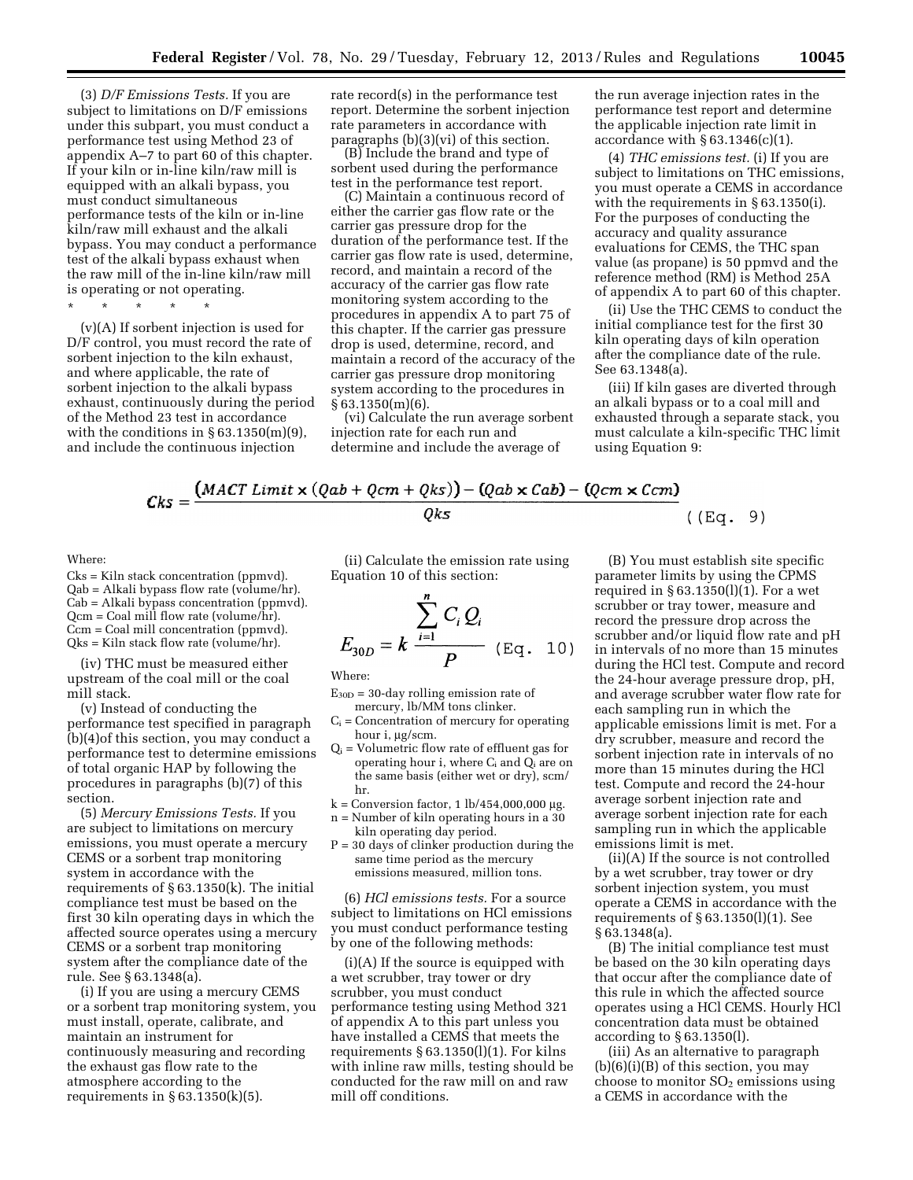(3) *D/F Emissions Tests.* If you are subject to limitations on D/F emissions under this subpart, you must conduct a performance test using Method 23 of appendix A–7 to part 60 of this chapter. If your kiln or in-line kiln/raw mill is equipped with an alkali bypass, you must conduct simultaneous performance tests of the kiln or in-line kiln/raw mill exhaust and the alkali bypass. You may conduct a performance test of the alkali bypass exhaust when the raw mill of the in-line kiln/raw mill is operating or not operating.

\* \* \* \* \*

(v)(A) If sorbent injection is used for D/F control, you must record the rate of sorbent injection to the kiln exhaust, and where applicable, the rate of sorbent injection to the alkali bypass exhaust, continuously during the period of the Method 23 test in accordance with the conditions in § 63.1350(m)(9), and include the continuous injection rate record(s) in the performance test report. Determine the sorbent injection rate parameters in accordance with paragraphs (b)(3)(vi) of this section.

(B) Include the brand and type of sorbent used during the performance test in the performance test report.

(C) Maintain a continuous record of either the carrier gas flow rate or the carrier gas pressure drop for the duration of the performance test. If the carrier gas flow rate is used, determine, record, and maintain a record of the accuracy of the carrier gas flow rate monitoring system according to the procedures in appendix A to part 75 of this chapter. If the carrier gas pressure drop is used, determine, record, and maintain a record of the accuracy of the carrier gas pressure drop monitoring system according to the procedures in § 63.1350(m)(6).

(vi) Calculate the run average sorbent injection rate for each run and determine and include the average of the run average injection rates in the performance test report and determine the applicable injection rate limit in accordance with § 63.1346(c)(1).

(4) *THC emissions test.* (i) If you are subject to limitations on THC emissions, you must operate a CEMS in accordance with the requirements in § 63.1350(i). For the purposes of conducting the accuracy and quality assurance evaluations for CEMS, the THC span value (as propane) is 50 ppmvd and the reference method (RM) is Method 25A of appendix A to part 60 of this chapter.

(ii) Use the THC CEMS to conduct the initial compliance test for the first 30 kiln operating days of kiln operation after the compliance date of the rule. See 63.1348(a).

(iii) If kiln gases are diverted through an alkali bypass or to a coal mill and exhausted through a separate stack, you must calculate a kiln-specific THC limit using Equation 9:

$$Cks = \frac{(MACT\ Limit \times (Qab + Qcm + Qks)) - (Qab \times Cab) - (Qcm \times Ccm)}{Qks} \quad \text{((Eq. 9)}$$

Where:

Cks = Kiln stack concentration (ppmvd).
Qab = Alkali bypass flow rate (volume/hr).
Cab = Alkali bypass concentration (ppmvd).
Qcm = Coal mill flow rate (volume/hr).
Ccm = Coal mill concentration (ppmvd).
Qks = Kiln stack flow rate (volume/hr).

(iv) THC must be measured either upstream of the coal mill or the coal mill stack.

(v) Instead of conducting the performance test specified in paragraph (b)(4)of this section, you may conduct a performance test to determine emissions of total organic HAP by following the procedures in paragraphs (b)(7) of this section.

(5) *Mercury Emissions Tests.* If you are subject to limitations on mercury emissions, you must operate a mercury CEMS or a sorbent trap monitoring system in accordance with the requirements of § 63.1350(k). The initial compliance test must be based on the first 30 kiln operating days in which the affected source operates using a mercury CEMS or a sorbent trap monitoring system after the compliance date of the rule. See § 63.1348(a).

(i) If you are using a mercury CEMS or a sorbent trap monitoring system, you must install, operate, calibrate, and maintain an instrument for continuously measuring and recording the exhaust gas flow rate to the atmosphere according to the requirements in § 63.1350(k)(5).

(ii) Calculate the emission rate using Equation 10 of this section:

$$E_{30D} = k \frac{\sum_{i=1}^{n} C_i Q_i}{P} \quad \text{(Eq. 10)}$$

Where:

$E_{30D}$ = 30-day rolling emission rate of mercury, lb/MM tons clinker.
$C_i$ = Concentration of mercury for operating hour i, µg/scm.
$Q_i$ = Volumetric flow rate of effluent gas for operating hour i, where $C_i$ and $Q_i$ are on the same basis (either wet or dry), scm/hr.
k = Conversion factor, 1 lb/454,000,000 µg.
n = Number of kiln operating hours in a 30 kiln operating day period.
P = 30 days of clinker production during the same time period as the mercury emissions measured, million tons.

(6) *HCl emissions tests.* For a source subject to limitations on HCl emissions you must conduct performance testing by one of the following methods:

(i)(A) If the source is equipped with a wet scrubber, tray tower or dry scrubber, you must conduct performance testing using Method 321 of appendix A to this part unless you have installed a CEMS that meets the requirements § 63.1350(l)(1). For kilns with inline raw mills, testing should be conducted for the raw mill on and raw mill off conditions.

(B) You must establish site specific parameter limits by using the CPMS required in § 63.1350(l)(1). For a wet scrubber or tray tower, measure and record the pressure drop across the scrubber and/or liquid flow rate and pH in intervals of no more than 15 minutes during the HCl test. Compute and record the 24-hour average pressure drop, pH, and average scrubber water flow rate for each sampling run in which the applicable emissions limit is met. For a dry scrubber, measure and record the sorbent injection rate in intervals of no more than 15 minutes during the HCl test. Compute and record the 24-hour average sorbent injection rate and average sorbent injection rate for each sampling run in which the applicable emissions limit is met.

(ii)(A) If the source is not controlled by a wet scrubber, tray tower or dry sorbent injection system, you must operate a CEMS in accordance with the requirements of § 63.1350(l)(1). See § 63.1348(a).

(B) The initial compliance test must be based on the 30 kiln operating days that occur after the compliance date of this rule in which the affected source operates using a HCl CEMS. Hourly HCl concentration data must be obtained according to § 63.1350(l).

(iii) As an alternative to paragraph (b)(6)(i)(B) of this section, you may choose to monitor $SO_2$ emissions using a CEMS in accordance with the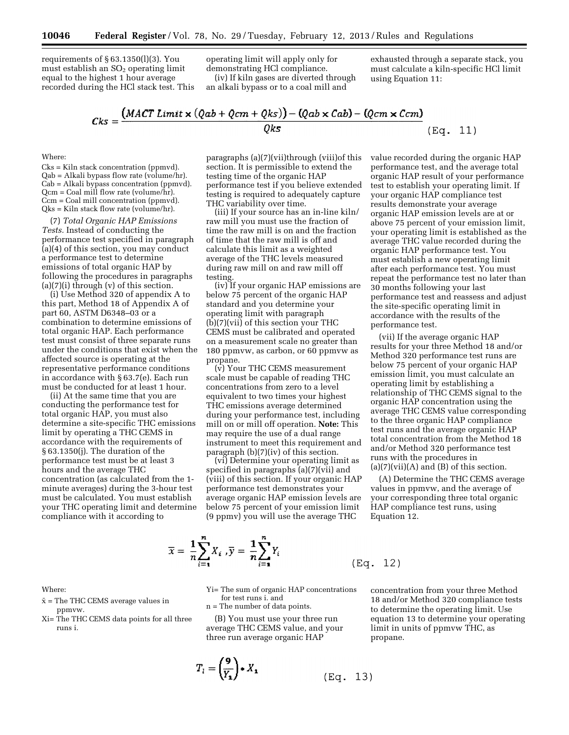requirements of § 63.1350(l)(3). You must establish an $SO_2$ operating limit equal to the highest 1 hour average recorded during the HCl stack test. This operating limit will apply only for demonstrating HCl compliance.

(iv) If kiln gases are diverted through an alkali bypass or to a coal mill and exhausted through a separate stack, you must calculate a kiln-specific HCl limit using Equation 11:

$$Cks = \frac{(MACT\ Limit \times (Qab + Qcm + Qks)) - (Qab \times Cab) - (Qcm \times Ccm)}{Qks} \quad \text{(Eq. 11)}$$

Where:

Cks = Kiln stack concentration (ppmvd).
Qab = Alkali bypass flow rate (volume/hr).
Cab = Alkali bypass concentration (ppmvd).
Qcm = Coal mill flow rate (volume/hr).
Ccm = Coal mill concentration (ppmvd).
Qks = Kiln stack flow rate (volume/hr).

(7) *Total Organic HAP Emissions Tests.* Instead of conducting the performance test specified in paragraph (a)(4) of this section, you may conduct a performance test to determine emissions of total organic HAP by following the procedures in paragraphs (a)(7)(i) through (v) of this section.

(i) Use Method 320 of appendix A to this part, Method 18 of Appendix A of part 60, ASTM D6348–03 or a combination to determine emissions of total organic HAP. Each performance test must consist of three separate runs under the conditions that exist when the affected source is operating at the representative performance conditions in accordance with § 63.7(e). Each run must be conducted for at least 1 hour.

(ii) At the same time that you are conducting the performance test for total organic HAP, you must also determine a site-specific THC emissions limit by operating a THC CEMS in accordance with the requirements of § 63.1350(j). The duration of the performance test must be at least 3 hours and the average THC concentration (as calculated from the 1-minute averages) during the 3-hour test must be calculated. You must establish your THC operating limit and determine compliance with it according to paragraphs (a)(7)(vii)through (viii)of this section. It is permissible to extend the testing time of the organic HAP performance test if you believe extended testing is required to adequately capture THC variability over time.

(iii) If your source has an in-line kiln/raw mill you must use the fraction of time the raw mill is on and the fraction of time that the raw mill is off and calculate this limit as a weighted average of the THC levels measured during raw mill on and raw mill off testing.

(iv) If your organic HAP emissions are below 75 percent of the organic HAP standard and you determine your operating limit with paragraph (b)(7)(vii) of this section your THC CEMS must be calibrated and operated on a measurement scale no greater than 180 ppmvw, as carbon, or 60 ppmvw as propane.

(v) Your THC CEMS measurement scale must be capable of reading THC concentrations from zero to a level equivalent to two times your highest THC emissions average determined during your performance test, including mill on or mill off operation. **Note:** This may require the use of a dual range instrument to meet this requirement and paragraph (b)(7)(iv) of this section.

(vi) Determine your operating limit as specified in paragraphs (a)(7)(vii) and (viii) of this section. If your organic HAP performance test demonstrates your average organic HAP emission levels are below 75 percent of your emission limit (9 ppmv) you will use the average THC value recorded during the organic HAP performance test, and the average total organic HAP result of your performance test to establish your operating limit. If your organic HAP compliance test results demonstrate your average organic HAP emission levels are at or above 75 percent of your emission limit, your operating limit is established as the average THC value recorded during the organic HAP performance test. You must establish a new operating limit after each performance test. You must repeat the performance test no later than 30 months following your last performance test and reassess and adjust the site-specific operating limit in accordance with the results of the performance test.

(vii) If the average organic HAP results for your three Method 18 and/or Method 320 performance test runs are below 75 percent of your organic HAP emission limit, you must calculate an operating limit by establishing a relationship of THC CEMS signal to the organic HAP concentration using the average THC CEMS value corresponding to the three organic HAP compliance test runs and the average organic HAP total concentration from the Method 18 and/or Method 320 performance test runs with the procedures in (a)(7)(vii)(A) and (B) of this section.

(A) Determine the THC CEMS average values in ppmvw, and the average of your corresponding three total organic HAP compliance test runs, using Equation 12.

$$\bar{x} = \frac{1}{n}\sum_{i=1}^{n} X_i \ , \bar{y} = \frac{1}{n}\sum_{i=1}^{n} Y_i \quad \text{(Eq. 12)}$$

Where:

$\bar{x}$ = The THC CEMS average values in ppmvw.
Xi= The THC CEMS data points for all three runs i.
Yi= The sum of organic HAP concentrations for test runs i. and
n = The number of data points.

(B) You must use your three run average THC CEMS value, and your three run average organic HAP concentration from your three Method 18 and/or Method 320 compliance tests to determine the operating limit. Use equation 13 to determine your operating limit in units of ppmvw THC, as propane.

$$T_l = \left(\frac{9}{Y_1}\right) * X_1 \quad \text{(Eq. 13)}$$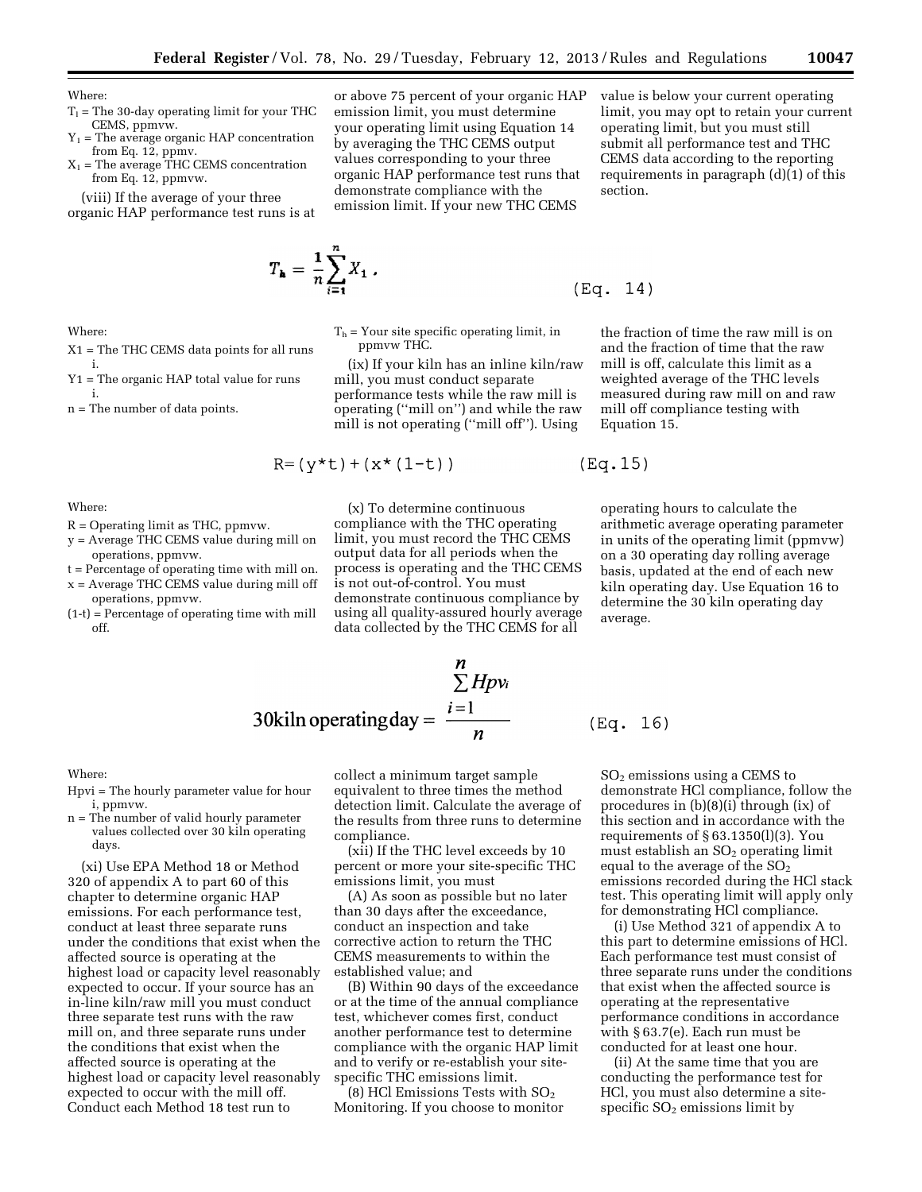Where:

$T_l$ = The 30-day operating limit for your THC CEMS, ppmvw.

$Y_l$ = The average organic HAP concentration from Eq. 12, ppmv.

$X_l$ = The average THC CEMS concentration from Eq. 12, ppmvw.

(viii) If the average of your three organic HAP performance test runs is at or above 75 percent of your organic HAP emission limit, you must determine your operating limit using Equation 14 by averaging the THC CEMS output values corresponding to your three organic HAP performance test runs that demonstrate compliance with the emission limit. If your new THC CEMS value is below your current operating limit, you may opt to retain your current operating limit, but you must still submit all performance test and THC CEMS data according to the reporting requirements in paragraph (d)(1) of this section.

$$T_h = \frac{1}{n}\sum_{i=1}^{n} X_1 , \qquad \text{(Eq. 14)}$$

Where:

X1 = The THC CEMS data points for all runs i.

Y1 = The organic HAP total value for runs i.

n = The number of data points.

$T_h$ = Your site specific operating limit, in ppmvw THC.

(ix) If your kiln has an inline kiln/raw mill, you must conduct separate performance tests while the raw mill is operating (''mill on'') and while the raw mill is not operating (''mill off''). Using the fraction of time the raw mill is on and the fraction of time that the raw mill is off, calculate this limit as a weighted average of the THC levels measured during raw mill on and raw mill off compliance testing with Equation 15.

$$R=(y*t)+(x*(1-t)) \qquad \text{(Eq.15)}$$

Where:

R = Operating limit as THC, ppmvw.

y = Average THC CEMS value during mill on operations, ppmvw.

t = Percentage of operating time with mill on.

x = Average THC CEMS value during mill off operations, ppmvw.

(1-t) = Percentage of operating time with mill off.

(x) To determine continuous compliance with the THC operating limit, you must record the THC CEMS output data for all periods when the process is operating and the THC CEMS is not out-of-control. You must demonstrate continuous compliance by using all quality-assured hourly average data collected by the THC CEMS for all operating hours to calculate the arithmetic average operating parameter in units of the operating limit (ppmvw) on a 30 operating day rolling average basis, updated at the end of each new kiln operating day. Use Equation 16 to determine the 30 kiln operating day average.

$$\text{30kiln operating day} = \frac{\sum_{i=1}^{n} Hpv_i}{n} \qquad \text{(Eq. 16)}$$

Where:

$Hpv_i$ = The hourly parameter value for hour i, ppmvw.

n = The number of valid hourly parameter values collected over 30 kiln operating days.

(xi) Use EPA Method 18 or Method 320 of appendix A to part 60 of this chapter to determine organic HAP emissions. For each performance test, conduct at least three separate runs under the conditions that exist when the affected source is operating at the highest load or capacity level reasonably expected to occur. If your source has an in-line kiln/raw mill you must conduct three separate test runs with the raw mill on, and three separate runs under the conditions that exist when the affected source is operating at the highest load or capacity level reasonably expected to occur with the mill off. Conduct each Method 18 test run to collect a minimum target sample equivalent to three times the method detection limit. Calculate the average of the results from three runs to determine compliance.

(xii) If the THC level exceeds by 10 percent or more your site-specific THC emissions limit, you must

(A) As soon as possible but no later than 30 days after the exceedance, conduct an inspection and take corrective action to return the THC CEMS measurements to within the established value; and

(B) Within 90 days of the exceedance or at the time of the annual compliance test, whichever comes first, conduct another performance test to determine compliance with the organic HAP limit and to verify or re-establish your site-specific THC emissions limit.

(8) HCl Emissions Tests with $SO_2$ Monitoring. If you choose to monitor $SO_2$ emissions using a CEMS to demonstrate HCl compliance, follow the procedures in (b)(8)(i) through (ix) of this section and in accordance with the requirements of § 63.1350(l)(3). You must establish an $SO_2$ operating limit equal to the average of the $SO_2$ emissions recorded during the HCl stack test. This operating limit will apply only for demonstrating HCl compliance.

(i) Use Method 321 of appendix A to this part to determine emissions of HCl. Each performance test must consist of three separate runs under the conditions that exist when the affected source is operating at the representative performance conditions in accordance with § 63.7(e). Each run must be conducted for at least one hour.

(ii) At the same time that you are conducting the performance test for HCl, you must also determine a site-specific $SO_2$ emissions limit by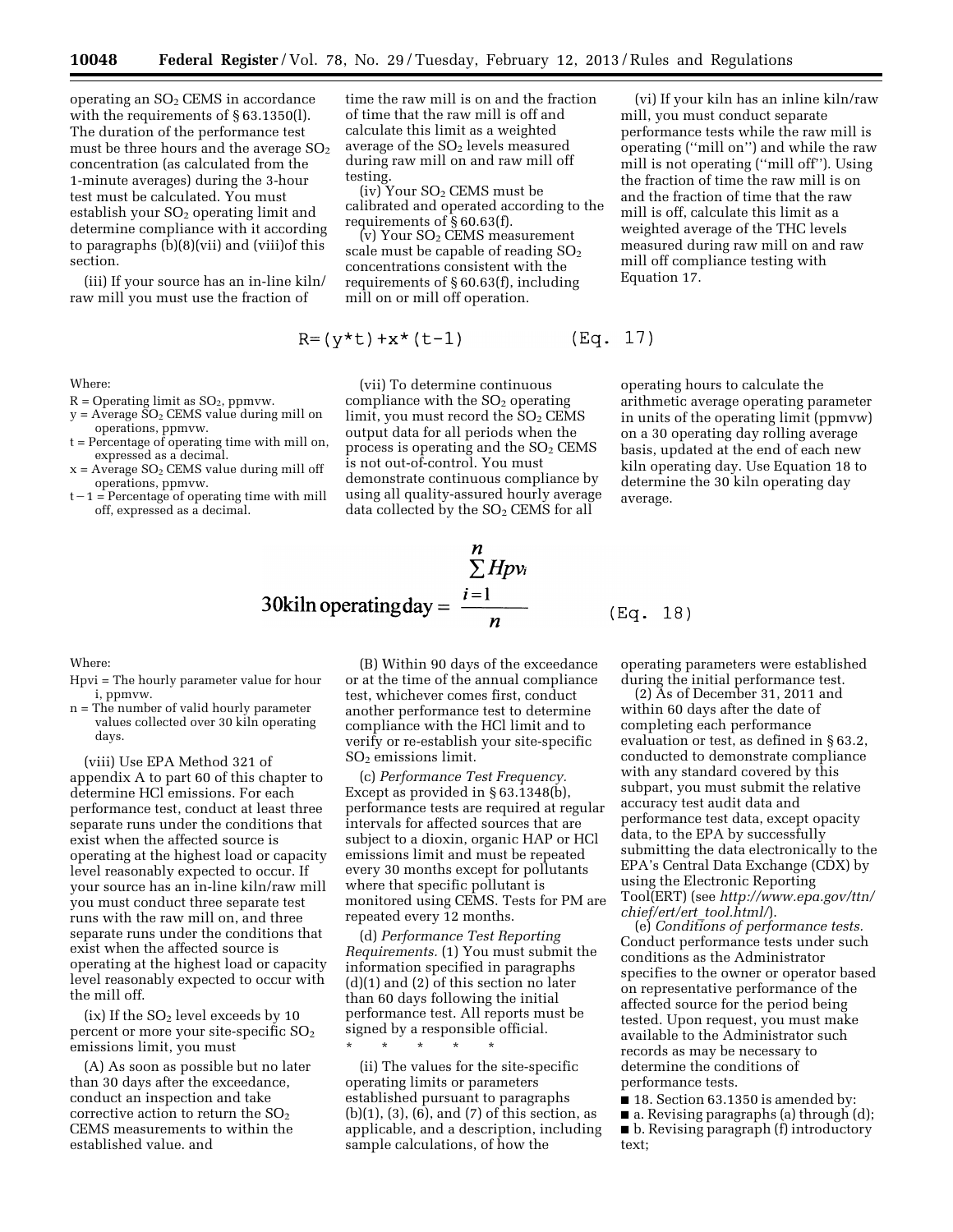operating an $SO_2$ CEMS in accordance with the requirements of § 63.1350(l). The duration of the performance test must be three hours and the average $SO_2$ concentration (as calculated from the 1-minute averages) during the 3-hour test must be calculated. You must establish your $SO_2$ operating limit and determine compliance with it according to paragraphs (b)(8)(vii) and (viii)of this section.

(iii) If your source has an in-line kiln/raw mill you must use the fraction of time the raw mill is on and the fraction of time that the raw mill is off and calculate this limit as a weighted average of the $SO_2$ levels measured during raw mill on and raw mill off testing.

(iv) Your $SO_2$ CEMS must be calibrated and operated according to the requirements of § 60.63(f).

(v) Your $SO_2$ CEMS measurement scale must be capable of reading $SO_2$ concentrations consistent with the requirements of § 60.63(f), including mill on or mill off operation.

(vi) If your kiln has an inline kiln/raw mill, you must conduct separate performance tests while the raw mill is operating (''mill on'') and while the raw mill is not operating (''mill off''). Using the fraction of time the raw mill is on and the fraction of time that the raw mill is off, calculate this limit as a weighted average of the THC levels measured during raw mill on and raw mill off compliance testing with Equation 17.

$$R=(y*t)+x*(t-1) \qquad \text{(Eq. 17)}$$

Where:

R = Operating limit as $SO_2$, ppmvw.
y = Average $SO_2$ CEMS value during mill on operations, ppmvw.
t = Percentage of operating time with mill on, expressed as a decimal.
x = Average $SO_2$ CEMS value during mill off operations, ppmvw.
t − 1 = Percentage of operating time with mill off, expressed as a decimal.

(vii) To determine continuous compliance with the $SO_2$ operating limit, you must record the $SO_2$ CEMS output data for all periods when the process is operating and the $SO_2$ CEMS is not out-of-control. You must demonstrate continuous compliance by using all quality-assured hourly average data collected by the $SO_2$ CEMS for all operating hours to calculate the arithmetic average operating parameter in units of the operating limit (ppmvw) on a 30 operating day rolling average basis, updated at the end of each new kiln operating day. Use Equation 18 to determine the 30 kiln operating day average.

$$30\text{kiln operating day} = \frac{\sum_{i=1}^{n} Hpv_i}{n} \qquad \text{(Eq. 18)}$$

Where:

Hpvi = The hourly parameter value for hour i, ppmvw.
n = The number of valid hourly parameter values collected over 30 kiln operating days.

(viii) Use EPA Method 321 of appendix A to part 60 of this chapter to determine HCl emissions. For each performance test, conduct at least three separate runs under the conditions that exist when the affected source is operating at the highest load or capacity level reasonably expected to occur. If your source has an in-line kiln/raw mill you must conduct three separate test runs with the raw mill on, and three separate runs under the conditions that exist when the affected source is operating at the highest load or capacity level reasonably expected to occur with the mill off.

(ix) If the $SO_2$ level exceeds by 10 percent or more your site-specific $SO_2$ emissions limit, you must

(A) As soon as possible but no later than 30 days after the exceedance, conduct an inspection and take corrective action to return the $SO_2$ CEMS measurements to within the established value. and

(B) Within 90 days of the exceedance or at the time of the annual compliance test, whichever comes first, conduct another performance test to determine compliance with the HCl limit and to verify or re-establish your site-specific $SO_2$ emissions limit.

(c) *Performance Test Frequency.* Except as provided in § 63.1348(b), performance tests are required at regular intervals for affected sources that are subject to a dioxin, organic HAP or HCl emissions limit and must be repeated every 30 months except for pollutants where that specific pollutant is monitored using CEMS. Tests for PM are repeated every 12 months.

(d) *Performance Test Reporting Requirements.* (1) You must submit the information specified in paragraphs (d)(1) and (2) of this section no later than 60 days following the initial performance test. All reports must be signed by a responsible official.

\* \* \* \* \*

(ii) The values for the site-specific operating limits or parameters established pursuant to paragraphs (b)(1), (3), (6), and (7) of this section, as applicable, and a description, including sample calculations, of how the operating parameters were established during the initial performance test.

(2) As of December 31, 2011 and within 60 days after the date of completing each performance evaluation or test, as defined in § 63.2, conducted to demonstrate compliance with any standard covered by this subpart, you must submit the relative accuracy test audit data and performance test data, except opacity data, to the EPA by successfully submitting the data electronically to the EPA's Central Data Exchange (CDX) by using the Electronic Reporting Tool(ERT) (see *http://www.epa.gov/ttn/chief/ert/ert_tool.html/*).

(e) *Conditions of performance tests.* Conduct performance tests under such conditions as the Administrator specifies to the owner or operator based on representative performance of the affected source for the period being tested. Upon request, you must make available to the Administrator such records as may be necessary to determine the conditions of performance tests.

■ 18. Section 63.1350 is amended by:
■ a. Revising paragraphs (a) through (d);
■ b. Revising paragraph (f) introductory text;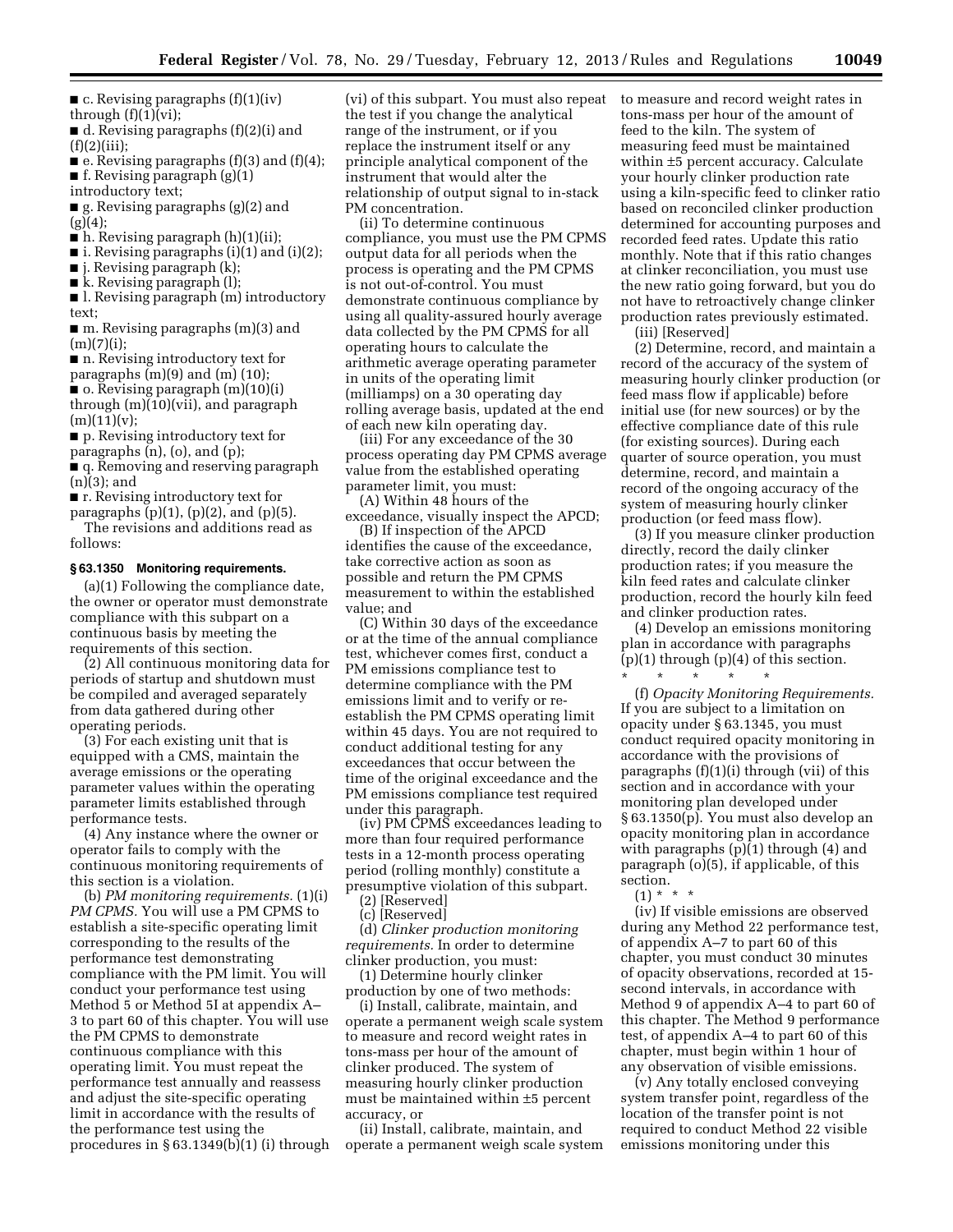■ c. Revising paragraphs (f)(1)(iv) through (f)(1)(vi);

■ d. Revising paragraphs (f)(2)(i) and (f)(2)(iii);

■ e. Revising paragraphs (f)(3) and (f)(4);

■ f. Revising paragraph (g)(1) introductory text;

■ g. Revising paragraphs (g)(2) and (g)(4);

■ h. Revising paragraph (h)(1)(ii);

■ i. Revising paragraphs (i)(1) and (i)(2);

■ j. Revising paragraph (k);

■ k. Revising paragraph (l);

■ l. Revising paragraph (m) introductory text;

■ m. Revising paragraphs (m)(3) and (m)(7)(i);

■ n. Revising introductory text for paragraphs (m)(9) and (m) (10);

■ o. Revising paragraph (m)(10)(i) through (m)(10)(vii), and paragraph (m)(11)(v);

■ p. Revising introductory text for paragraphs (n), (o), and (p);

■ q. Removing and reserving paragraph (n)(3); and

■ r. Revising introductory text for paragraphs (p)(1), (p)(2), and (p)(5).

The revisions and additions read as follows:

**§ 63.1350 Monitoring requirements.**

(a)(1) Following the compliance date, the owner or operator must demonstrate compliance with this subpart on a continuous basis by meeting the requirements of this section.

(2) All continuous monitoring data for periods of startup and shutdown must be compiled and averaged separately from data gathered during other operating periods.

(3) For each existing unit that is equipped with a CMS, maintain the average emissions or the operating parameter values within the operating parameter limits established through performance tests.

(4) Any instance where the owner or operator fails to comply with the continuous monitoring requirements of this section is a violation.

(b) *PM monitoring requirements.* (1)(i) *PM CPMS.* You will use a PM CPMS to establish a site-specific operating limit corresponding to the results of the performance test demonstrating compliance with the PM limit. You will conduct your performance test using Method 5 or Method 5I at appendix A–3 to part 60 of this chapter. You will use the PM CPMS to demonstrate continuous compliance with this operating limit. You must repeat the performance test annually and reassess and adjust the site-specific operating limit in accordance with the results of the performance test using the procedures in § 63.1349(b)(1) (i) through (vi) of this subpart. You must also repeat the test if you change the analytical range of the instrument, or if you replace the instrument itself or any principle analytical component of the instrument that would alter the relationship of output signal to in-stack PM concentration.

(ii) To determine continuous compliance, you must use the PM CPMS output data for all periods when the process is operating and the PM CPMS is not out-of-control. You must demonstrate continuous compliance by using all quality-assured hourly average data collected by the PM CPMS for all operating hours to calculate the arithmetic average operating parameter in units of the operating limit (milliamps) on a 30 operating day rolling average basis, updated at the end of each new kiln operating day.

(iii) For any exceedance of the 30 process operating day PM CPMS average value from the established operating parameter limit, you must:

(A) Within 48 hours of the exceedance, visually inspect the APCD;

(B) If inspection of the APCD identifies the cause of the exceedance, take corrective action as soon as possible and return the PM CPMS measurement to within the established value; and

(C) Within 30 days of the exceedance or at the time of the annual compliance test, whichever comes first, conduct a PM emissions compliance test to determine compliance with the PM emissions limit and to verify or re-establish the PM CPMS operating limit within 45 days. You are not required to conduct additional testing for any exceedances that occur between the time of the original exceedance and the PM emissions compliance test required under this paragraph.

(iv) PM CPMS exceedances leading to more than four required performance tests in a 12-month process operating period (rolling monthly) constitute a presumptive violation of this subpart.

(2) [Reserved]

(c) [Reserved]

(d) *Clinker production monitoring requirements.* In order to determine clinker production, you must:

(1) Determine hourly clinker production by one of two methods:

(i) Install, calibrate, maintain, and operate a permanent weigh scale system to measure and record weight rates in tons-mass per hour of the amount of clinker produced. The system of measuring hourly clinker production must be maintained within ±5 percent accuracy, or

(ii) Install, calibrate, maintain, and operate a permanent weigh scale system to measure and record weight rates in tons-mass per hour of the amount of feed to the kiln. The system of measuring feed must be maintained within ±5 percent accuracy. Calculate your hourly clinker production rate using a kiln-specific feed to clinker ratio based on reconciled clinker production determined for accounting purposes and recorded feed rates. Update this ratio monthly. Note that if this ratio changes at clinker reconciliation, you must use the new ratio going forward, but you do not have to retroactively change clinker production rates previously estimated.

(iii) [Reserved]

(2) Determine, record, and maintain a record of the accuracy of the system of measuring hourly clinker production (or feed mass flow if applicable) before initial use (for new sources) or by the effective compliance date of this rule (for existing sources). During each quarter of source operation, you must determine, record, and maintain a record of the ongoing accuracy of the system of measuring hourly clinker production (or feed mass flow).

(3) If you measure clinker production directly, record the daily clinker production rates; if you measure the kiln feed rates and calculate clinker production, record the hourly kiln feed and clinker production rates.

(4) Develop an emissions monitoring plan in accordance with paragraphs (p)(1) through (p)(4) of this section.

\* \* \* \* \*

(f) *Opacity Monitoring Requirements.* If you are subject to a limitation on opacity under § 63.1345, you must conduct required opacity monitoring in accordance with the provisions of paragraphs (f)(1)(i) through (vii) of this section and in accordance with your monitoring plan developed under § 63.1350(p). You must also develop an opacity monitoring plan in accordance with paragraphs (p)(1) through (4) and paragraph (o)(5), if applicable, of this section.

(1) \* \* \*

(iv) If visible emissions are observed during any Method 22 performance test, of appendix A–7 to part 60 of this chapter, you must conduct 30 minutes of opacity observations, recorded at 15-second intervals, in accordance with Method 9 of appendix A–4 to part 60 of this chapter. The Method 9 performance test, of appendix A–4 to part 60 of this chapter, must begin within 1 hour of any observation of visible emissions.

(v) Any totally enclosed conveying system transfer point, regardless of the location of the transfer point is not required to conduct Method 22 visible emissions monitoring under this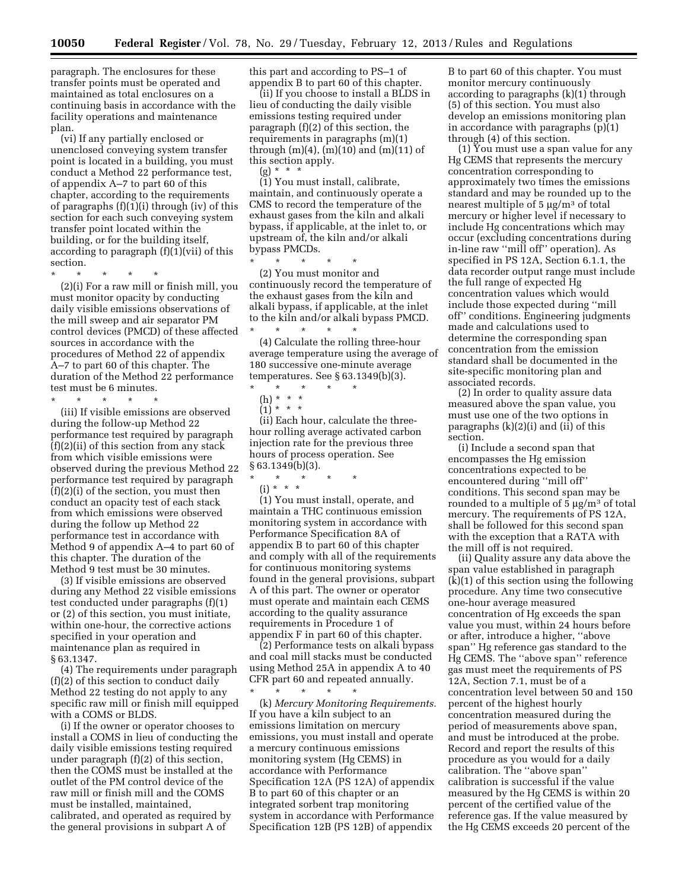paragraph. The enclosures for these transfer points must be operated and maintained as total enclosures on a continuing basis in accordance with the facility operations and maintenance plan.

(vi) If any partially enclosed or unenclosed conveying system transfer point is located in a building, you must conduct a Method 22 performance test, of appendix A–7 to part 60 of this chapter, according to the requirements of paragraphs (f)(1)(i) through (iv) of this section for each such conveying system transfer point located within the building, or for the building itself, according to paragraph (f)(1)(vii) of this section.

\* \* \* \* \*

(2)(i) For a raw mill or finish mill, you must monitor opacity by conducting daily visible emissions observations of the mill sweep and air separator PM control devices (PMCD) of these affected sources in accordance with the procedures of Method 22 of appendix A–7 to part 60 of this chapter. The duration of the Method 22 performance test must be 6 minutes.

\* \* \* \* \*

(iii) If visible emissions are observed during the follow-up Method 22 performance test required by paragraph (f)(2)(ii) of this section from any stack from which visible emissions were observed during the previous Method 22 performance test required by paragraph (f)(2)(i) of the section, you must then conduct an opacity test of each stack from which emissions were observed during the follow up Method 22 performance test in accordance with Method 9 of appendix A–4 to part 60 of this chapter. The duration of the Method 9 test must be 30 minutes.

(3) If visible emissions are observed during any Method 22 visible emissions test conducted under paragraphs (f)(1) or (2) of this section, you must initiate, within one-hour, the corrective actions specified in your operation and maintenance plan as required in § 63.1347.

(4) The requirements under paragraph (f)(2) of this section to conduct daily Method 22 testing do not apply to any specific raw mill or finish mill equipped with a COMS or BLDS.

(i) If the owner or operator chooses to install a COMS in lieu of conducting the daily visible emissions testing required under paragraph (f)(2) of this section, then the COMS must be installed at the outlet of the PM control device of the raw mill or finish mill and the COMS must be installed, maintained, calibrated, and operated as required by the general provisions in subpart A of this part and according to PS–1 of appendix B to part 60 of this chapter.

(ii) If you choose to install a BLDS in lieu of conducting the daily visible emissions testing required under paragraph (f)(2) of this section, the requirements in paragraphs (m)(1) through (m)(4), (m)(10) and (m)(11) of this section apply.

(g) \* \* \*

(1) You must install, calibrate, maintain, and continuously operate a CMS to record the temperature of the exhaust gases from the kiln and alkali bypass, if applicable, at the inlet to, or upstream of, the kiln and/or alkali bypass PMCDs.

\* \* \* \* \*

(2) You must monitor and continuously record the temperature of the exhaust gases from the kiln and alkali bypass, if applicable, at the inlet to the kiln and/or alkali bypass PMCD.

\* \* \* \* \*

(4) Calculate the rolling three-hour average temperature using the average of 180 successive one-minute average temperatures. See § 63.1349(b)(3).

\* \* \* \* \*

(h) \* \* \*

(1) \* \* \*

(ii) Each hour, calculate the three-hour rolling average activated carbon injection rate for the previous three hours of process operation. See § 63.1349(b)(3).

\* \* \* \* \*

(i) \* \* \*

(1) You must install, operate, and maintain a THC continuous emission monitoring system in accordance with Performance Specification 8A of appendix B to part 60 of this chapter and comply with all of the requirements for continuous monitoring systems found in the general provisions, subpart A of this part. The owner or operator must operate and maintain each CEMS according to the quality assurance requirements in Procedure 1 of appendix F in part 60 of this chapter.

(2) Performance tests on alkali bypass and coal mill stacks must be conducted using Method 25A in appendix A to 40 CFR part 60 and repeated annually.

\* \* \* \* \*

(k) *Mercury Monitoring Requirements.* If you have a kiln subject to an emissions limitation on mercury emissions, you must install and operate a mercury continuous emissions monitoring system (Hg CEMS) in accordance with Performance Specification 12A (PS 12A) of appendix B to part 60 of this chapter or an integrated sorbent trap monitoring system in accordance with Performance Specification 12B (PS 12B) of appendix B to part 60 of this chapter. You must monitor mercury continuously according to paragraphs (k)(1) through (5) of this section. You must also develop an emissions monitoring plan in accordance with paragraphs (p)(1) through (4) of this section.

(1) You must use a span value for any Hg CEMS that represents the mercury concentration corresponding to approximately two times the emissions standard and may be rounded up to the nearest multiple of 5 μg/m$^3$ of total mercury or higher level if necessary to include Hg concentrations which may occur (excluding concentrations during in-line raw ''mill off'' operation). As specified in PS 12A, Section 6.1.1, the data recorder output range must include the full range of expected Hg concentration values which would include those expected during ''mill off'' conditions. Engineering judgments made and calculations used to determine the corresponding span concentration from the emission standard shall be documented in the site-specific monitoring plan and associated records.

(2) In order to quality assure data measured above the span value, you must use one of the two options in paragraphs (k)(2)(i) and (ii) of this section.

(i) Include a second span that encompasses the Hg emission concentrations expected to be encountered during ''mill off'' conditions. This second span may be rounded to a multiple of 5 μg/m$^3$ of total mercury. The requirements of PS 12A, shall be followed for this second span with the exception that a RATA with the mill off is not required.

(ii) Quality assure any data above the span value established in paragraph (k)(1) of this section using the following procedure. Any time two consecutive one-hour average measured concentration of Hg exceeds the span value you must, within 24 hours before or after, introduce a higher, ''above span'' Hg reference gas standard to the Hg CEMS. The ''above span'' reference gas must meet the requirements of PS 12A, Section 7.1, must be of a concentration level between 50 and 150 percent of the highest hourly concentration measured during the period of measurements above span, and must be introduced at the probe. Record and report the results of this procedure as you would for a daily calibration. The ''above span'' calibration is successful if the value measured by the Hg CEMS is within 20 percent of the certified value of the reference gas. If the value measured by the Hg CEMS exceeds 20 percent of the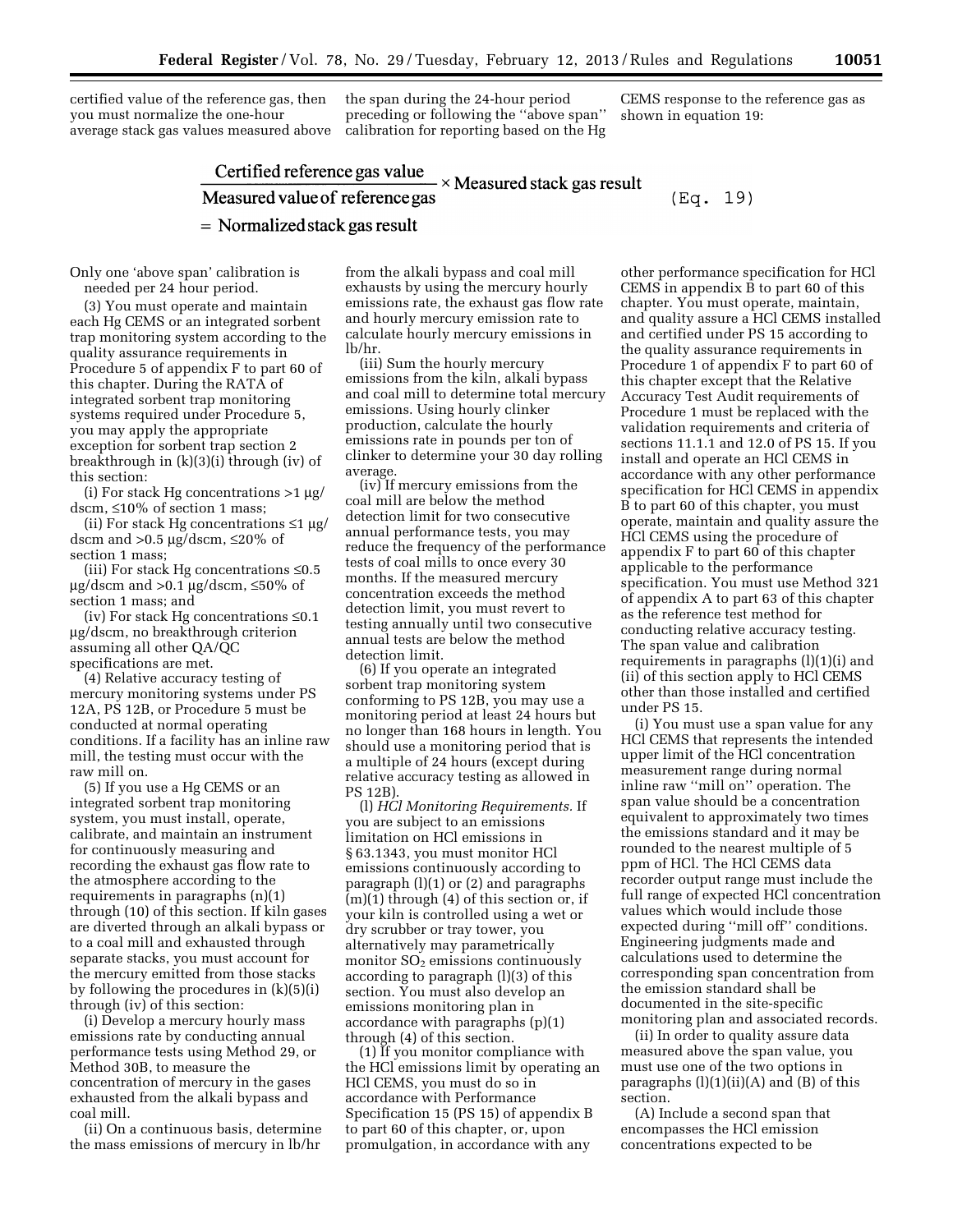certified value of the reference gas, then you must normalize the one-hour average stack gas values measured above the span during the 24-hour period preceding or following the ''above span'' calibration for reporting based on the Hg CEMS response to the reference gas as shown in equation 19:

$$\frac{\text{Certified reference gas value}}{\text{Measured value of reference gas}} \times \text{Measured stack gas result} = \text{Normalized stack gas result} \quad \text{(Eq. 19)}$$

Only one 'above span' calibration is needed per 24 hour period.

(3) You must operate and maintain each Hg CEMS or an integrated sorbent trap monitoring system according to the quality assurance requirements in Procedure 5 of appendix F to part 60 of this chapter. During the RATA of integrated sorbent trap monitoring systems required under Procedure 5, you may apply the appropriate exception for sorbent trap section 2 breakthrough in (k)(3)(i) through (iv) of this section:

(i) For stack Hg concentrations >1 µg/dscm, ≤10% of section 1 mass;

(ii) For stack Hg concentrations ≤1 µg/dscm and >0.5 µg/dscm, ≤20% of section 1 mass;

(iii) For stack Hg concentrations ≤0.5 µg/dscm and >0.1 µg/dscm, ≤50% of section 1 mass; and

(iv) For stack Hg concentrations ≤0.1 µg/dscm, no breakthrough criterion assuming all other QA/QC specifications are met.

(4) Relative accuracy testing of mercury monitoring systems under PS 12A, PS 12B, or Procedure 5 must be conducted at normal operating conditions. If a facility has an inline raw mill, the testing must occur with the raw mill on.

(5) If you use a Hg CEMS or an integrated sorbent trap monitoring system, you must install, operate, calibrate, and maintain an instrument for continuously measuring and recording the exhaust gas flow rate to the atmosphere according to the requirements in paragraphs (n)(1) through (10) of this section. If kiln gases are diverted through an alkali bypass or to a coal mill and exhausted through separate stacks, you must account for the mercury emitted from those stacks by following the procedures in (k)(5)(i) through (iv) of this section:

(i) Develop a mercury hourly mass emissions rate by conducting annual performance tests using Method 29, or Method 30B, to measure the concentration of mercury in the gases exhausted from the alkali bypass and coal mill.

(ii) On a continuous basis, determine the mass emissions of mercury in lb/hr from the alkali bypass and coal mill exhausts by using the mercury hourly emissions rate, the exhaust gas flow rate and hourly mercury emission rate to calculate hourly mercury emissions in lb/hr.

(iii) Sum the hourly mercury emissions from the kiln, alkali bypass and coal mill to determine total mercury emissions. Using hourly clinker production, calculate the hourly emissions rate in pounds per ton of clinker to determine your 30 day rolling average.

(iv) If mercury emissions from the coal mill are below the method detection limit for two consecutive annual performance tests, you may reduce the frequency of the performance tests of coal mills to once every 30 months. If the measured mercury concentration exceeds the method detection limit, you must revert to testing annually until two consecutive annual tests are below the method detection limit.

(6) If you operate an integrated sorbent trap monitoring system conforming to PS 12B, you may use a monitoring period at least 24 hours but no longer than 168 hours in length. You should use a monitoring period that is a multiple of 24 hours (except during relative accuracy testing as allowed in PS 12B).

(l) *HCl Monitoring Requirements.* If you are subject to an emissions limitation on HCl emissions in § 63.1343, you must monitor HCl emissions continuously according to paragraph (l)(1) or (2) and paragraphs (m)(1) through (4) of this section or, if your kiln is controlled using a wet or dry scrubber or tray tower, you alternatively may parametrically monitor $SO_2$ emissions continuously according to paragraph (l)(3) of this section. You must also develop an emissions monitoring plan in accordance with paragraphs (p)(1) through (4) of this section.

(1) If you monitor compliance with the HCl emissions limit by operating an HCl CEMS, you must do so in accordance with Performance Specification 15 (PS 15) of appendix B to part 60 of this chapter, or, upon promulgation, in accordance with any other performance specification for HCl CEMS in appendix B to part 60 of this chapter. You must operate, maintain, and quality assure a HCl CEMS installed and certified under PS 15 according to the quality assurance requirements in Procedure 1 of appendix F to part 60 of this chapter except that the Relative Accuracy Test Audit requirements of Procedure 1 must be replaced with the validation requirements and criteria of sections 11.1.1 and 12.0 of PS 15. If you install and operate an HCl CEMS in accordance with any other performance specification for HCl CEMS in appendix B to part 60 of this chapter, you must operate, maintain and quality assure the HCl CEMS using the procedure of appendix F to part 60 of this chapter applicable to the performance specification. You must use Method 321 of appendix A to part 63 of this chapter as the reference test method for conducting relative accuracy testing. The span value and calibration requirements in paragraphs (l)(1)(i) and (ii) of this section apply to HCl CEMS other than those installed and certified under PS 15.

(i) You must use a span value for any HCl CEMS that represents the intended upper limit of the HCl concentration measurement range during normal inline raw ''mill on'' operation. The span value should be a concentration equivalent to approximately two times the emissions standard and it may be rounded to the nearest multiple of 5 ppm of HCl. The HCl CEMS data recorder output range must include the full range of expected HCl concentration values which would include those expected during ''mill off'' conditions. Engineering judgments made and calculations used to determine the corresponding span concentration from the emission standard shall be documented in the site-specific monitoring plan and associated records.

(ii) In order to quality assure data measured above the span value, you must use one of the two options in paragraphs (l)(1)(ii)(A) and (B) of this section.

(A) Include a second span that encompasses the HCl emission concentrations expected to be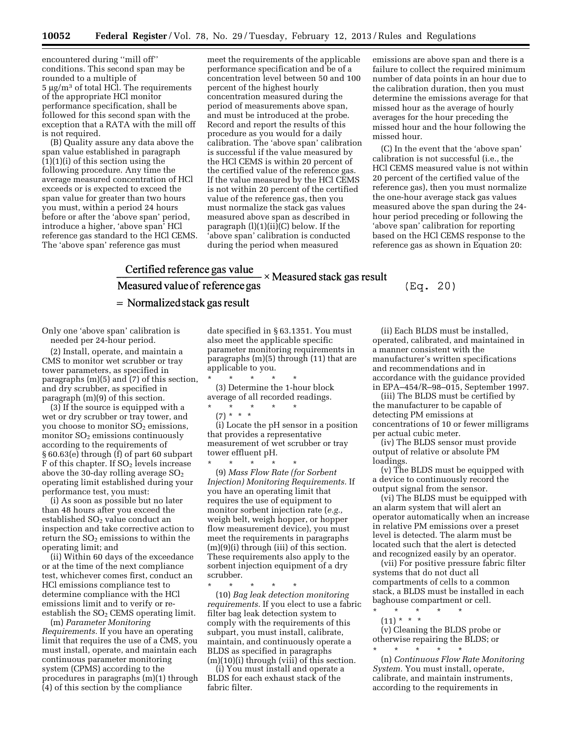encountered during ''mill off'' conditions. This second span may be rounded to a multiple of 5 μg/m$^3$ of total HCl. The requirements of the appropriate HCl monitor performance specification, shall be followed for this second span with the exception that a RATA with the mill off is not required.

(B) Quality assure any data above the span value established in paragraph (l)(1)(i) of this section using the following procedure. Any time the average measured concentration of HCl exceeds or is expected to exceed the span value for greater than two hours you must, within a period 24 hours before or after the 'above span' period, introduce a higher, 'above span' HCl reference gas standard to the HCl CEMS. The 'above span' reference gas must meet the requirements of the applicable performance specification and be of a concentration level between 50 and 100 percent of the highest hourly concentration measured during the period of measurements above span, and must be introduced at the probe. Record and report the results of this procedure as you would for a daily calibration. The 'above span' calibration is successful if the value measured by the HCl CEMS is within 20 percent of the certified value of the reference gas. If the value measured by the HCl CEMS is not within 20 percent of the certified value of the reference gas, then you must normalize the stack gas values measured above span as described in paragraph (l)(1)(ii)(C) below. If the 'above span' calibration is conducted during the period when measured emissions are above span and there is a failure to collect the required minimum number of data points in an hour due to the calibration duration, then you must determine the emissions average for that missed hour as the average of hourly averages for the hour preceding the missed hour and the hour following the missed hour.

(C) In the event that the 'above span' calibration is not successful (i.e., the HCl CEMS measured value is not within 20 percent of the certified value of the reference gas), then you must normalize the one-hour average stack gas values measured above the span during the 24-hour period preceding or following the 'above span' calibration for reporting based on the HCl CEMS response to the reference gas as shown in Equation 20:

$$\frac{\text{Certified reference gas value}}{\text{Measured value of reference gas}} \times \text{Measured stack gas result} = \text{Normalized stack gas result} \quad \text{(Eq. 20)}$$

Only one 'above span' calibration is needed per 24-hour period.

(2) Install, operate, and maintain a CMS to monitor wet scrubber or tray tower parameters, as specified in paragraphs (m)(5) and (7) of this section, and dry scrubber, as specified in paragraph (m)(9) of this section.

(3) If the source is equipped with a wet or dry scrubber or tray tower, and you choose to monitor $SO_2$ emissions, monitor $SO_2$ emissions continuously according to the requirements of § 60.63(e) through (f) of part 60 subpart F of this chapter. If $SO_2$ levels increase above the 30-day rolling average $SO_2$ operating limit established during your performance test, you must:

(i) As soon as possible but no later than 48 hours after you exceed the established $SO_2$ value conduct an inspection and take corrective action to return the $SO_2$ emissions to within the operating limit; and

(ii) Within 60 days of the exceedance or at the time of the next compliance test, whichever comes first, conduct an HCl emissions compliance test to determine compliance with the HCl emissions limit and to verify or re-establish the $SO_2$ CEMS operating limit.

(m) *Parameter Monitoring Requirements.* If you have an operating limit that requires the use of a CMS, you must install, operate, and maintain each continuous parameter monitoring system (CPMS) according to the procedures in paragraphs (m)(1) through (4) of this section by the compliance date specified in § 63.1351. You must also meet the applicable specific parameter monitoring requirements in paragraphs (m)(5) through (11) that are applicable to you.

\* \* \* \* \*

(3) Determine the 1-hour block average of all recorded readings.

\* \* \* \* \*

(7) \* \* \*

(i) Locate the pH sensor in a position that provides a representative measurement of wet scrubber or tray tower effluent pH.

\* \* \* \* \*

(9) *Mass Flow Rate (for Sorbent Injection) Monitoring Requirements.* If you have an operating limit that requires the use of equipment to monitor sorbent injection rate (*e.g.,* weigh belt, weigh hopper, or hopper flow measurement device), you must meet the requirements in paragraphs (m)(9)(i) through (iii) of this section. These requirements also apply to the sorbent injection equipment of a dry scrubber.

\* \* \* \* \*

(10) *Bag leak detection monitoring requirements.* If you elect to use a fabric filter bag leak detection system to comply with the requirements of this subpart, you must install, calibrate, maintain, and continuously operate a BLDS as specified in paragraphs (m)(10)(i) through (viii) of this section.

(i) You must install and operate a BLDS for each exhaust stack of the fabric filter.

(ii) Each BLDS must be installed, operated, calibrated, and maintained in a manner consistent with the manufacturer's written specifications and recommendations and in accordance with the guidance provided in EPA–454/R–98–015, September 1997.

(iii) The BLDS must be certified by the manufacturer to be capable of detecting PM emissions at concentrations of 10 or fewer milligrams per actual cubic meter.

(iv) The BLDS sensor must provide output of relative or absolute PM loadings.

(v) The BLDS must be equipped with a device to continuously record the output signal from the sensor.

(vi) The BLDS must be equipped with an alarm system that will alert an operator automatically when an increase in relative PM emissions over a preset level is detected. The alarm must be located such that the alert is detected and recognized easily by an operator.

(vii) For positive pressure fabric filter systems that do not duct all compartments of cells to a common stack, a BLDS must be installed in each baghouse compartment or cell.

\* \* \* \* \*

(11) \* \* \*

(v) Cleaning the BLDS probe or otherwise repairing the BLDS; or

\* \* \* \* \*

(n) *Continuous Flow Rate Monitoring System.* You must install, operate, calibrate, and maintain instruments, according to the requirements in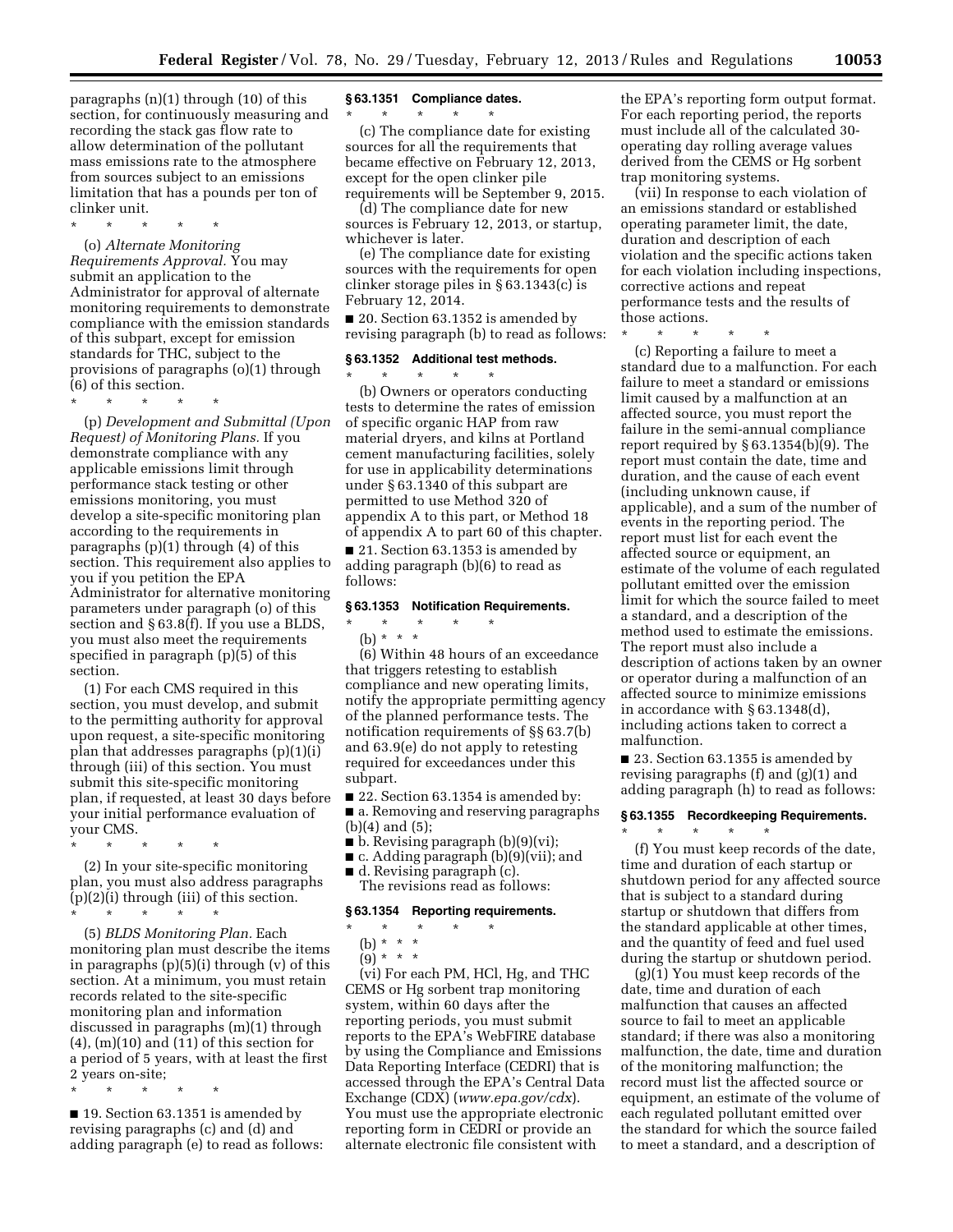paragraphs (n)(1) through (10) of this section, for continuously measuring and recording the stack gas flow rate to allow determination of the pollutant mass emissions rate to the atmosphere from sources subject to an emissions limitation that has a pounds per ton of clinker unit.

\* \* \* \* \*

(o) *Alternate Monitoring Requirements Approval.* You may submit an application to the Administrator for approval of alternate monitoring requirements to demonstrate compliance with the emission standards of this subpart, except for emission standards for THC, subject to the provisions of paragraphs (o)(1) through (6) of this section.

\* \* \* \* \*

(p) *Development and Submittal (Upon Request) of Monitoring Plans.* If you demonstrate compliance with any applicable emissions limit through performance stack testing or other emissions monitoring, you must develop a site-specific monitoring plan according to the requirements in paragraphs (p)(1) through (4) of this section. This requirement also applies to you if you petition the EPA Administrator for alternative monitoring parameters under paragraph (o) of this section and § 63.8(f). If you use a BLDS, you must also meet the requirements specified in paragraph (p)(5) of this section.

(1) For each CMS required in this section, you must develop, and submit to the permitting authority for approval upon request, a site-specific monitoring plan that addresses paragraphs (p)(1)(i) through (iii) of this section. You must submit this site-specific monitoring plan, if requested, at least 30 days before your initial performance evaluation of your CMS.

\* \* \* \* \*

(2) In your site-specific monitoring plan, you must also address paragraphs (p)(2)(i) through (iii) of this section.

\* \* \* \* \*

(5) *BLDS Monitoring Plan.* Each monitoring plan must describe the items in paragraphs (p)(5)(i) through (v) of this section. At a minimum, you must retain records related to the site-specific monitoring plan and information discussed in paragraphs (m)(1) through (4), (m)(10) and (11) of this section for a period of 5 years, with at least the first 2 years on-site;

\* \* \* \* \*

■ 19. Section 63.1351 is amended by revising paragraphs (c) and (d) and adding paragraph (e) to read as follows:

**§ 63.1351 Compliance dates.**

\* \* \* \* \*

(c) The compliance date for existing sources for all the requirements that became effective on February 12, 2013, except for the open clinker pile requirements will be September 9, 2015.

(d) The compliance date for new sources is February 12, 2013, or startup, whichever is later.

(e) The compliance date for existing sources with the requirements for open clinker storage piles in § 63.1343(c) is February 12, 2014.

■ 20. Section 63.1352 is amended by revising paragraph (b) to read as follows:

**§ 63.1352 Additional test methods.**

\* \* \* \* \*

(b) Owners or operators conducting tests to determine the rates of emission of specific organic HAP from raw material dryers, and kilns at Portland cement manufacturing facilities, solely for use in applicability determinations under § 63.1340 of this subpart are permitted to use Method 320 of appendix A to this part, or Method 18 of appendix A to part 60 of this chapter.

■ 21. Section 63.1353 is amended by adding paragraph (b)(6) to read as follows:

**§ 63.1353 Notification Requirements.**

\* \* \* \* \*

(b) \* \* \*

(6) Within 48 hours of an exceedance that triggers retesting to establish compliance and new operating limits, notify the appropriate permitting agency of the planned performance tests. The notification requirements of §§ 63.7(b) and 63.9(e) do not apply to retesting required for exceedances under this subpart.

■ 22. Section 63.1354 is amended by:

■ a. Removing and reserving paragraphs (b)(4) and (5);

■ b. Revising paragraph (b)(9)(vi);

■ c. Adding paragraph (b)(9)(vii); and

■ d. Revising paragraph (c).

The revisions read as follows:

**§ 63.1354 Reporting requirements.**

\* \* \* \* \*

(b) \* \* \*

(9) \* \* \*

(vi) For each PM, HCl, Hg, and THC CEMS or Hg sorbent trap monitoring system, within 60 days after the reporting periods, you must submit reports to the EPA's WebFIRE database by using the Compliance and Emissions Data Reporting Interface (CEDRI) that is accessed through the EPA's Central Data Exchange (CDX) (*www.epa.gov/cdx*). You must use the appropriate electronic reporting form in CEDRI or provide an alternate electronic file consistent with the EPA's reporting form output format. For each reporting period, the reports must include all of the calculated 30-operating day rolling average values derived from the CEMS or Hg sorbent trap monitoring systems.

(vii) In response to each violation of an emissions standard or established operating parameter limit, the date, duration and description of each violation and the specific actions taken for each violation including inspections, corrective actions and repeat performance tests and the results of those actions.

\* \* \* \* \*

(c) Reporting a failure to meet a standard due to a malfunction. For each failure to meet a standard or emissions limit caused by a malfunction at an affected source, you must report the failure in the semi-annual compliance report required by § 63.1354(b)(9). The report must contain the date, time and duration, and the cause of each event (including unknown cause, if applicable), and a sum of the number of events in the reporting period. The report must list for each event the affected source or equipment, an estimate of the volume of each regulated pollutant emitted over the emission limit for which the source failed to meet a standard, and a description of the method used to estimate the emissions. The report must also include a description of actions taken by an owner or operator during a malfunction of an affected source to minimize emissions in accordance with § 63.1348(d), including actions taken to correct a malfunction.

■ 23. Section 63.1355 is amended by revising paragraphs (f) and (g)(1) and adding paragraph (h) to read as follows:

**§ 63.1355 Recordkeeping Requirements.**

\* \* \* \* \*

(f) You must keep records of the date, time and duration of each startup or shutdown period for any affected source that is subject to a standard during startup or shutdown that differs from the standard applicable at other times, and the quantity of feed and fuel used during the startup or shutdown period.

(g)(1) You must keep records of the date, time and duration of each malfunction that causes an affected source to fail to meet an applicable standard; if there was also a monitoring malfunction, the date, time and duration of the monitoring malfunction; the record must list the affected source or equipment, an estimate of the volume of each regulated pollutant emitted over the standard for which the source failed to meet a standard, and a description of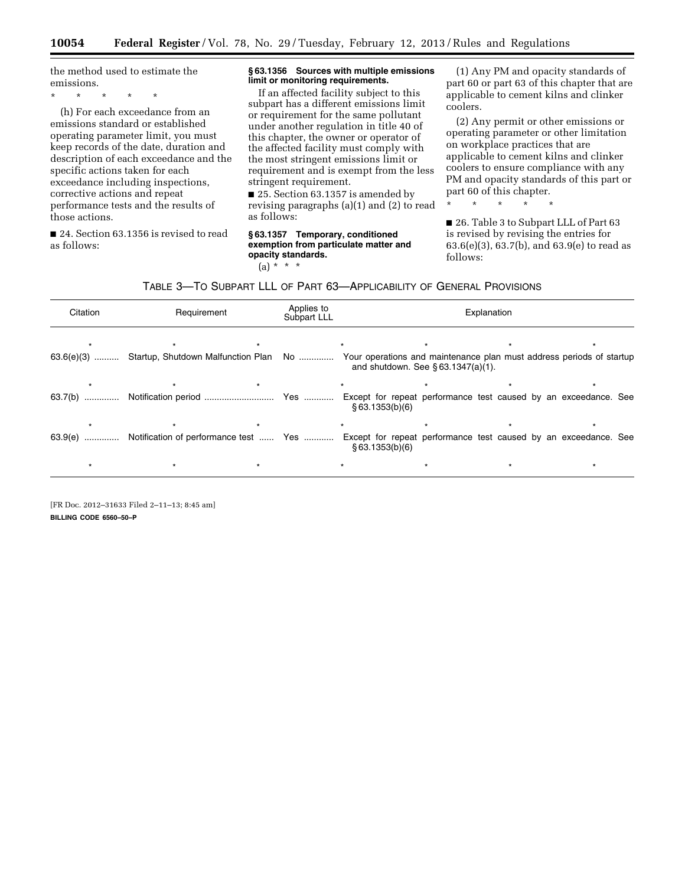the method used to estimate the emissions.

\* \* \* \* \*

(h) For each exceedance from an emissions standard or established operating parameter limit, you must keep records of the date, duration and description of each exceedance and the specific actions taken for each exceedance including inspections, corrective actions and repeat performance tests and the results of those actions.

■ 24. Section 63.1356 is revised to read as follows:

**§ 63.1356 Sources with multiple emissions limit or monitoring requirements.**

If an affected facility subject to this subpart has a different emissions limit or requirement for the same pollutant under another regulation in title 40 of this chapter, the owner or operator of the affected facility must comply with the most stringent emissions limit or requirement and is exempt from the less stringent requirement.

■ 25. Section 63.1357 is amended by revising paragraphs (a)(1) and (2) to read as follows:

**§ 63.1357 Temporary, conditioned exemption from particulate matter and opacity standards.**

(a) \* \* \*

(1) Any PM and opacity standards of part 60 or part 63 of this chapter that are applicable to cement kilns and clinker coolers.

(2) Any permit or other emissions or operating parameter or other limitation on workplace practices that are applicable to cement kilns and clinker coolers to ensure compliance with any PM and opacity standards of this part or part 60 of this chapter.

\* \* \* \* \*

■ 26. Table 3 to Subpart LLL of Part 63 is revised by revising the entries for 63.6(e)(3), 63.7(b), and 63.9(e) to read as follows:

TABLE 3—TO SUBPART LLL OF PART 63—APPLICABILITY OF GENERAL PROVISIONS

| Citation | Requirement | Applies to Subpart LLL | Explanation |
|---|---|---|---|
| \* | \* \* | \* | \* \* \* |
| 63.6(e)(3) | Startup, Shutdown Malfunction Plan | No | Your operations and maintenance plan must address periods of startup and shutdown. See § 63.1347(a)(1). |
| \* | \* \* | \* | \* \* \* |
| 63.7(b) | Notification period | Yes | Except for repeat performance test caused by an exceedance. See § 63.1353(b)(6) |
| \* | \* \* | \* | \* \* \* |
| 63.9(e) | Notification of performance test | Yes | Except for repeat performance test caused by an exceedance. See § 63.1353(b)(6) |
| \* | \* \* | \* | \* \* \* |

[FR Doc. 2012–31633 Filed 2–11–13; 8:45 am]

**BILLING CODE 6560–50–P**